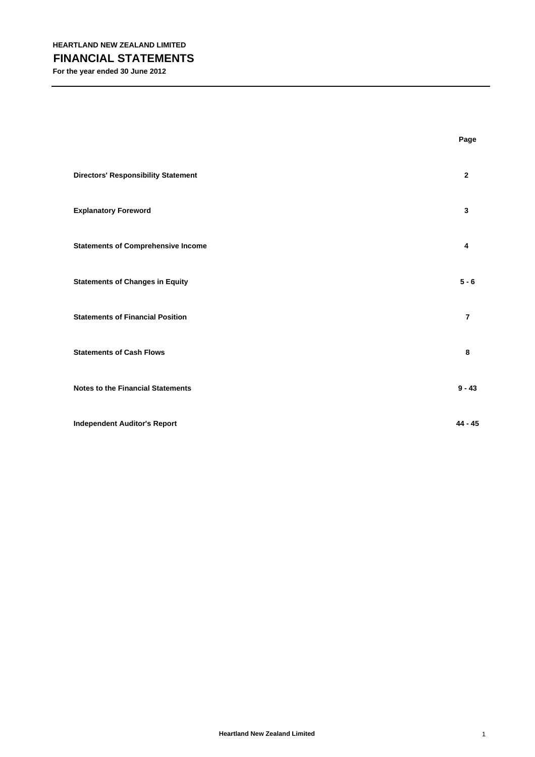**HEARTLAND NEW ZEALAND LIMITED**

# FINANCIAL STATEMENTS

**For the year ended 30 June 2012**

| | Page |
|---|---|
| **Directors' Responsibility Statement** | **2** |
| **Explanatory Foreword** | **3** |
| **Statements of Comprehensive Income** | **4** |
| **Statements of Changes in Equity** | **5 - 6** |
| **Statements of Financial Position** | **7** |
| **Statements of Cash Flows** | **8** |
| **Notes to the Financial Statements** | **9 - 43** |
| **Independent Auditor's Report** | **44 - 45** |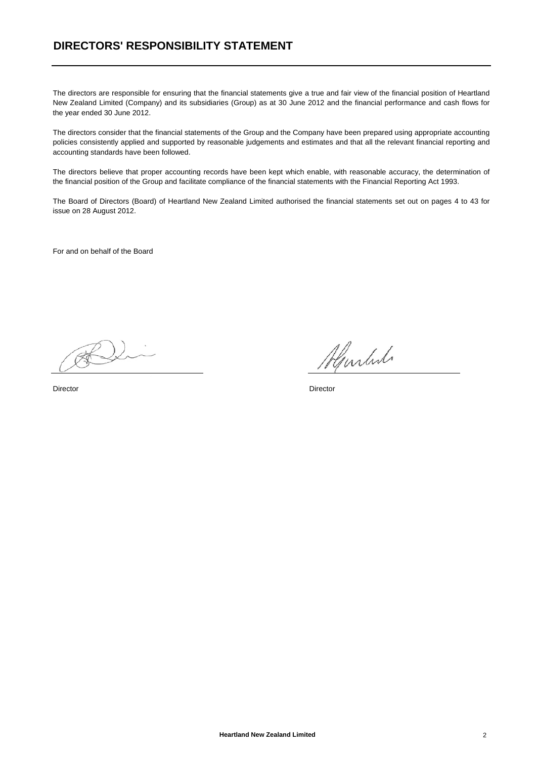# DIRECTORS' RESPONSIBILITY STATEMENT

The directors are responsible for ensuring that the financial statements give a true and fair view of the financial position of Heartland New Zealand Limited (Company) and its subsidiaries (Group) as at 30 June 2012 and the financial performance and cash flows for the year ended 30 June 2012.

The directors consider that the financial statements of the Group and the Company have been prepared using appropriate accounting policies consistently applied and supported by reasonable judgements and estimates and that all the relevant financial reporting and accounting standards have been followed.

The directors believe that proper accounting records have been kept which enable, with reasonable accuracy, the determination of the financial position of the Group and facilitate compliance of the financial statements with the Financial Reporting Act 1993.

The Board of Directors (Board) of Heartland New Zealand Limited authorised the financial statements set out on pages 4 to 43 for issue on 28 August 2012.

For and on behalf of the Board

Director

Director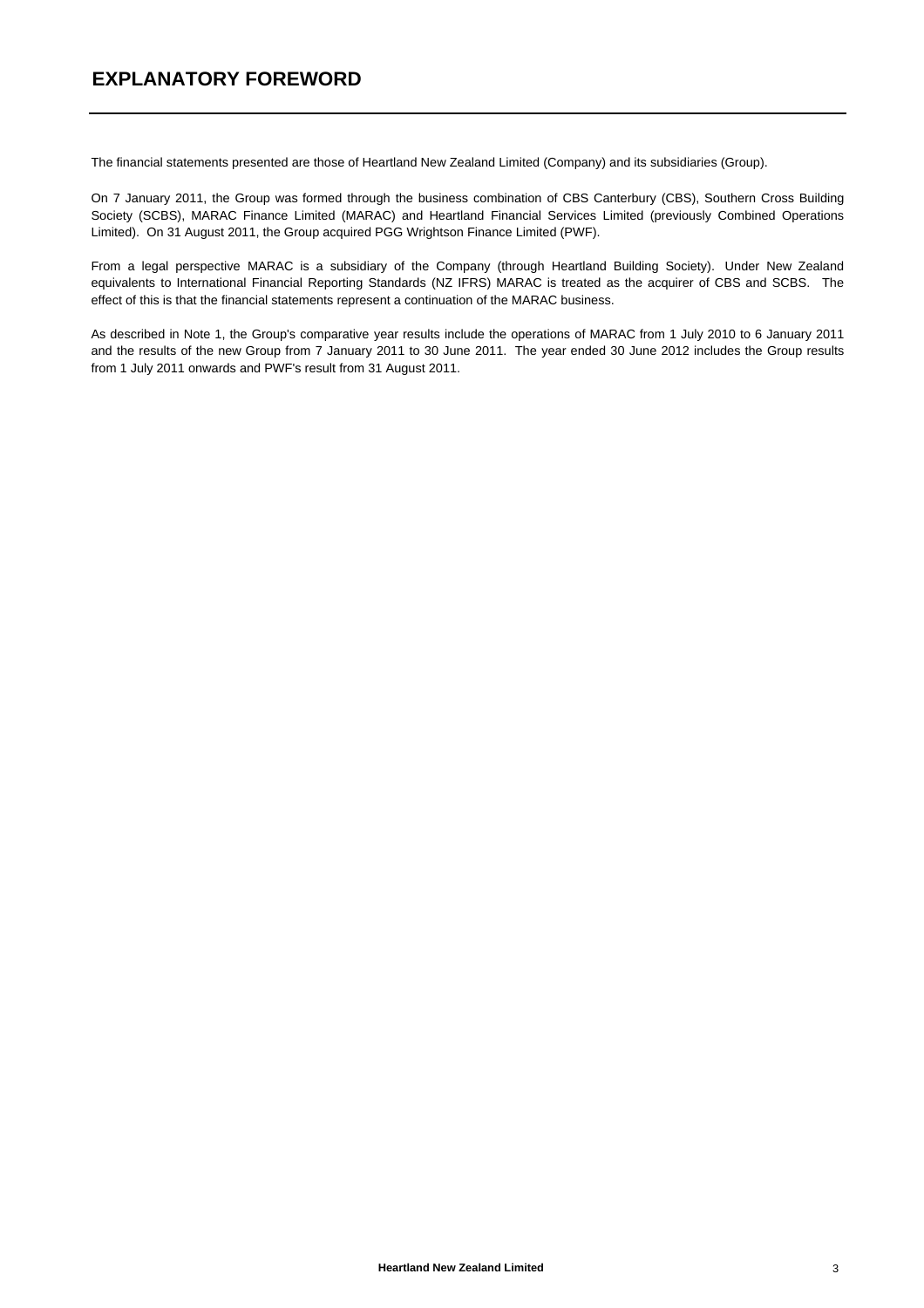# EXPLANATORY FOREWORD

The financial statements presented are those of Heartland New Zealand Limited (Company) and its subsidiaries (Group).

On 7 January 2011, the Group was formed through the business combination of CBS Canterbury (CBS), Southern Cross Building Society (SCBS), MARAC Finance Limited (MARAC) and Heartland Financial Services Limited (previously Combined Operations Limited). On 31 August 2011, the Group acquired PGG Wrightson Finance Limited (PWF).

From a legal perspective MARAC is a subsidiary of the Company (through Heartland Building Society). Under New Zealand equivalents to International Financial Reporting Standards (NZ IFRS) MARAC is treated as the acquirer of CBS and SCBS. The effect of this is that the financial statements represent a continuation of the MARAC business.

As described in Note 1, the Group's comparative year results include the operations of MARAC from 1 July 2010 to 6 January 2011 and the results of the new Group from 7 January 2011 to 30 June 2011. The year ended 30 June 2012 includes the Group results from 1 July 2011 onwards and PWF's result from 31 August 2011.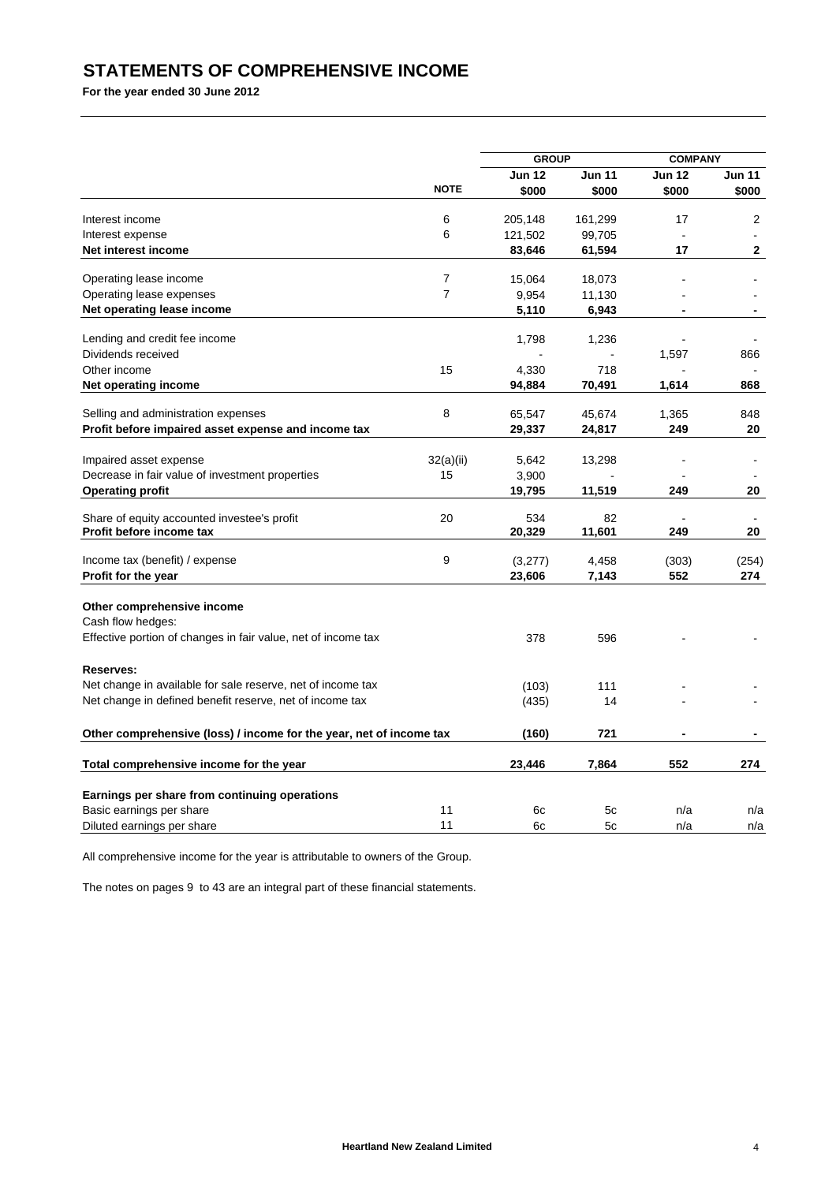# STATEMENTS OF COMPREHENSIVE INCOME

**For the year ended 30 June 2012**

| | | GROUP | | COMPANY | |
|---|---|---|---|---|---|
| | **NOTE** | **Jun 12 $000** | **Jun 11 $000** | **Jun 12 $000** | **Jun 11 $000** |
| Interest income | 6 | 205,148 | 161,299 | 17 | 2 |
| Interest expense | 6 | 121,502 | 99,705 | - | - |
| **Net interest income** | | **83,646** | **61,594** | **17** | **2** |
| Operating lease income | 7 | 15,064 | 18,073 | - | - |
| Operating lease expenses | 7 | 9,954 | 11,130 | - | - |
| **Net operating lease income** | | **5,110** | **6,943** | **-** | **-** |
| Lending and credit fee income | | 1,798 | 1,236 | - | - |
| Dividends received | | - | - | 1,597 | 866 |
| Other income | 15 | 4,330 | 718 | - | - |
| **Net operating income** | | **94,884** | **70,491** | **1,614** | **868** |
| Selling and administration expenses | 8 | 65,547 | 45,674 | 1,365 | 848 |
| **Profit before impaired asset expense and income tax** | | **29,337** | **24,817** | **249** | **20** |
| Impaired asset expense | 32(a)(ii) | 5,642 | 13,298 | - | - |
| Decrease in fair value of investment properties | 15 | 3,900 | - | - | - |
| **Operating profit** | | **19,795** | **11,519** | **249** | **20** |
| Share of equity accounted investee's profit | 20 | 534 | 82 | - | - |
| **Profit before income tax** | | **20,329** | **11,601** | **249** | **20** |
| Income tax (benefit) / expense | 9 | (3,277) | 4,458 | (303) | (254) |
| **Profit for the year** | | **23,606** | **7,143** | **552** | **274** |
| **Other comprehensive income** | | | | | |
| Cash flow hedges: | | | | | |
| Effective portion of changes in fair value, net of income tax | | 378 | 596 | - | - |
| **Reserves:** | | | | | |
| Net change in available for sale reserve, net of income tax | | (103) | 111 | - | - |
| Net change in defined benefit reserve, net of income tax | | (435) | 14 | - | - |
| **Other comprehensive (loss) / income for the year, net of income tax** | | **(160)** | **721** | **-** | **-** |
| **Total comprehensive income for the year** | | **23,446** | **7,864** | **552** | **274** |
| **Earnings per share from continuing operations** | | | | | |
| Basic earnings per share | 11 | 6c | 5c | n/a | n/a |
| Diluted earnings per share | 11 | 6c | 5c | n/a | n/a |

All comprehensive income for the year is attributable to owners of the Group.

The notes on pages 9 to 43 are an integral part of these financial statements.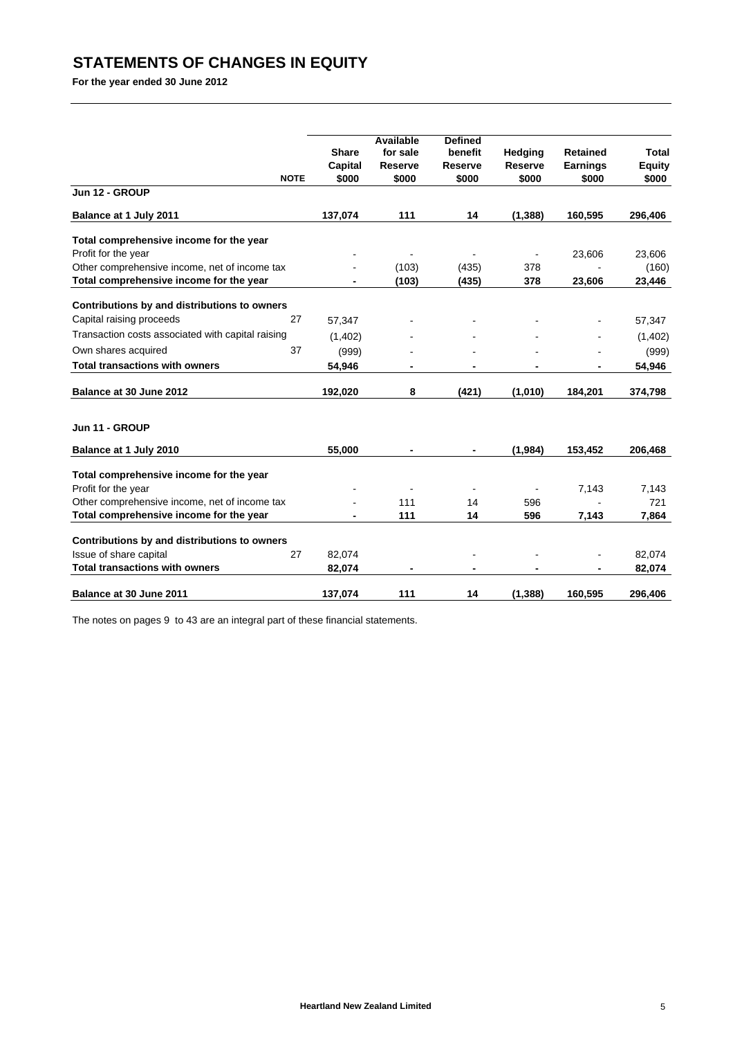# STATEMENTS OF CHANGES IN EQUITY

**For the year ended 30 June 2012**

| | NOTE | Share Capital $000 | Available for sale Reserve $000 | Defined benefit Reserve $000 | Hedging Reserve $000 | Retained Earnings $000 | Total Equity $000 |
|---|---|---|---|---|---|---|---|
| **Jun 12 - GROUP** | | | | | | | |
| **Balance at 1 July 2011** | | **137,074** | **111** | **14** | **(1,388)** | **160,595** | **296,406** |
| **Total comprehensive income for the year** | | | | | | | |
| Profit for the year | | - | - | - | - | 23,606 | 23,606 |
| Other comprehensive income, net of income tax | | - | (103) | (435) | 378 | - | (160) |
| **Total comprehensive income for the year** | | **-** | **(103)** | **(435)** | **378** | **23,606** | **23,446** |
| **Contributions by and distributions to owners** | | | | | | | |
| Capital raising proceeds | 27 | 57,347 | - | - | - | - | 57,347 |
| Transaction costs associated with capital raising | | (1,402) | - | - | - | - | (1,402) |
| Own shares acquired | 37 | (999) | - | - | - | - | (999) |
| **Total transactions with owners** | | **54,946** | **-** | **-** | **-** | **-** | **54,946** |
| **Balance at 30 June 2012** | | **192,020** | **8** | **(421)** | **(1,010)** | **184,201** | **374,798** |
| | | | | | | | |
| **Jun 11 - GROUP** | | | | | | | |
| **Balance at 1 July 2010** | | **55,000** | **-** | **-** | **(1,984)** | **153,452** | **206,468** |
| **Total comprehensive income for the year** | | | | | | | |
| Profit for the year | | - | - | - | - | 7,143 | 7,143 |
| Other comprehensive income, net of income tax | | - | 111 | 14 | 596 | - | 721 |
| **Total comprehensive income for the year** | | **-** | **111** | **14** | **596** | **7,143** | **7,864** |
| **Contributions by and distributions to owners** | | | | | | | |
| Issue of share capital | 27 | 82,074 | | - | - | - | 82,074 |
| **Total transactions with owners** | | **82,074** | **-** | **-** | **-** | **-** | **82,074** |
| **Balance at 30 June 2011** | | **137,074** | **111** | **14** | **(1,388)** | **160,595** | **296,406** |

The notes on pages 9 to 43 are an integral part of these financial statements.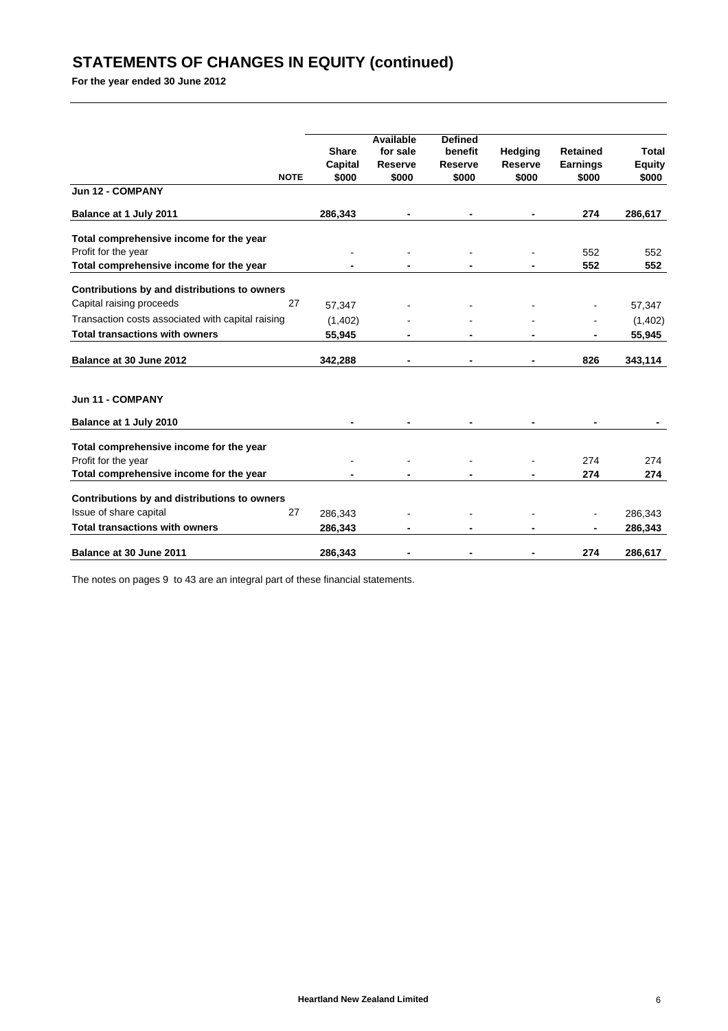# STATEMENTS OF CHANGES IN EQUITY (continued)

**For the year ended 30 June 2012**

| | NOTE | Share Capital $000 | Available for sale Reserve $000 | Defined benefit Reserve $000 | Hedging Reserve $000 | Retained Earnings $000 | Total Equity $000 |
|---|---|---|---|---|---|---|---|
| **Jun 12 - COMPANY** | | | | | | | |
| **Balance at 1 July 2011** | | **286,343** | **-** | **-** | **-** | **274** | **286,617** |
| **Total comprehensive income for the year** | | | | | | | |
| Profit for the year | | - | - | - | - | 552 | 552 |
| **Total comprehensive income for the year** | | **-** | **-** | **-** | **-** | **552** | **552** |
| **Contributions by and distributions to owners** | | | | | | | |
| Capital raising proceeds | 27 | 57,347 | - | - | - | - | 57,347 |
| Transaction costs associated with capital raising | | (1,402) | - | - | - | - | (1,402) |
| **Total transactions with owners** | | **55,945** | **-** | **-** | **-** | **-** | **55,945** |
| **Balance at 30 June 2012** | | **342,288** | **-** | **-** | **-** | **826** | **343,114** |
| | | | | | | | |
| **Jun 11 - COMPANY** | | | | | | | |
| **Balance at 1 July 2010** | | **-** | **-** | **-** | **-** | **-** | **-** |
| **Total comprehensive income for the year** | | | | | | | |
| Profit for the year | | - | - | - | - | 274 | 274 |
| **Total comprehensive income for the year** | | **-** | **-** | **-** | **-** | **274** | **274** |
| **Contributions by and distributions to owners** | | | | | | | |
| Issue of share capital | 27 | 286,343 | - | - | - | - | 286,343 |
| **Total transactions with owners** | | **286,343** | **-** | **-** | **-** | **-** | **286,343** |
| **Balance at 30 June 2011** | | **286,343** | **-** | **-** | **-** | **274** | **286,617** |

The notes on pages 9 to 43 are an integral part of these financial statements.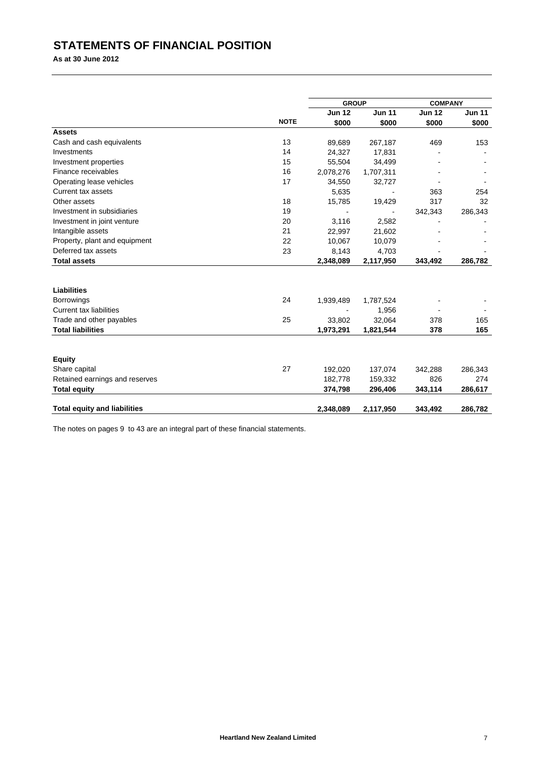# STATEMENTS OF FINANCIAL POSITION

**As at 30 June 2012**

| | | GROUP | | COMPANY | |
|---|---|---|---|---|---|
| | | **Jun 12** | **Jun 11** | **Jun 12** | **Jun 11** |
| | **NOTE** | **$000** | **$000** | **$000** | **$000** |
| **Assets** | | | | | |
| Cash and cash equivalents | 13 | 89,689 | 267,187 | 469 | 153 |
| Investments | 14 | 24,327 | 17,831 | - | - |
| Investment properties | 15 | 55,504 | 34,499 | - | - |
| Finance receivables | 16 | 2,078,276 | 1,707,311 | - | - |
| Operating lease vehicles | 17 | 34,550 | 32,727 | - | - |
| Current tax assets | | 5,635 | - | 363 | 254 |
| Other assets | 18 | 15,785 | 19,429 | 317 | 32 |
| Investment in subsidiaries | 19 | - | - | 342,343 | 286,343 |
| Investment in joint venture | 20 | 3,116 | 2,582 | - | - |
| Intangible assets | 21 | 22,997 | 21,602 | - | - |
| Property, plant and equipment | 22 | 10,067 | 10,079 | - | - |
| Deferred tax assets | 23 | 8,143 | 4,703 | - | - |
| **Total assets** | | **2,348,089** | **2,117,950** | **343,492** | **286,782** |
| | | | | | |
| **Liabilities** | | | | | |
| Borrowings | 24 | 1,939,489 | 1,787,524 | - | - |
| Current tax liabilities | | - | 1,956 | - | - |
| Trade and other payables | 25 | 33,802 | 32,064 | 378 | 165 |
| **Total liabilities** | | **1,973,291** | **1,821,544** | **378** | **165** |
| | | | | | |
| **Equity** | | | | | |
| Share capital | 27 | 192,020 | 137,074 | 342,288 | 286,343 |
| Retained earnings and reserves | | 182,778 | 159,332 | 826 | 274 |
| **Total equity** | | **374,798** | **296,406** | **343,114** | **286,617** |
| | | | | | |
| **Total equity and liabilities** | | **2,348,089** | **2,117,950** | **343,492** | **286,782** |

The notes on pages 9 to 43 are an integral part of these financial statements.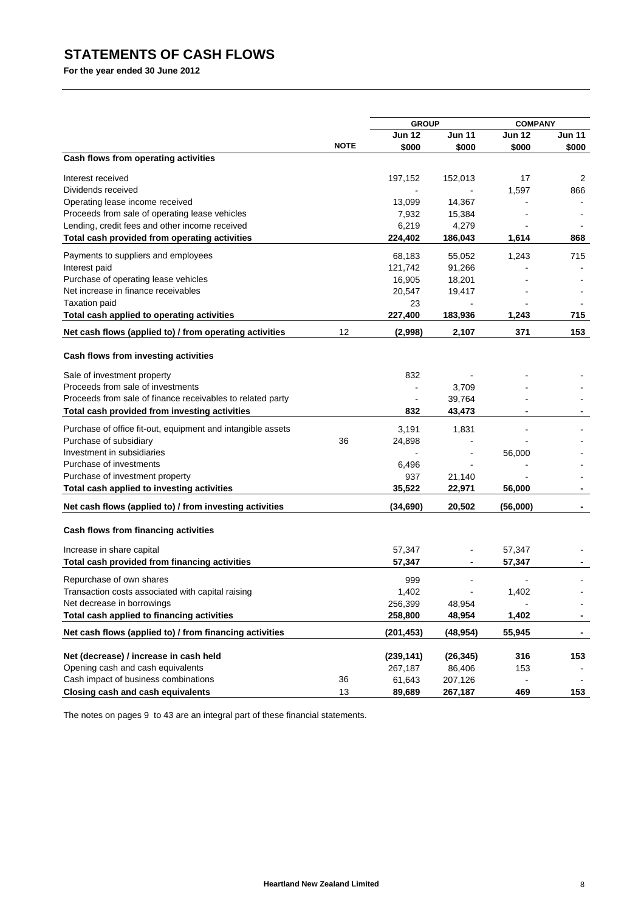# STATEMENTS OF CASH FLOWS

**For the year ended 30 June 2012**

| | | GROUP | | COMPANY | |
|---|---|---|---|---|---|
| | | Jun 12 | Jun 11 | Jun 12 | Jun 11 |
| | NOTE | $000 | $000 | $000 | $000 |
| **Cash flows from operating activities** | | | | | |
| Interest received | | 197,152 | 152,013 | 17 | 2 |
| Dividends received | | - | - | 1,597 | 866 |
| Operating lease income received | | 13,099 | 14,367 | - | - |
| Proceeds from sale of operating lease vehicles | | 7,932 | 15,384 | - | - |
| Lending, credit fees and other income received | | 6,219 | 4,279 | - | - |
| **Total cash provided from operating activities** | | **224,402** | **186,043** | **1,614** | **868** |
| Payments to suppliers and employees | | 68,183 | 55,052 | 1,243 | 715 |
| Interest paid | | 121,742 | 91,266 | - | - |
| Purchase of operating lease vehicles | | 16,905 | 18,201 | - | - |
| Net increase in finance receivables | | 20,547 | 19,417 | - | - |
| Taxation paid | | 23 | - | - | - |
| **Total cash applied to operating activities** | | **227,400** | **183,936** | **1,243** | **715** |
| **Net cash flows (applied to) / from operating activities** | 12 | **(2,998)** | **2,107** | **371** | **153** |
| **Cash flows from investing activities** | | | | | |
| Sale of investment property | | 832 | - | - | - |
| Proceeds from sale of investments | | - | 3,709 | - | - |
| Proceeds from sale of finance receivables to related party | | - | 39,764 | - | - |
| **Total cash provided from investing activities** | | **832** | **43,473** | **-** | **-** |
| Purchase of office fit-out, equipment and intangible assets | | 3,191 | 1,831 | - | - |
| Purchase of subsidiary | 36 | 24,898 | - | - | - |
| Investment in subsidiaries | | - | - | 56,000 | - |
| Purchase of investments | | 6,496 | - | - | - |
| Purchase of investment property | | 937 | 21,140 | - | - |
| **Total cash applied to investing activities** | | **35,522** | **22,971** | **56,000** | **-** |
| **Net cash flows (applied to) / from investing activities** | | **(34,690)** | **20,502** | **(56,000)** | **-** |
| **Cash flows from financing activities** | | | | | |
| Increase in share capital | | 57,347 | - | 57,347 | - |
| **Total cash provided from financing activities** | | **57,347** | **-** | **57,347** | **-** |
| Repurchase of own shares | | 999 | - | - | - |
| Transaction costs associated with capital raising | | 1,402 | - | 1,402 | - |
| Net decrease in borrowings | | 256,399 | 48,954 | - | - |
| **Total cash applied to financing activities** | | **258,800** | **48,954** | **1,402** | **-** |
| **Net cash flows (applied to) / from financing activities** | | **(201,453)** | **(48,954)** | **55,945** | **-** |
| **Net (decrease) / increase in cash held** | | **(239,141)** | **(26,345)** | **316** | **153** |
| Opening cash and cash equivalents | | 267,187 | 86,406 | 153 | - |
| Cash impact of business combinations | 36 | 61,643 | 207,126 | - | - |
| **Closing cash and cash equivalents** | 13 | **89,689** | **267,187** | **469** | **153** |

The notes on pages 9 to 43 are an integral part of these financial statements.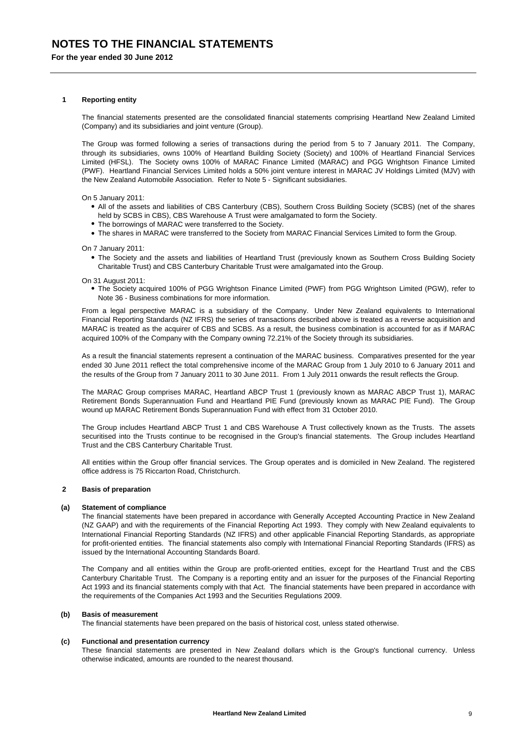# NOTES TO THE FINANCIAL STATEMENTS

**For the year ended 30 June 2012**

## 1 Reporting entity

The financial statements presented are the consolidated financial statements comprising Heartland New Zealand Limited (Company) and its subsidiaries and joint venture (Group).

The Group was formed following a series of transactions during the period from 5 to 7 January 2011. The Company, through its subsidiaries, owns 100% of Heartland Building Society (Society) and 100% of Heartland Financial Services Limited (HFSL). The Society owns 100% of MARAC Finance Limited (MARAC) and PGG Wrightson Finance Limited (PWF). Heartland Financial Services Limited holds a 50% joint venture interest in MARAC JV Holdings Limited (MJV) with the New Zealand Automobile Association. Refer to Note 5 - Significant subsidiaries.

On 5 January 2011:

- All of the assets and liabilities of CBS Canterbury (CBS), Southern Cross Building Society (SCBS) (net of the shares held by SCBS in CBS), CBS Warehouse A Trust were amalgamated to form the Society.
- The borrowings of MARAC were transferred to the Society.
- The shares in MARAC were transferred to the Society from MARAC Financial Services Limited to form the Group.

On 7 January 2011:

- The Society and the assets and liabilities of Heartland Trust (previously known as Southern Cross Building Society Charitable Trust) and CBS Canterbury Charitable Trust were amalgamated into the Group.

On 31 August 2011:

- The Society acquired 100% of PGG Wrightson Finance Limited (PWF) from PGG Wrightson Limited (PGW), refer to Note 36 - Business combinations for more information.

From a legal perspective MARAC is a subsidiary of the Company. Under New Zealand equivalents to International Financial Reporting Standards (NZ IFRS) the series of transactions described above is treated as a reverse acquisition and MARAC is treated as the acquirer of CBS and SCBS. As a result, the business combination is accounted for as if MARAC acquired 100% of the Company with the Company owning 72.21% of the Society through its subsidiaries.

As a result the financial statements represent a continuation of the MARAC business. Comparatives presented for the year ended 30 June 2011 reflect the total comprehensive income of the MARAC Group from 1 July 2010 to 6 January 2011 and the results of the Group from 7 January 2011 to 30 June 2011. From 1 July 2011 onwards the result reflects the Group.

The MARAC Group comprises MARAC, Heartland ABCP Trust 1 (previously known as MARAC ABCP Trust 1), MARAC Retirement Bonds Superannuation Fund and Heartland PIE Fund (previously known as MARAC PIE Fund). The Group wound up MARAC Retirement Bonds Superannuation Fund with effect from 31 October 2010.

The Group includes Heartland ABCP Trust 1 and CBS Warehouse A Trust collectively known as the Trusts. The assets securitised into the Trusts continue to be recognised in the Group's financial statements. The Group includes Heartland Trust and the CBS Canterbury Charitable Trust.

All entities within the Group offer financial services. The Group operates and is domiciled in New Zealand. The registered office address is 75 Riccarton Road, Christchurch.

## 2 Basis of preparation

### (a) Statement of compliance

The financial statements have been prepared in accordance with Generally Accepted Accounting Practice in New Zealand (NZ GAAP) and with the requirements of the Financial Reporting Act 1993. They comply with New Zealand equivalents to International Financial Reporting Standards (NZ IFRS) and other applicable Financial Reporting Standards, as appropriate for profit-oriented entities. The financial statements also comply with International Financial Reporting Standards (IFRS) as issued by the International Accounting Standards Board.

The Company and all entities within the Group are profit-oriented entities, except for the Heartland Trust and the CBS Canterbury Charitable Trust. The Company is a reporting entity and an issuer for the purposes of the Financial Reporting Act 1993 and its financial statements comply with that Act. The financial statements have been prepared in accordance with the requirements of the Companies Act 1993 and the Securities Regulations 2009.

### (b) Basis of measurement

The financial statements have been prepared on the basis of historical cost, unless stated otherwise.

### (c) Functional and presentation currency

These financial statements are presented in New Zealand dollars which is the Group's functional currency. Unless otherwise indicated, amounts are rounded to the nearest thousand.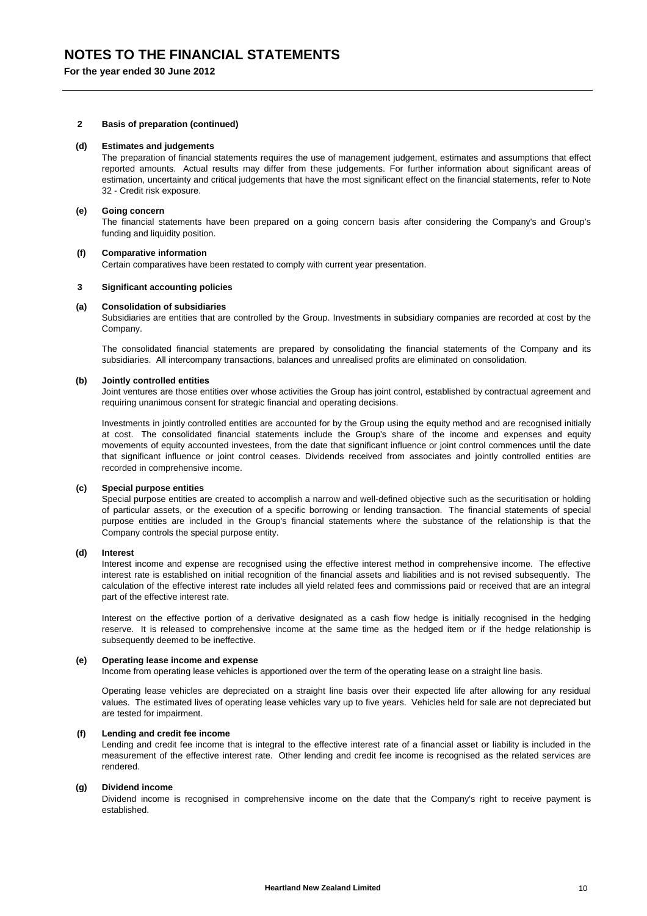# NOTES TO THE FINANCIAL STATEMENTS

**For the year ended 30 June 2012**

### 2 Basis of preparation (continued)

**(d) Estimates and judgements**

The preparation of financial statements requires the use of management judgement, estimates and assumptions that effect reported amounts. Actual results may differ from these judgements. For further information about significant areas of estimation, uncertainty and critical judgements that have the most significant effect on the financial statements, refer to Note 32 - Credit risk exposure.

**(e) Going concern**

The financial statements have been prepared on a going concern basis after considering the Company's and Group's funding and liquidity position.

**(f) Comparative information**

Certain comparatives have been restated to comply with current year presentation.

### 3 Significant accounting policies

**(a) Consolidation of subsidiaries**

Subsidiaries are entities that are controlled by the Group. Investments in subsidiary companies are recorded at cost by the Company.

The consolidated financial statements are prepared by consolidating the financial statements of the Company and its subsidiaries. All intercompany transactions, balances and unrealised profits are eliminated on consolidation.

**(b) Jointly controlled entities**

Joint ventures are those entities over whose activities the Group has joint control, established by contractual agreement and requiring unanimous consent for strategic financial and operating decisions.

Investments in jointly controlled entities are accounted for by the Group using the equity method and are recognised initially at cost. The consolidated financial statements include the Group's share of the income and expenses and equity movements of equity accounted investees, from the date that significant influence or joint control commences until the date that significant influence or joint control ceases. Dividends received from associates and jointly controlled entities are recorded in comprehensive income.

**(c) Special purpose entities**

Special purpose entities are created to accomplish a narrow and well-defined objective such as the securitisation or holding of particular assets, or the execution of a specific borrowing or lending transaction. The financial statements of special purpose entities are included in the Group's financial statements where the substance of the relationship is that the Company controls the special purpose entity.

**(d) Interest**

Interest income and expense are recognised using the effective interest method in comprehensive income. The effective interest rate is established on initial recognition of the financial assets and liabilities and is not revised subsequently. The calculation of the effective interest rate includes all yield related fees and commissions paid or received that are an integral part of the effective interest rate.

Interest on the effective portion of a derivative designated as a cash flow hedge is initially recognised in the hedging reserve. It is released to comprehensive income at the same time as the hedged item or if the hedge relationship is subsequently deemed to be ineffective.

**(e) Operating lease income and expense**

Income from operating lease vehicles is apportioned over the term of the operating lease on a straight line basis.

Operating lease vehicles are depreciated on a straight line basis over their expected life after allowing for any residual values. The estimated lives of operating lease vehicles vary up to five years. Vehicles held for sale are not depreciated but are tested for impairment.

**(f) Lending and credit fee income**

Lending and credit fee income that is integral to the effective interest rate of a financial asset or liability is included in the measurement of the effective interest rate. Other lending and credit fee income is recognised as the related services are rendered.

**(g) Dividend income**

Dividend income is recognised in comprehensive income on the date that the Company's right to receive payment is established.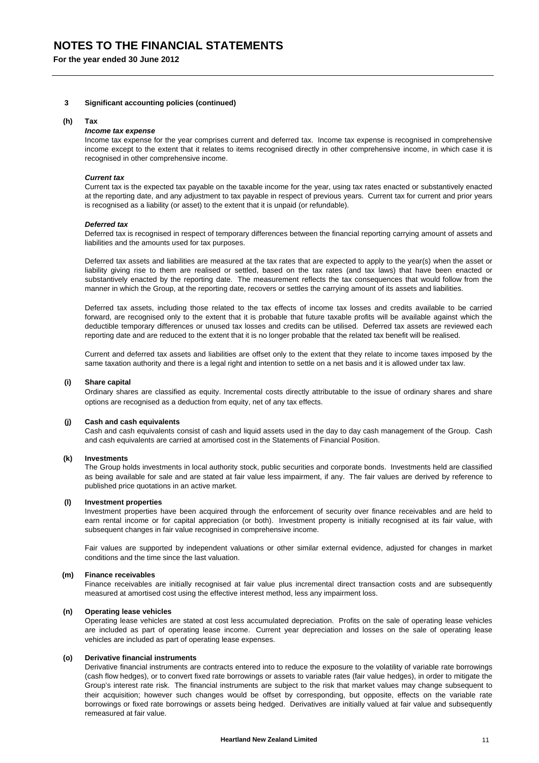# NOTES TO THE FINANCIAL STATEMENTS

**For the year ended 30 June 2012**

## 3 Significant accounting policies (continued)

### (h) Tax

***Income tax expense***

Income tax expense for the year comprises current and deferred tax. Income tax expense is recognised in comprehensive income except to the extent that it relates to items recognised directly in other comprehensive income, in which case it is recognised in other comprehensive income.

***Current tax***

Current tax is the expected tax payable on the taxable income for the year, using tax rates enacted or substantively enacted at the reporting date, and any adjustment to tax payable in respect of previous years. Current tax for current and prior years is recognised as a liability (or asset) to the extent that it is unpaid (or refundable).

***Deferred tax***

Deferred tax is recognised in respect of temporary differences between the financial reporting carrying amount of assets and liabilities and the amounts used for tax purposes.

Deferred tax assets and liabilities are measured at the tax rates that are expected to apply to the year(s) when the asset or liability giving rise to them are realised or settled, based on the tax rates (and tax laws) that have been enacted or substantively enacted by the reporting date. The measurement reflects the tax consequences that would follow from the manner in which the Group, at the reporting date, recovers or settles the carrying amount of its assets and liabilities.

Deferred tax assets, including those related to the tax effects of income tax losses and credits available to be carried forward, are recognised only to the extent that it is probable that future taxable profits will be available against which the deductible temporary differences or unused tax losses and credits can be utilised. Deferred tax assets are reviewed each reporting date and are reduced to the extent that it is no longer probable that the related tax benefit will be realised.

Current and deferred tax assets and liabilities are offset only to the extent that they relate to income taxes imposed by the same taxation authority and there is a legal right and intention to settle on a net basis and it is allowed under tax law.

### (i) Share capital

Ordinary shares are classified as equity. Incremental costs directly attributable to the issue of ordinary shares and share options are recognised as a deduction from equity, net of any tax effects.

### (j) Cash and cash equivalents

Cash and cash equivalents consist of cash and liquid assets used in the day to day cash management of the Group. Cash and cash equivalents are carried at amortised cost in the Statements of Financial Position.

### (k) Investments

The Group holds investments in local authority stock, public securities and corporate bonds. Investments held are classified as being available for sale and are stated at fair value less impairment, if any. The fair values are derived by reference to published price quotations in an active market.

### (l) Investment properties

Investment properties have been acquired through the enforcement of security over finance receivables and are held to earn rental income or for capital appreciation (or both). Investment property is initially recognised at its fair value, with subsequent changes in fair value recognised in comprehensive income.

Fair values are supported by independent valuations or other similar external evidence, adjusted for changes in market conditions and the time since the last valuation.

### (m) Finance receivables

Finance receivables are initially recognised at fair value plus incremental direct transaction costs and are subsequently measured at amortised cost using the effective interest method, less any impairment loss.

### (n) Operating lease vehicles

Operating lease vehicles are stated at cost less accumulated depreciation. Profits on the sale of operating lease vehicles are included as part of operating lease income. Current year depreciation and losses on the sale of operating lease vehicles are included as part of operating lease expenses.

### (o) Derivative financial instruments

Derivative financial instruments are contracts entered into to reduce the exposure to the volatility of variable rate borrowings (cash flow hedges), or to convert fixed rate borrowings or assets to variable rates (fair value hedges), in order to mitigate the Group's interest rate risk. The financial instruments are subject to the risk that market values may change subsequent to their acquisition; however such changes would be offset by corresponding, but opposite, effects on the variable rate borrowings or fixed rate borrowings or assets being hedged. Derivatives are initially valued at fair value and subsequently remeasured at fair value.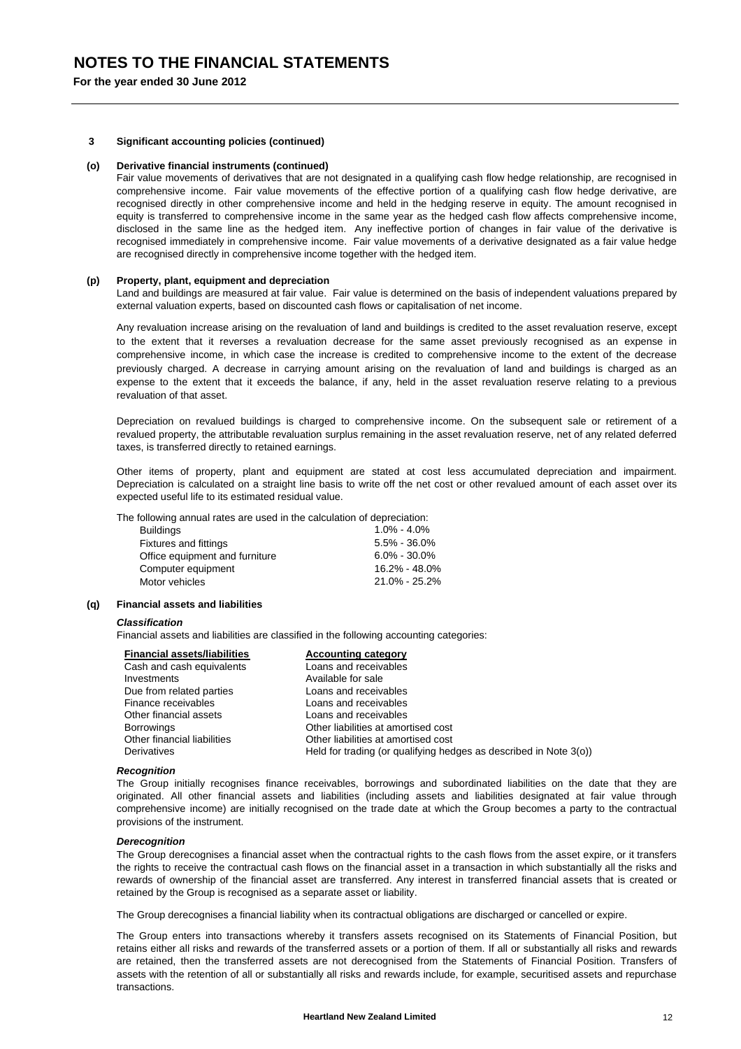# NOTES TO THE FINANCIAL STATEMENTS

**For the year ended 30 June 2012**

## 3 Significant accounting policies (continued)

### (o) Derivative financial instruments (continued)

Fair value movements of derivatives that are not designated in a qualifying cash flow hedge relationship, are recognised in comprehensive income. Fair value movements of the effective portion of a qualifying cash flow hedge derivative, are recognised directly in other comprehensive income and held in the hedging reserve in equity. The amount recognised in equity is transferred to comprehensive income in the same year as the hedged cash flow affects comprehensive income, disclosed in the same line as the hedged item. Any ineffective portion of changes in fair value of the derivative is recognised immediately in comprehensive income. Fair value movements of a derivative designated as a fair value hedge are recognised directly in comprehensive income together with the hedged item.

### (p) Property, plant, equipment and depreciation

Land and buildings are measured at fair value. Fair value is determined on the basis of independent valuations prepared by external valuation experts, based on discounted cash flows or capitalisation of net income.

Any revaluation increase arising on the revaluation of land and buildings is credited to the asset revaluation reserve, except to the extent that it reverses a revaluation decrease for the same asset previously recognised as an expense in comprehensive income, in which case the increase is credited to comprehensive income to the extent of the decrease previously charged. A decrease in carrying amount arising on the revaluation of land and buildings is charged as an expense to the extent that it exceeds the balance, if any, held in the asset revaluation reserve relating to a previous revaluation of that asset.

Depreciation on revalued buildings is charged to comprehensive income. On the subsequent sale or retirement of a revalued property, the attributable revaluation surplus remaining in the asset revaluation reserve, net of any related deferred taxes, is transferred directly to retained earnings.

Other items of property, plant and equipment are stated at cost less accumulated depreciation and impairment. Depreciation is calculated on a straight line basis to write off the net cost or other revalued amount of each asset over its expected useful life to its estimated residual value.

The following annual rates are used in the calculation of depreciation:

| | |
|---|---|
| Buildings | 1.0% - 4.0% |
| Fixtures and fittings | 5.5% - 36.0% |
| Office equipment and furniture | 6.0% - 30.0% |
| Computer equipment | 16.2% - 48.0% |
| Motor vehicles | 21.0% - 25.2% |

### (q) Financial assets and liabilities

***Classification***

Financial assets and liabilities are classified in the following accounting categories:

| Financial assets/liabilities | Accounting category |
|---|---|
| Cash and cash equivalents | Loans and receivables |
| Investments | Available for sale |
| Due from related parties | Loans and receivables |
| Finance receivables | Loans and receivables |
| Other financial assets | Loans and receivables |
| Borrowings | Other liabilities at amortised cost |
| Other financial liabilities | Other liabilities at amortised cost |
| Derivatives | Held for trading (or qualifying hedges as described in Note 3(o)) |

***Recognition***

The Group initially recognises finance receivables, borrowings and subordinated liabilities on the date that they are originated. All other financial assets and liabilities (including assets and liabilities designated at fair value through comprehensive income) are initially recognised on the trade date at which the Group becomes a party to the contractual provisions of the instrument.

***Derecognition***

The Group derecognises a financial asset when the contractual rights to the cash flows from the asset expire, or it transfers the rights to receive the contractual cash flows on the financial asset in a transaction in which substantially all the risks and rewards of ownership of the financial asset are transferred. Any interest in transferred financial assets that is created or retained by the Group is recognised as a separate asset or liability.

The Group derecognises a financial liability when its contractual obligations are discharged or cancelled or expire.

The Group enters into transactions whereby it transfers assets recognised on its Statements of Financial Position, but retains either all risks and rewards of the transferred assets or a portion of them. If all or substantially all risks and rewards are retained, then the transferred assets are not derecognised from the Statements of Financial Position. Transfers of assets with the retention of all or substantially all risks and rewards include, for example, securitised assets and repurchase transactions.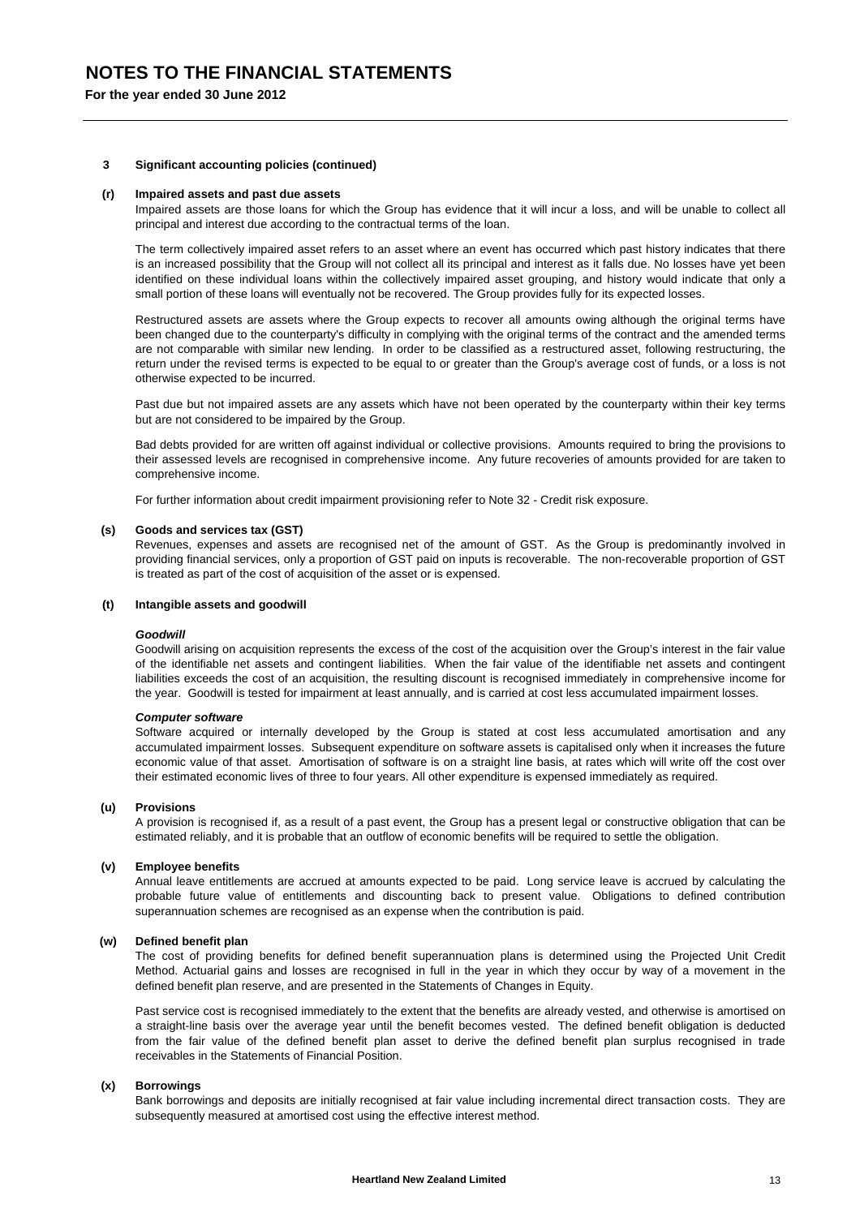# NOTES TO THE FINANCIAL STATEMENTS

**For the year ended 30 June 2012**

**3 Significant accounting policies (continued)**

**(r) Impaired assets and past due assets**

Impaired assets are those loans for which the Group has evidence that it will incur a loss, and will be unable to collect all principal and interest due according to the contractual terms of the loan.

The term collectively impaired asset refers to an asset where an event has occurred which past history indicates that there is an increased possibility that the Group will not collect all its principal and interest as it falls due. No losses have yet been identified on these individual loans within the collectively impaired asset grouping, and history would indicate that only a small portion of these loans will eventually not be recovered. The Group provides fully for its expected losses.

Restructured assets are assets where the Group expects to recover all amounts owing although the original terms have been changed due to the counterparty's difficulty in complying with the original terms of the contract and the amended terms are not comparable with similar new lending. In order to be classified as a restructured asset, following restructuring, the return under the revised terms is expected to be equal to or greater than the Group's average cost of funds, or a loss is not otherwise expected to be incurred.

Past due but not impaired assets are any assets which have not been operated by the counterparty within their key terms but are not considered to be impaired by the Group.

Bad debts provided for are written off against individual or collective provisions. Amounts required to bring the provisions to their assessed levels are recognised in comprehensive income. Any future recoveries of amounts provided for are taken to comprehensive income.

For further information about credit impairment provisioning refer to Note 32 - Credit risk exposure.

**(s) Goods and services tax (GST)**

Revenues, expenses and assets are recognised net of the amount of GST. As the Group is predominantly involved in providing financial services, only a proportion of GST paid on inputs is recoverable. The non-recoverable proportion of GST is treated as part of the cost of acquisition of the asset or is expensed.

**(t) Intangible assets and goodwill**

***Goodwill***

Goodwill arising on acquisition represents the excess of the cost of the acquisition over the Group's interest in the fair value of the identifiable net assets and contingent liabilities. When the fair value of the identifiable net assets and contingent liabilities exceeds the cost of an acquisition, the resulting discount is recognised immediately in comprehensive income for the year. Goodwill is tested for impairment at least annually, and is carried at cost less accumulated impairment losses.

***Computer software***

Software acquired or internally developed by the Group is stated at cost less accumulated amortisation and any accumulated impairment losses. Subsequent expenditure on software assets is capitalised only when it increases the future economic value of that asset. Amortisation of software is on a straight line basis, at rates which will write off the cost over their estimated economic lives of three to four years. All other expenditure is expensed immediately as required.

**(u) Provisions**

A provision is recognised if, as a result of a past event, the Group has a present legal or constructive obligation that can be estimated reliably, and it is probable that an outflow of economic benefits will be required to settle the obligation.

**(v) Employee benefits**

Annual leave entitlements are accrued at amounts expected to be paid. Long service leave is accrued by calculating the probable future value of entitlements and discounting back to present value. Obligations to defined contribution superannuation schemes are recognised as an expense when the contribution is paid.

**(w) Defined benefit plan**

The cost of providing benefits for defined benefit superannuation plans is determined using the Projected Unit Credit Method. Actuarial gains and losses are recognised in full in the year in which they occur by way of a movement in the defined benefit plan reserve, and are presented in the Statements of Changes in Equity.

Past service cost is recognised immediately to the extent that the benefits are already vested, and otherwise is amortised on a straight-line basis over the average year until the benefit becomes vested. The defined benefit obligation is deducted from the fair value of the defined benefit plan asset to derive the defined benefit plan surplus recognised in trade receivables in the Statements of Financial Position.

**(x) Borrowings**

Bank borrowings and deposits are initially recognised at fair value including incremental direct transaction costs. They are subsequently measured at amortised cost using the effective interest method.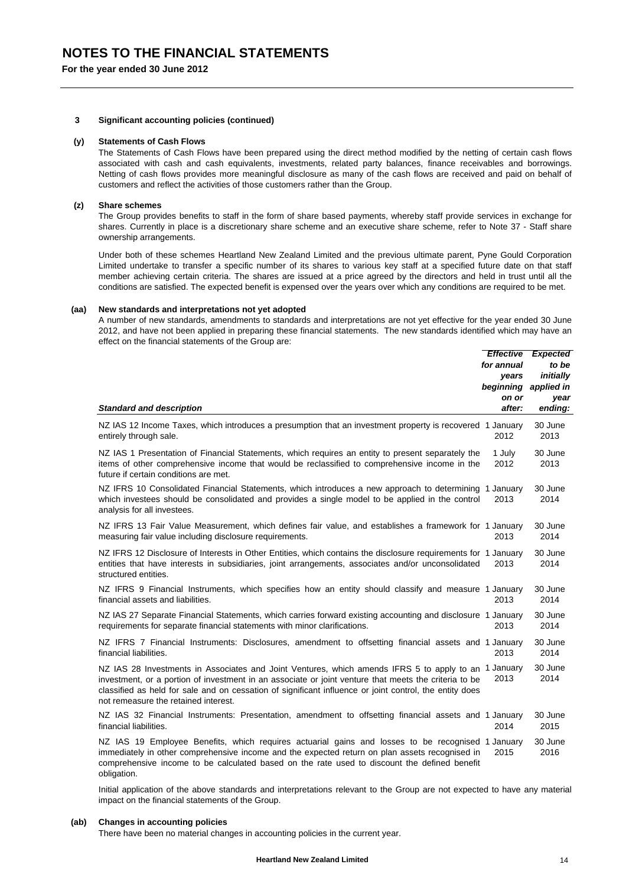# NOTES TO THE FINANCIAL STATEMENTS

**For the year ended 30 June 2012**

### 3 Significant accounting policies (continued)

#### (y) Statements of Cash Flows

The Statements of Cash Flows have been prepared using the direct method modified by the netting of certain cash flows associated with cash and cash equivalents, investments, related party balances, finance receivables and borrowings. Netting of cash flows provides more meaningful disclosure as many of the cash flows are received and paid on behalf of customers and reflect the activities of those customers rather than the Group.

#### (z) Share schemes

The Group provides benefits to staff in the form of share based payments, whereby staff provide services in exchange for shares. Currently in place is a discretionary share scheme and an executive share scheme, refer to Note 37 - Staff share ownership arrangements.

Under both of these schemes Heartland New Zealand Limited and the previous ultimate parent, Pyne Gould Corporation Limited undertake to transfer a specific number of its shares to various key staff at a specified future date on that staff member achieving certain criteria. The shares are issued at a price agreed by the directors and held in trust until all the conditions are satisfied. The expected benefit is expensed over the years over which any conditions are required to be met.

#### (aa) New standards and interpretations not yet adopted

A number of new standards, amendments to standards and interpretations are not yet effective for the year ended 30 June 2012, and have not been applied in preparing these financial statements. The new standards identified which may have an effect on the financial statements of the Group are:

| *Standard and description* | *Effective for annual years beginning on or after:* | *Expected to be initially applied in year ending:* |
|---|---|---|
| NZ IAS 12 Income Taxes, which introduces a presumption that an investment property is recovered entirely through sale. | 1 January 2012 | 30 June 2013 |
| NZ IAS 1 Presentation of Financial Statements, which requires an entity to present separately the items of other comprehensive income that would be reclassified to comprehensive income in the future if certain conditions are met. | 1 July 2012 | 30 June 2013 |
| NZ IFRS 10 Consolidated Financial Statements, which introduces a new approach to determining which investees should be consolidated and provides a single model to be applied in the control analysis for all investees. | 1 January 2013 | 30 June 2014 |
| NZ IFRS 13 Fair Value Measurement, which defines fair value, and establishes a framework for measuring fair value including disclosure requirements. | 1 January 2013 | 30 June 2014 |
| NZ IFRS 12 Disclosure of Interests in Other Entities, which contains the disclosure requirements for entities that have interests in subsidiaries, joint arrangements, associates and/or unconsolidated structured entities. | 1 January 2013 | 30 June 2014 |
| NZ IFRS 9 Financial Instruments, which specifies how an entity should classify and measure financial assets and liabilities. | 1 January 2013 | 30 June 2014 |
| NZ IAS 27 Separate Financial Statements, which carries forward existing accounting and disclosure requirements for separate financial statements with minor clarifications. | 1 January 2013 | 30 June 2014 |
| NZ IFRS 7 Financial Instruments: Disclosures, amendment to offsetting financial assets and financial liabilities. | 1 January 2013 | 30 June 2014 |
| NZ IAS 28 Investments in Associates and Joint Ventures, which amends IFRS 5 to apply to an investment, or a portion of investment in an associate or joint venture that meets the criteria to be classified as held for sale and on cessation of significant influence or joint control, the entity does not remeasure the retained interest. | 1 January 2013 | 30 June 2014 |
| NZ IAS 32 Financial Instruments: Presentation, amendment to offsetting financial assets and financial liabilities. | 1 January 2014 | 30 June 2015 |
| NZ IAS 19 Employee Benefits, which requires actuarial gains and losses to be recognised immediately in other comprehensive income and the expected return on plan assets recognised in comprehensive income to be calculated based on the rate used to discount the defined benefit obligation. | 1 January 2015 | 30 June 2016 |

Initial application of the above standards and interpretations relevant to the Group are not expected to have any material impact on the financial statements of the Group.

#### (ab) Changes in accounting policies

There have been no material changes in accounting policies in the current year.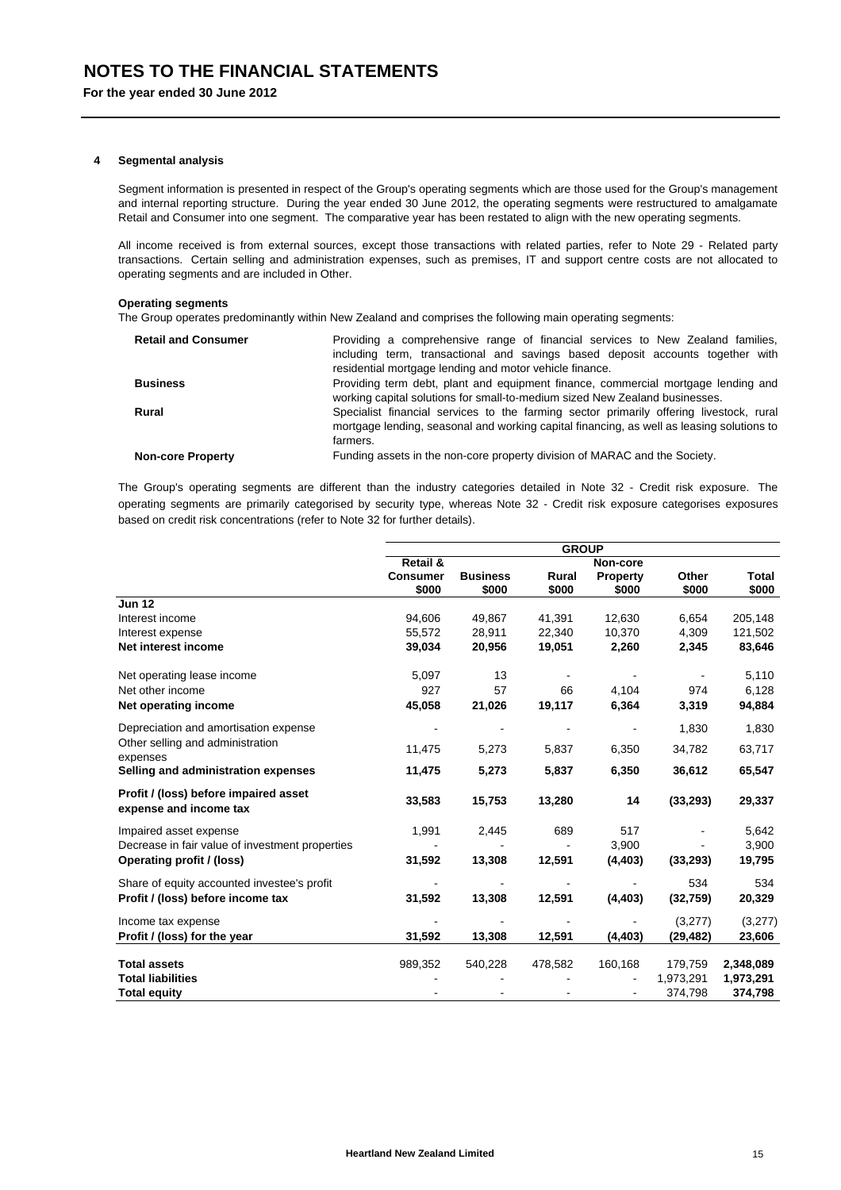# NOTES TO THE FINANCIAL STATEMENTS

**For the year ended 30 June 2012**

## 4 Segmental analysis

Segment information is presented in respect of the Group's operating segments which are those used for the Group's management and internal reporting structure. During the year ended 30 June 2012, the operating segments were restructured to amalgamate Retail and Consumer into one segment. The comparative year has been restated to align with the new operating segments.

All income received is from external sources, except those transactions with related parties, refer to Note 29 - Related party transactions. Certain selling and administration expenses, such as premises, IT and support centre costs are not allocated to operating segments and are included in Other.

### Operating segments

The Group operates predominantly within New Zealand and comprises the following main operating segments:

| | |
|---|---|
| **Retail and Consumer** | Providing a comprehensive range of financial services to New Zealand families, including term, transactional and savings based deposit accounts together with residential mortgage lending and motor vehicle finance. |
| **Business** | Providing term debt, plant and equipment finance, commercial mortgage lending and working capital solutions for small-to-medium sized New Zealand businesses. |
| **Rural** | Specialist financial services to the farming sector primarily offering livestock, rural mortgage lending, seasonal and working capital financing, as well as leasing solutions to farmers. |
| **Non-core Property** | Funding assets in the non-core property division of MARAC and the Society. |

The Group's operating segments are different than the industry categories detailed in Note 32 - Credit risk exposure. The operating segments are primarily categorised by security type, whereas Note 32 - Credit risk exposure categorises exposures based on credit risk concentrations (refer to Note 32 for further details).

| | **GROUP** | | | | | |
|---|---|---|---|---|---|---|
| | **Retail & Consumer $000** | **Business $000** | **Rural $000** | **Non-core Property $000** | **Other $000** | **Total $000** |
| **Jun 12** | | | | | | |
| Interest income | 94,606 | 49,867 | 41,391 | 12,630 | 6,654 | 205,148 |
| Interest expense | 55,572 | 28,911 | 22,340 | 10,370 | 4,309 | 121,502 |
| **Net interest income** | **39,034** | **20,956** | **19,051** | **2,260** | **2,345** | **83,646** |
| Net operating lease income | 5,097 | 13 | - | - | - | 5,110 |
| Net other income | 927 | 57 | 66 | 4,104 | 974 | 6,128 |
| **Net operating income** | **45,058** | **21,026** | **19,117** | **6,364** | **3,319** | **94,884** |
| Depreciation and amortisation expense | - | - | - | - | 1,830 | 1,830 |
| Other selling and administration expenses | 11,475 | 5,273 | 5,837 | 6,350 | 34,782 | 63,717 |
| **Selling and administration expenses** | **11,475** | **5,273** | **5,837** | **6,350** | **36,612** | **65,547** |
| **Profit / (loss) before impaired asset expense and income tax** | **33,583** | **15,753** | **13,280** | **14** | **(33,293)** | **29,337** |
| Impaired asset expense | 1,991 | 2,445 | 689 | 517 | - | 5,642 |
| Decrease in fair value of investment properties | - | - | - | 3,900 | - | 3,900 |
| **Operating profit / (loss)** | **31,592** | **13,308** | **12,591** | **(4,403)** | **(33,293)** | **19,795** |
| Share of equity accounted investee's profit | - | - | - | - | 534 | 534 |
| **Profit / (loss) before income tax** | **31,592** | **13,308** | **12,591** | **(4,403)** | **(32,759)** | **20,329** |
| Income tax expense | - | - | - | - | (3,277) | (3,277) |
| **Profit / (loss) for the year** | **31,592** | **13,308** | **12,591** | **(4,403)** | **(29,482)** | **23,606** |
| **Total assets** | 989,352 | 540,228 | 478,582 | 160,168 | 179,759 | **2,348,089** |
| **Total liabilities** | - | - | - | - | 1,973,291 | **1,973,291** |
| **Total equity** | - | - | - | - | 374,798 | **374,798** |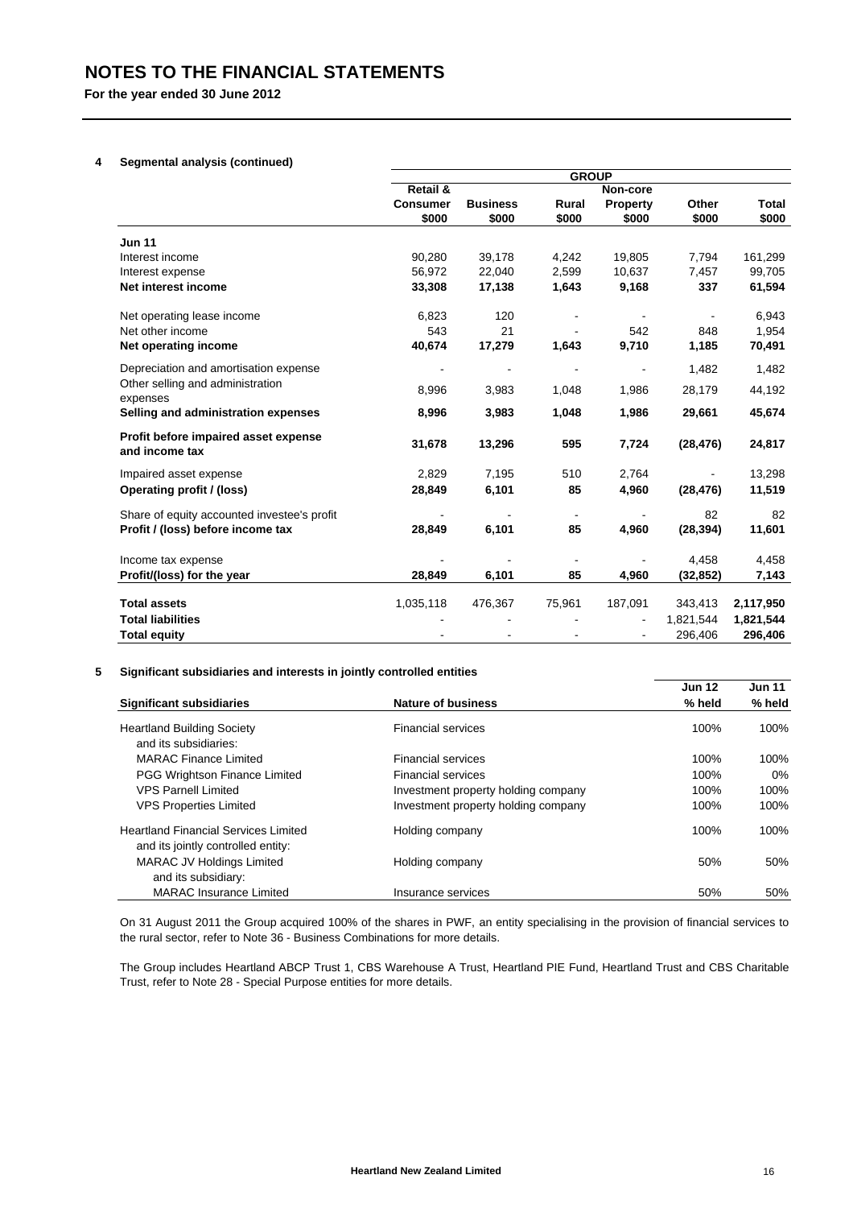# NOTES TO THE FINANCIAL STATEMENTS

**For the year ended 30 June 2012**

## 4 Segmental analysis (continued)

| | GROUP | | | | | |
|---|---|---|---|---|---|---|
| | **Retail & Consumer $000** | **Business $000** | **Rural $000** | **Non-core Property $000** | **Other $000** | **Total $000** |
| **Jun 11** | | | | | | |
| Interest income | 90,280 | 39,178 | 4,242 | 19,805 | 7,794 | 161,299 |
| Interest expense | 56,972 | 22,040 | 2,599 | 10,637 | 7,457 | 99,705 |
| **Net interest income** | **33,308** | **17,138** | **1,643** | **9,168** | **337** | **61,594** |
| Net operating lease income | 6,823 | 120 | - | - | - | 6,943 |
| Net other income | 543 | 21 | - | 542 | 848 | 1,954 |
| **Net operating income** | **40,674** | **17,279** | **1,643** | **9,710** | **1,185** | **70,491** |
| Depreciation and amortisation expense | - | - | - | - | 1,482 | 1,482 |
| Other selling and administration expenses | 8,996 | 3,983 | 1,048 | 1,986 | 28,179 | 44,192 |
| **Selling and administration expenses** | **8,996** | **3,983** | **1,048** | **1,986** | **29,661** | **45,674** |
| **Profit before impaired asset expense and income tax** | **31,678** | **13,296** | **595** | **7,724** | **(28,476)** | **24,817** |
| Impaired asset expense | 2,829 | 7,195 | 510 | 2,764 | - | 13,298 |
| **Operating profit / (loss)** | **28,849** | **6,101** | **85** | **4,960** | **(28,476)** | **11,519** |
| Share of equity accounted investee's profit | - | - | - | - | 82 | 82 |
| **Profit / (loss) before income tax** | **28,849** | **6,101** | **85** | **4,960** | **(28,394)** | **11,601** |
| Income tax expense | - | - | - | - | 4,458 | 4,458 |
| **Profit/(loss) for the year** | **28,849** | **6,101** | **85** | **4,960** | **(32,852)** | **7,143** |
| **Total assets** | 1,035,118 | 476,367 | 75,961 | 187,091 | 343,413 | **2,117,950** |
| **Total liabilities** | - | - | - | - | 1,821,544 | **1,821,544** |
| **Total equity** | - | - | - | - | 296,406 | **296,406** |

## 5 Significant subsidiaries and interests in jointly controlled entities

| **Significant subsidiaries** | **Nature of business** | **Jun 12 % held** | **Jun 11 % held** |
|---|---|---|---|
| Heartland Building Society and its subsidiaries: | Financial services | 100% | 100% |
| MARAC Finance Limited | Financial services | 100% | 100% |
| PGG Wrightson Finance Limited | Financial services | 100% | 0% |
| VPS Parnell Limited | Investment property holding company | 100% | 100% |
| VPS Properties Limited | Investment property holding company | 100% | 100% |
| Heartland Financial Services Limited and its jointly controlled entity: | Holding company | 100% | 100% |
| MARAC JV Holdings Limited and its subsidiary: | Holding company | 50% | 50% |
| MARAC Insurance Limited | Insurance services | 50% | 50% |

On 31 August 2011 the Group acquired 100% of the shares in PWF, an entity specialising in the provision of financial services to the rural sector, refer to Note 36 - Business Combinations for more details.

The Group includes Heartland ABCP Trust 1, CBS Warehouse A Trust, Heartland PIE Fund, Heartland Trust and CBS Charitable Trust, refer to Note 28 - Special Purpose entities for more details.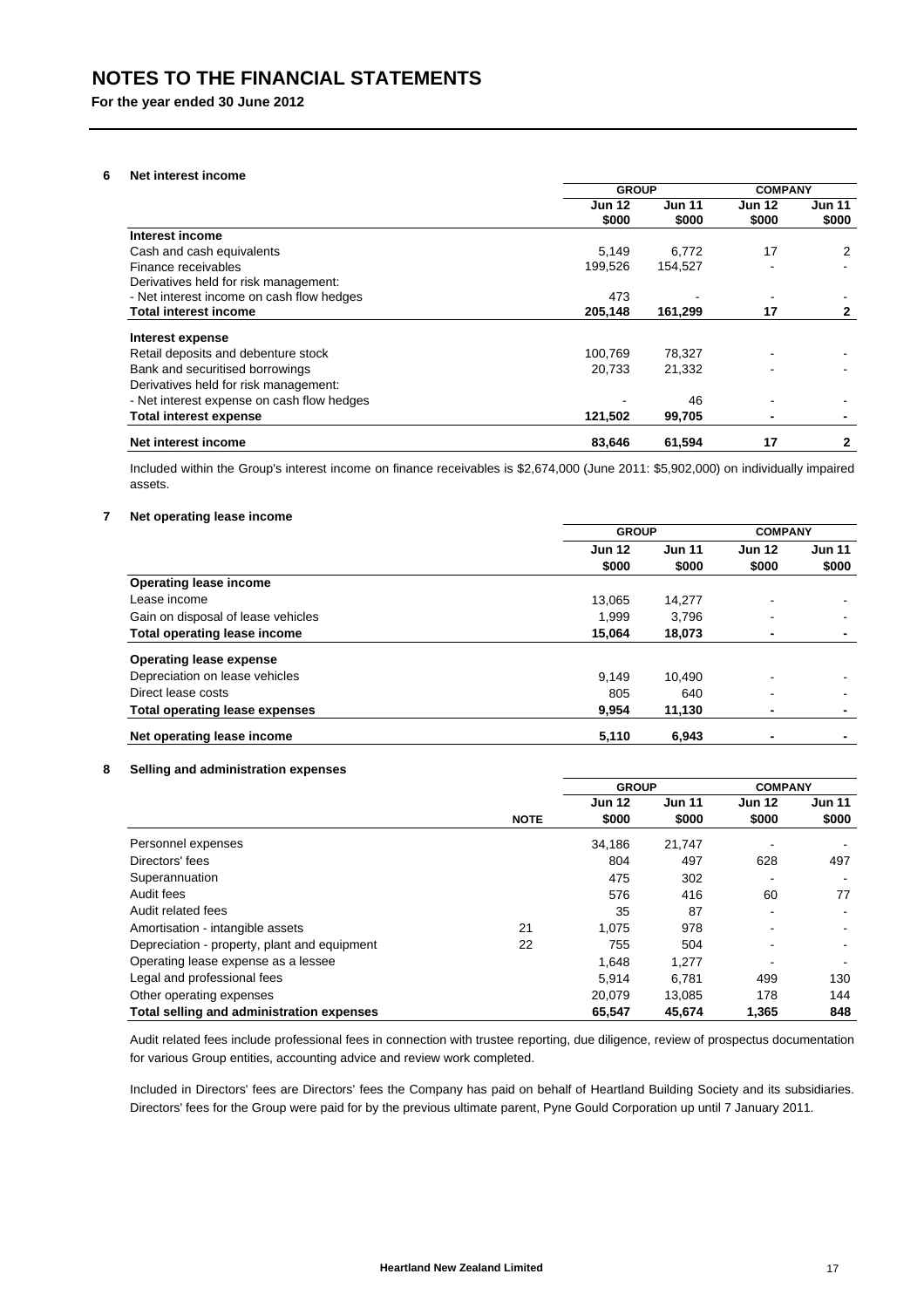# NOTES TO THE FINANCIAL STATEMENTS

**For the year ended 30 June 2012**

## 6 Net interest income

| | GROUP | | COMPANY | |
|---|---|---|---|---|
| | Jun 12 | Jun 11 | Jun 12 | Jun 11 |
| | $000 | $000 | $000 | $000 |
| **Interest income** | | | | |
| Cash and cash equivalents | 5,149 | 6,772 | 17 | 2 |
| Finance receivables | 199,526 | 154,527 | - | - |
| Derivatives held for risk management: | | | | |
| - Net interest income on cash flow hedges | 473 | - | - | - |
| **Total interest income** | **205,148** | **161,299** | **17** | **2** |
| **Interest expense** | | | | |
| Retail deposits and debenture stock | 100,769 | 78,327 | - | - |
| Bank and securitised borrowings | 20,733 | 21,332 | - | - |
| Derivatives held for risk management: | | | | |
| - Net interest expense on cash flow hedges | - | 46 | - | - |
| **Total interest expense** | **121,502** | **99,705** | **-** | **-** |
| **Net interest income** | **83,646** | **61,594** | **17** | **2** |

Included within the Group's interest income on finance receivables is $2,674,000 (June 2011: $5,902,000) on individually impaired assets.

## 7 Net operating lease income

| | GROUP | | COMPANY | |
|---|---|---|---|---|
| | Jun 12 | Jun 11 | Jun 12 | Jun 11 |
| | $000 | $000 | $000 | $000 |
| **Operating lease income** | | | | |
| Lease income | 13,065 | 14,277 | - | - |
| Gain on disposal of lease vehicles | 1,999 | 3,796 | - | - |
| **Total operating lease income** | **15,064** | **18,073** | **-** | **-** |
| **Operating lease expense** | | | | |
| Depreciation on lease vehicles | 9,149 | 10,490 | - | - |
| Direct lease costs | 805 | 640 | - | - |
| **Total operating lease expenses** | **9,954** | **11,130** | **-** | **-** |
| **Net operating lease income** | **5,110** | **6,943** | **-** | **-** |

## 8 Selling and administration expenses

| | | GROUP | | COMPANY | |
|---|---|---|---|---|---|
| | | Jun 12 | Jun 11 | Jun 12 | Jun 11 |
| | NOTE | $000 | $000 | $000 | $000 |
| Personnel expenses | | 34,186 | 21,747 | - | - |
| Directors' fees | | 804 | 497 | 628 | 497 |
| Superannuation | | 475 | 302 | - | - |
| Audit fees | | 576 | 416 | 60 | 77 |
| Audit related fees | | 35 | 87 | - | - |
| Amortisation - intangible assets | 21 | 1,075 | 978 | - | - |
| Depreciation - property, plant and equipment | 22 | 755 | 504 | - | - |
| Operating lease expense as a lessee | | 1,648 | 1,277 | - | - |
| Legal and professional fees | | 5,914 | 6,781 | 499 | 130 |
| Other operating expenses | | 20,079 | 13,085 | 178 | 144 |
| **Total selling and administration expenses** | | **65,547** | **45,674** | **1,365** | **848** |

Audit related fees include professional fees in connection with trustee reporting, due diligence, review of prospectus documentation for various Group entities, accounting advice and review work completed.

Included in Directors' fees are Directors' fees the Company has paid on behalf of Heartland Building Society and its subsidiaries. Directors' fees for the Group were paid for by the previous ultimate parent, Pyne Gould Corporation up until 7 January 2011.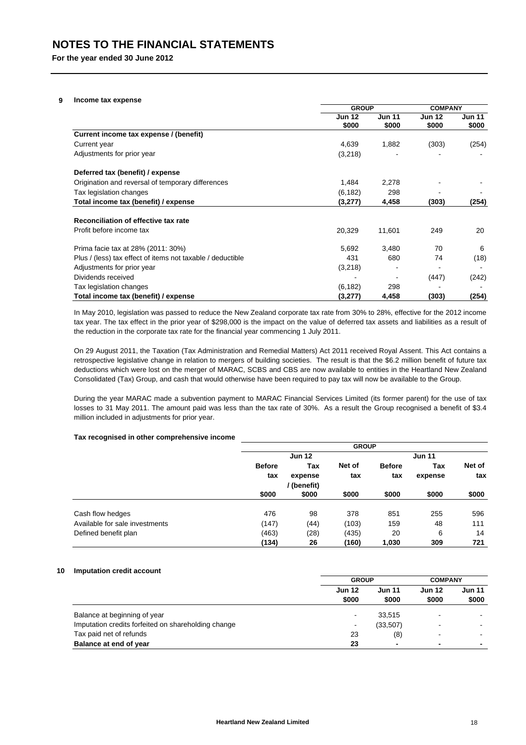# NOTES TO THE FINANCIAL STATEMENTS

**For the year ended 30 June 2012**

## 9 Income tax expense

| | GROUP | | COMPANY | |
|---|---|---|---|---|
| | Jun 12 $000 | Jun 11 $000 | Jun 12 $000 | Jun 11 $000 |
| **Current income tax expense / (benefit)** | | | | |
| Current year | 4,639 | 1,882 | (303) | (254) |
| Adjustments for prior year | (3,218) | - | - | - |
| **Deferred tax (benefit) / expense** | | | | |
| Origination and reversal of temporary differences | 1,484 | 2,278 | - | - |
| Tax legislation changes | (6,182) | 298 | - | - |
| **Total income tax (benefit) / expense** | **(3,277)** | **4,458** | **(303)** | **(254)** |
| **Reconciliation of effective tax rate** | | | | |
| Profit before income tax | 20,329 | 11,601 | 249 | 20 |
| Prima facie tax at 28% (2011: 30%) | 5,692 | 3,480 | 70 | 6 |
| Plus / (less) tax effect of items not taxable / deductible | 431 | 680 | 74 | (18) |
| Adjustments for prior year | (3,218) | - | - | - |
| Dividends received | - | - | (447) | (242) |
| Tax legislation changes | (6,182) | 298 | - | - |
| **Total income tax (benefit) / expense** | **(3,277)** | **4,458** | **(303)** | **(254)** |

In May 2010, legislation was passed to reduce the New Zealand corporate tax rate from 30% to 28%, effective for the 2012 income tax year. The tax effect in the prior year of $298,000 is the impact on the value of deferred tax assets and liabilities as a result of the reduction in the corporate tax rate for the financial year commencing 1 July 2011.

On 29 August 2011, the Taxation (Tax Administration and Remedial Matters) Act 2011 received Royal Assent. This Act contains a retrospective legislative change in relation to mergers of building societies. The result is that the $6.2 million benefit of future tax deductions which were lost on the merger of MARAC, SCBS and CBS are now available to entities in the Heartland New Zealand Consolidated (Tax) Group, and cash that would otherwise have been required to pay tax will now be available to the Group.

During the year MARAC made a subvention payment to MARAC Financial Services Limited (its former parent) for the use of tax losses to 31 May 2011. The amount paid was less than the tax rate of 30%. As a result the Group recognised a benefit of $3.4 million included in adjustments for prior year.

**Tax recognised in other comprehensive income**

| | GROUP | | | | | |
|---|---|---|---|---|---|---|
| | Jun 12 | | | Jun 11 | | |
| | Before tax $000 | Tax expense / (benefit) $000 | Net of tax $000 | Before tax $000 | Tax expense $000 | Net of tax $000 |
| Cash flow hedges | 476 | 98 | 378 | 851 | 255 | 596 |
| Available for sale investments | (147) | (44) | (103) | 159 | 48 | 111 |
| Defined benefit plan | (463) | (28) | (435) | 20 | 6 | 14 |
| | **(134)** | **26** | **(160)** | **1,030** | **309** | **721** |

## 10 Imputation credit account

| | GROUP | | COMPANY | |
|---|---|---|---|---|
| | Jun 12 $000 | Jun 11 $000 | Jun 12 $000 | Jun 11 $000 |
| Balance at beginning of year | - | 33,515 | - | - |
| Imputation credits forfeited on shareholding change | - | (33,507) | - | - |
| Tax paid net of refunds | 23 | (8) | - | - |
| **Balance at end of year** | **23** | **-** | **-** | **-** |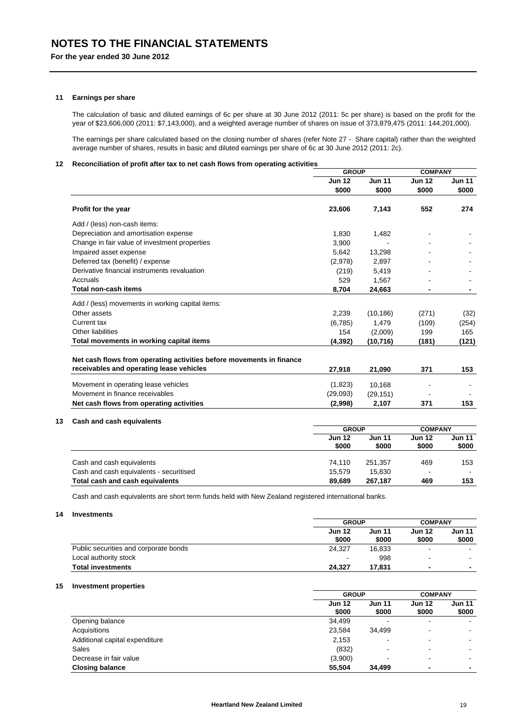# NOTES TO THE FINANCIAL STATEMENTS

**For the year ended 30 June 2012**

### 11 Earnings per share

The calculation of basic and diluted earnings of 6c per share at 30 June 2012 (2011: 5c per share) is based on the profit for the year of $23,606,000 (2011: $7,143,000), and a weighted average number of shares on issue of 373,879,475 (2011: 144,201,000).

The earnings per share calculated based on the closing number of shares (refer Note 27 - Share capital) rather than the weighted average number of shares, results in basic and diluted earnings per share of 6c at 30 June 2012 (2011: 2c).

### 12 Reconciliation of profit after tax to net cash flows from operating activities

| | GROUP | | COMPANY | |
|---|---|---|---|---|
| | Jun 12 $000 | Jun 11 $000 | Jun 12 $000 | Jun 11 $000 |
| **Profit for the year** | **23,606** | **7,143** | **552** | **274** |
| Add / (less) non-cash items: | | | | |
| Depreciation and amortisation expense | 1,830 | 1,482 | - | - |
| Change in fair value of investment properties | 3,900 | - | - | - |
| Impaired asset expense | 5,642 | 13,298 | - | - |
| Deferred tax (benefit) / expense | (2,978) | 2,897 | - | - |
| Derivative financial instruments revaluation | (219) | 5,419 | - | - |
| Accruals | 529 | 1,567 | - | - |
| **Total non-cash items** | **8,704** | **24,663** | **-** | **-** |
| Add / (less) movements in working capital items: | | | | |
| Other assets | 2,239 | (10,186) | (271) | (32) |
| Current tax | (6,785) | 1,479 | (109) | (254) |
| Other liabilities | 154 | (2,009) | 199 | 165 |
| **Total movements in working capital items** | **(4,392)** | **(10,716)** | **(181)** | **(121)** |
| **Net cash flows from operating activities before movements in finance receivables and operating lease vehicles** | **27,918** | **21,090** | **371** | **153** |
| Movement in operating lease vehicles | (1,823) | 10,168 | - | - |
| Movement in finance receivables | (29,093) | (29,151) | - | - |
| **Net cash flows from operating activities** | **(2,998)** | **2,107** | **371** | **153** |

### 13 Cash and cash equivalents

| | GROUP | | COMPANY | |
|---|---|---|---|---|
| | Jun 12 $000 | Jun 11 $000 | Jun 12 $000 | Jun 11 $000 |
| Cash and cash equivalents | 74,110 | 251,357 | 469 | 153 |
| Cash and cash equivalents - securitised | 15,579 | 15,830 | - | - |
| **Total cash and cash equivalents** | **89,689** | **267,187** | **469** | **153** |

Cash and cash equivalents are short term funds held with New Zealand registered international banks.

### 14 Investments

| | GROUP | | COMPANY | |
|---|---|---|---|---|
| | Jun 12 $000 | Jun 11 $000 | Jun 12 $000 | Jun 11 $000 |
| Public securities and corporate bonds | 24,327 | 16,833 | - | - |
| Local authority stock | - | 998 | - | - |
| **Total investments** | **24,327** | **17,831** | **-** | **-** |

### 15 Investment properties

| | GROUP | | COMPANY | |
|---|---|---|---|---|
| | Jun 12 $000 | Jun 11 $000 | Jun 12 $000 | Jun 11 $000 |
| Opening balance | 34,499 | - | - | - |
| Acquisitions | 23,584 | 34,499 | - | - |
| Additional capital expenditure | 2,153 | - | - | - |
| Sales | (832) | - | - | - |
| Decrease in fair value | (3,900) | - | - | - |
| **Closing balance** | **55,504** | **34,499** | **-** | **-** |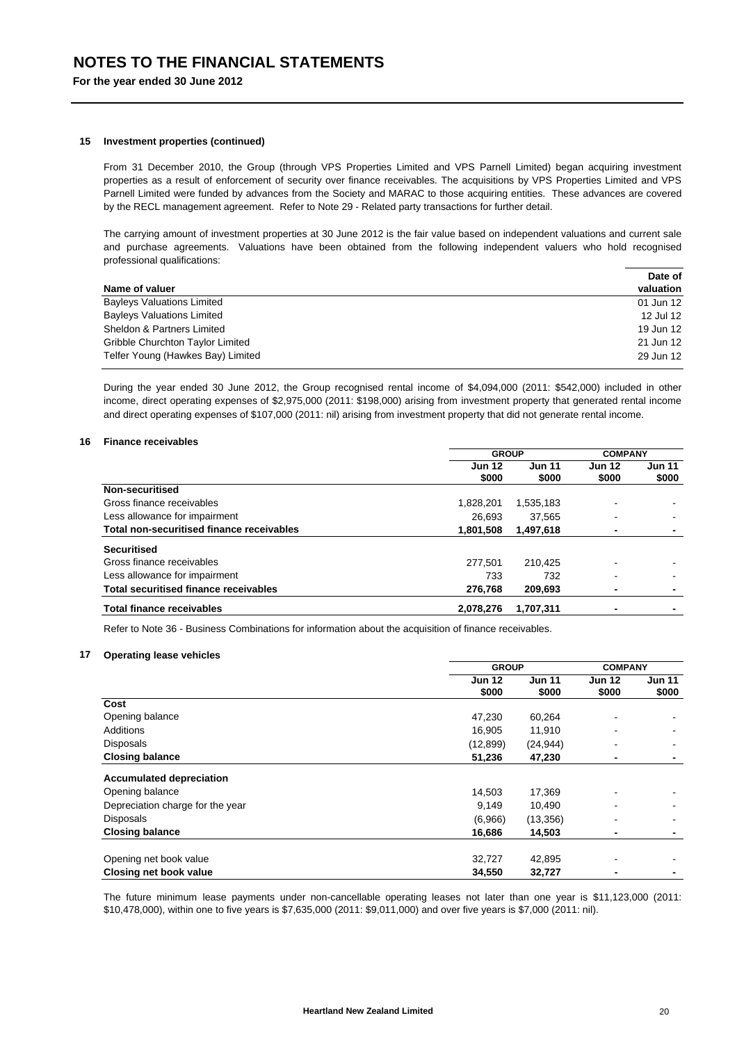# NOTES TO THE FINANCIAL STATEMENTS

**For the year ended 30 June 2012**

### 15 Investment properties (continued)

From 31 December 2010, the Group (through VPS Properties Limited and VPS Parnell Limited) began acquiring investment properties as a result of enforcement of security over finance receivables. The acquisitions by VPS Properties Limited and VPS Parnell Limited were funded by advances from the Society and MARAC to those acquiring entities. These advances are covered by the RECL management agreement. Refer to Note 29 - Related party transactions for further detail.

The carrying amount of investment properties at 30 June 2012 is the fair value based on independent valuations and current sale and purchase agreements. Valuations have been obtained from the following independent valuers who hold recognised professional qualifications:

| Name of valuer | Date of valuation |
|---|---|
| Bayleys Valuations Limited | 01 Jun 12 |
| Bayleys Valuations Limited | 12 Jul 12 |
| Sheldon & Partners Limited | 19 Jun 12 |
| Gribble Churchton Taylor Limited | 21 Jun 12 |
| Telfer Young (Hawkes Bay) Limited | 29 Jun 12 |

During the year ended 30 June 2012, the Group recognised rental income of $4,094,000 (2011: $542,000) included in other income, direct operating expenses of $2,975,000 (2011: $198,000) arising from investment property that generated rental income and direct operating expenses of $107,000 (2011: nil) arising from investment property that did not generate rental income.

### 16 Finance receivables

| | GROUP | | COMPANY | |
|---|---|---|---|---|
| | Jun 12 $000 | Jun 11 $000 | Jun 12 $000 | Jun 11 $000 |
| **Non-securitised** | | | | |
| Gross finance receivables | 1,828,201 | 1,535,183 | - | - |
| Less allowance for impairment | 26,693 | 37,565 | - | - |
| **Total non-securitised finance receivables** | **1,801,508** | **1,497,618** | **-** | **-** |
| **Securitised** | | | | |
| Gross finance receivables | 277,501 | 210,425 | - | - |
| Less allowance for impairment | 733 | 732 | - | - |
| **Total securitised finance receivables** | **276,768** | **209,693** | **-** | **-** |
| **Total finance receivables** | **2,078,276** | **1,707,311** | **-** | **-** |

Refer to Note 36 - Business Combinations for information about the acquisition of finance receivables.

### 17 Operating lease vehicles

| | GROUP | | COMPANY | |
|---|---|---|---|---|
| | Jun 12 $000 | Jun 11 $000 | Jun 12 $000 | Jun 11 $000 |
| **Cost** | | | | |
| Opening balance | 47,230 | 60,264 | - | - |
| Additions | 16,905 | 11,910 | - | - |
| Disposals | (12,899) | (24,944) | - | - |
| **Closing balance** | **51,236** | **47,230** | **-** | **-** |
| **Accumulated depreciation** | | | | |
| Opening balance | 14,503 | 17,369 | - | - |
| Depreciation charge for the year | 9,149 | 10,490 | - | - |
| Disposals | (6,966) | (13,356) | - | - |
| **Closing balance** | **16,686** | **14,503** | **-** | **-** |
| Opening net book value | 32,727 | 42,895 | - | - |
| **Closing net book value** | **34,550** | **32,727** | **-** | **-** |

The future minimum lease payments under non-cancellable operating leases not later than one year is $11,123,000 (2011: $10,478,000), within one to five years is $7,635,000 (2011: $9,011,000) and over five years is $7,000 (2011: nil).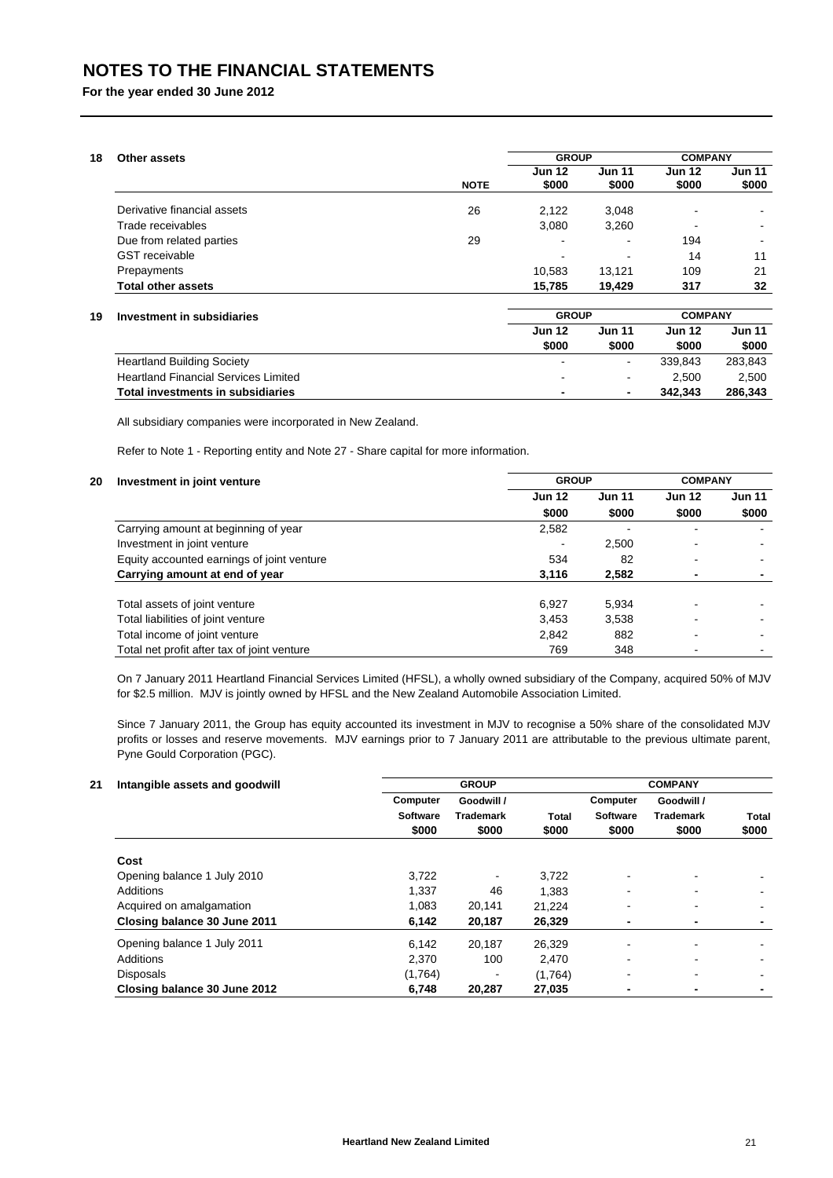# NOTES TO THE FINANCIAL STATEMENTS

**For the year ended 30 June 2012**

## 18 Other assets

| | | GROUP | | COMPANY | |
|---|---|---|---|---|---|
| | NOTE | Jun 12 $000 | Jun 11 $000 | Jun 12 $000 | Jun 11 $000 |
| Derivative financial assets | 26 | 2,122 | 3,048 | - | - |
| Trade receivables | | 3,080 | 3,260 | - | - |
| Due from related parties | 29 | - | - | 194 | - |
| GST receivable | | - | - | 14 | 11 |
| Prepayments | | 10,583 | 13,121 | 109 | 21 |
| **Total other assets** | | **15,785** | **19,429** | **317** | **32** |

## 19 Investment in subsidiaries

| | GROUP | | COMPANY | |
|---|---|---|---|---|
| | Jun 12 $000 | Jun 11 $000 | Jun 12 $000 | Jun 11 $000 |
| Heartland Building Society | - | - | 339,843 | 283,843 |
| Heartland Financial Services Limited | - | - | 2,500 | 2,500 |
| **Total investments in subsidiaries** | **-** | **-** | **342,343** | **286,343** |

All subsidiary companies were incorporated in New Zealand.

Refer to Note 1 - Reporting entity and Note 27 - Share capital for more information.

## 20 Investment in joint venture

| | GROUP | | COMPANY | |
|---|---|---|---|---|
| | Jun 12 $000 | Jun 11 $000 | Jun 12 $000 | Jun 11 $000 |
| Carrying amount at beginning of year | 2,582 | - | - | - |
| Investment in joint venture | - | 2,500 | - | - |
| Equity accounted earnings of joint venture | 534 | 82 | - | - |
| **Carrying amount at end of year** | **3,116** | **2,582** | **-** | **-** |
| | | | | |
| Total assets of joint venture | 6,927 | 5,934 | - | - |
| Total liabilities of joint venture | 3,453 | 3,538 | - | - |
| Total income of joint venture | 2,842 | 882 | - | - |
| Total net profit after tax of joint venture | 769 | 348 | - | - |

On 7 January 2011 Heartland Financial Services Limited (HFSL), a wholly owned subsidiary of the Company, acquired 50% of MJV for $2.5 million. MJV is jointly owned by HFSL and the New Zealand Automobile Association Limited.

Since 7 January 2011, the Group has equity accounted its investment in MJV to recognise a 50% share of the consolidated MJV profits or losses and reserve movements. MJV earnings prior to 7 January 2011 are attributable to the previous ultimate parent, Pyne Gould Corporation (PGC).

## 21 Intangible assets and goodwill

| | GROUP | | | COMPANY | | |
|---|---|---|---|---|---|---|
| | Computer Software $000 | Goodwill / Trademark $000 | Total $000 | Computer Software $000 | Goodwill / Trademark $000 | Total $000 |
| **Cost** | | | | | | |
| Opening balance 1 July 2010 | 3,722 | - | 3,722 | - | - | - |
| Additions | 1,337 | 46 | 1,383 | - | - | - |
| Acquired on amalgamation | 1,083 | 20,141 | 21,224 | - | - | - |
| **Closing balance 30 June 2011** | **6,142** | **20,187** | **26,329** | **-** | **-** | **-** |
| Opening balance 1 July 2011 | 6,142 | 20,187 | 26,329 | - | - | - |
| Additions | 2,370 | 100 | 2,470 | - | - | - |
| Disposals | (1,764) | - | (1,764) | - | - | - |
| **Closing balance 30 June 2012** | **6,748** | **20,287** | **27,035** | **-** | **-** | **-** |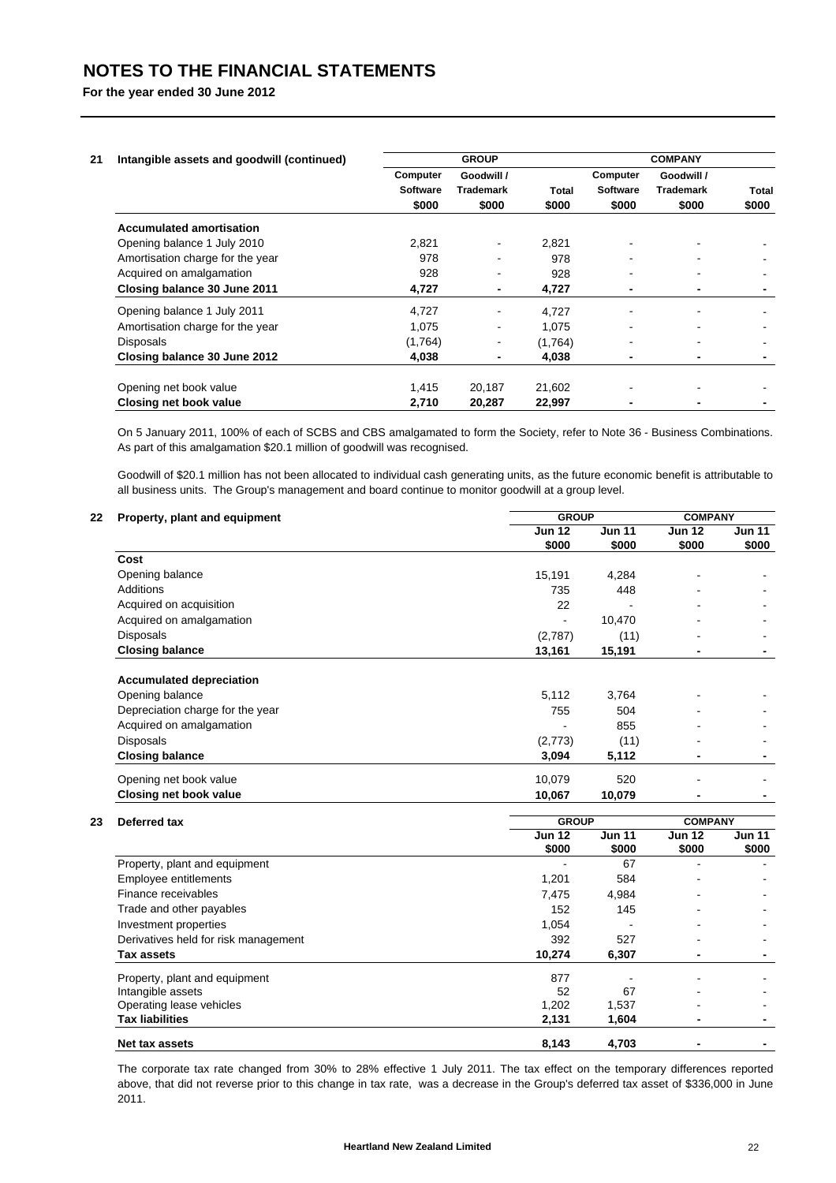# NOTES TO THE FINANCIAL STATEMENTS

**For the year ended 30 June 2012**

## 21 Intangible assets and goodwill (continued)

| | GROUP | | | COMPANY | | |
|---|---|---|---|---|---|---|
| | Computer Software $000 | Goodwill / Trademark $000 | Total $000 | Computer Software $000 | Goodwill / Trademark $000 | Total $000 |
| **Accumulated amortisation** | | | | | | |
| Opening balance 1 July 2010 | 2,821 | - | 2,821 | - | - | - |
| Amortisation charge for the year | 978 | - | 978 | - | - | - |
| Acquired on amalgamation | 928 | - | 928 | - | - | - |
| **Closing balance 30 June 2011** | **4,727** | **-** | **4,727** | **-** | **-** | **-** |
| Opening balance 1 July 2011 | 4,727 | - | 4,727 | - | - | - |
| Amortisation charge for the year | 1,075 | - | 1,075 | - | - | - |
| Disposals | (1,764) | - | (1,764) | - | - | - |
| **Closing balance 30 June 2012** | **4,038** | **-** | **4,038** | **-** | **-** | **-** |
| Opening net book value | 1,415 | 20,187 | 21,602 | - | - | - |
| **Closing net book value** | **2,710** | **20,287** | **22,997** | **-** | **-** | **-** |

On 5 January 2011, 100% of each of SCBS and CBS amalgamated to form the Society, refer to Note 36 - Business Combinations. As part of this amalgamation $20.1 million of goodwill was recognised.

Goodwill of $20.1 million has not been allocated to individual cash generating units, as the future economic benefit is attributable to all business units. The Group's management and board continue to monitor goodwill at a group level.

## 22 Property, plant and equipment

| | GROUP | | COMPANY | |
|---|---|---|---|---|
| | Jun 12 $000 | Jun 11 $000 | Jun 12 $000 | Jun 11 $000 |
| **Cost** | | | | |
| Opening balance | 15,191 | 4,284 | - | - |
| Additions | 735 | 448 | - | - |
| Acquired on acquisition | 22 | - | - | - |
| Acquired on amalgamation | - | 10,470 | - | - |
| Disposals | (2,787) | (11) | - | - |
| **Closing balance** | **13,161** | **15,191** | **-** | **-** |
| **Accumulated depreciation** | | | | |
| Opening balance | 5,112 | 3,764 | - | - |
| Depreciation charge for the year | 755 | 504 | - | - |
| Acquired on amalgamation | - | 855 | - | - |
| Disposals | (2,773) | (11) | - | - |
| **Closing balance** | **3,094** | **5,112** | **-** | **-** |
| Opening net book value | 10,079 | 520 | - | - |
| **Closing net book value** | **10,067** | **10,079** | **-** | **-** |

## 23 Deferred tax

| | GROUP | | COMPANY | |
|---|---|---|---|---|
| | Jun 12 $000 | Jun 11 $000 | Jun 12 $000 | Jun 11 $000 |
| Property, plant and equipment | - | 67 | - | - |
| Employee entitlements | 1,201 | 584 | - | - |
| Finance receivables | 7,475 | 4,984 | - | - |
| Trade and other payables | 152 | 145 | - | - |
| Investment properties | 1,054 | - | - | - |
| Derivatives held for risk management | 392 | 527 | - | - |
| **Tax assets** | **10,274** | **6,307** | **-** | **-** |
| Property, plant and equipment | 877 | - | - | - |
| Intangible assets | 52 | 67 | - | - |
| Operating lease vehicles | 1,202 | 1,537 | - | - |
| **Tax liabilities** | **2,131** | **1,604** | **-** | **-** |
| **Net tax assets** | **8,143** | **4,703** | **-** | **-** |

The corporate tax rate changed from 30% to 28% effective 1 July 2011. The tax effect on the temporary differences reported above, that did not reverse prior to this change in tax rate, was a decrease in the Group's deferred tax asset of $336,000 in June 2011.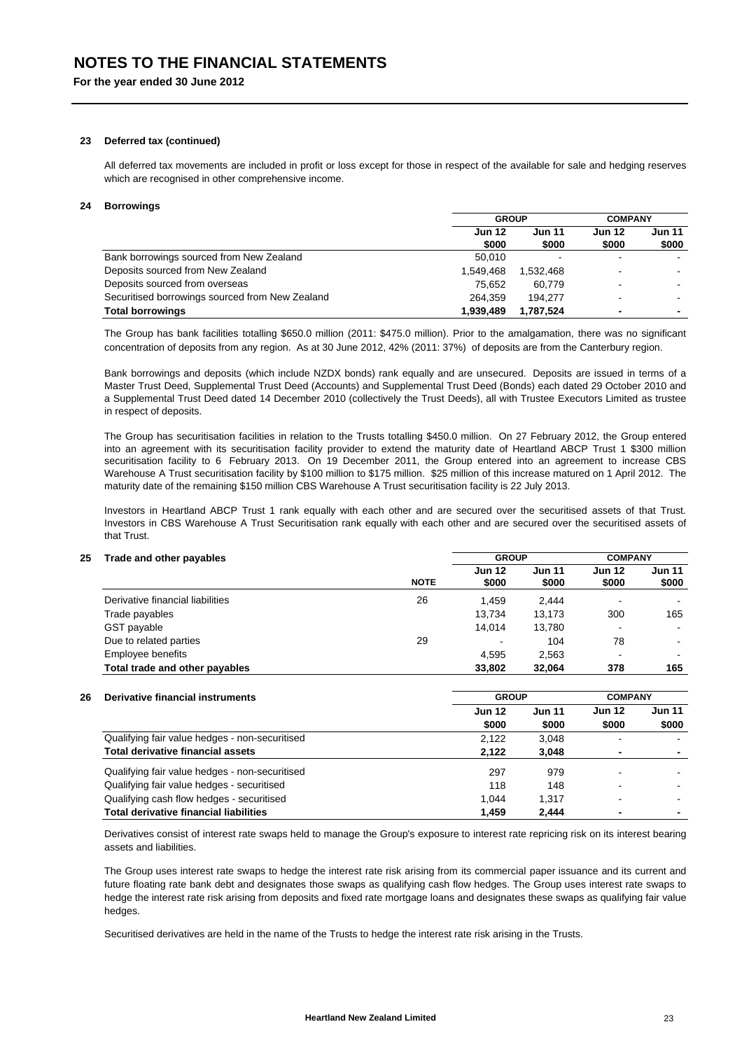# NOTES TO THE FINANCIAL STATEMENTS

**For the year ended 30 June 2012**

## 23 Deferred tax (continued)

All deferred tax movements are included in profit or loss except for those in respect of the available for sale and hedging reserves which are recognised in other comprehensive income.

## 24 Borrowings

| | GROUP | | COMPANY | |
|---|---|---|---|---|
| | Jun 12 $000 | Jun 11 $000 | Jun 12 $000 | Jun 11 $000 |
| Bank borrowings sourced from New Zealand | 50,010 | - | - | - |
| Deposits sourced from New Zealand | 1,549,468 | 1,532,468 | - | - |
| Deposits sourced from overseas | 75,652 | 60,779 | - | - |
| Securitised borrowings sourced from New Zealand | 264,359 | 194,277 | - | - |
| **Total borrowings** | **1,939,489** | **1,787,524** | **-** | **-** |

The Group has bank facilities totalling $650.0 million (2011: $475.0 million). Prior to the amalgamation, there was no significant concentration of deposits from any region. As at 30 June 2012, 42% (2011: 37%) of deposits are from the Canterbury region.

Bank borrowings and deposits (which include NZDX bonds) rank equally and are unsecured. Deposits are issued in terms of a Master Trust Deed, Supplemental Trust Deed (Accounts) and Supplemental Trust Deed (Bonds) each dated 29 October 2010 and a Supplemental Trust Deed dated 14 December 2010 (collectively the Trust Deeds), all with Trustee Executors Limited as trustee in respect of deposits.

The Group has securitisation facilities in relation to the Trusts totalling $450.0 million. On 27 February 2012, the Group entered into an agreement with its securitisation facility provider to extend the maturity date of Heartland ABCP Trust 1 $300 million securitisation facility to 6 February 2013. On 19 December 2011, the Group entered into an agreement to increase CBS Warehouse A Trust securitisation facility by $100 million to $175 million. $25 million of this increase matured on 1 April 2012. The maturity date of the remaining $150 million CBS Warehouse A Trust securitisation facility is 22 July 2013.

Investors in Heartland ABCP Trust 1 rank equally with each other and are secured over the securitised assets of that Trust. Investors in CBS Warehouse A Trust Securitisation rank equally with each other and are secured over the securitised assets of that Trust.

## 25 Trade and other payables

| | | GROUP | | COMPANY | |
|---|---|---|---|---|---|
| | NOTE | Jun 12 $000 | Jun 11 $000 | Jun 12 $000 | Jun 11 $000 |
| Derivative financial liabilities | 26 | 1,459 | 2,444 | - | - |
| Trade payables | | 13,734 | 13,173 | 300 | 165 |
| GST payable | | 14,014 | 13,780 | - | - |
| Due to related parties | 29 | - | 104 | 78 | - |
| Employee benefits | | 4,595 | 2,563 | - | - |
| **Total trade and other payables** | | **33,802** | **32,064** | **378** | **165** |

## 26 Derivative financial instruments

| | GROUP | | COMPANY | |
|---|---|---|---|---|
| | Jun 12 $000 | Jun 11 $000 | Jun 12 $000 | Jun 11 $000 |
| Qualifying fair value hedges - non-securitised | 2,122 | 3,048 | - | - |
| **Total derivative financial assets** | **2,122** | **3,048** | **-** | **-** |
| Qualifying fair value hedges - non-securitised | 297 | 979 | - | - |
| Qualifying fair value hedges - securitised | 118 | 148 | - | - |
| Qualifying cash flow hedges - securitised | 1,044 | 1,317 | - | - |
| **Total derivative financial liabilities** | **1,459** | **2,444** | **-** | **-** |

Derivatives consist of interest rate swaps held to manage the Group's exposure to interest rate repricing risk on its interest bearing assets and liabilities.

The Group uses interest rate swaps to hedge the interest rate risk arising from its commercial paper issuance and its current and future floating rate bank debt and designates those swaps as qualifying cash flow hedges. The Group uses interest rate swaps to hedge the interest rate risk arising from deposits and fixed rate mortgage loans and designates these swaps as qualifying fair value hedges.

Securitised derivatives are held in the name of the Trusts to hedge the interest rate risk arising in the Trusts.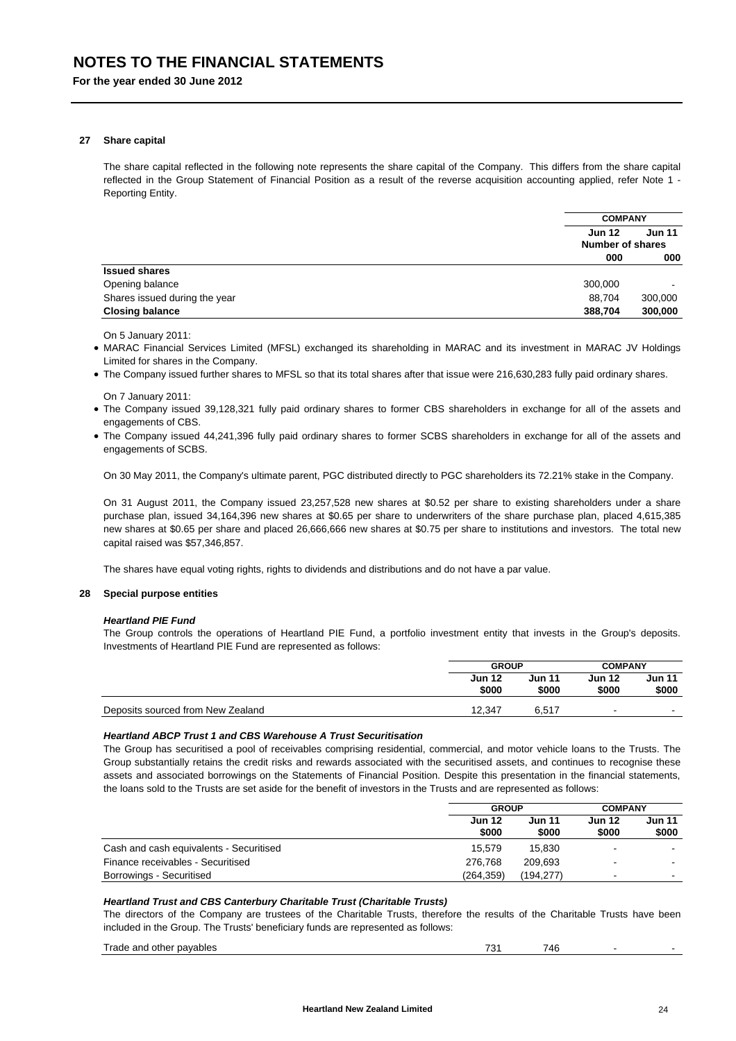# NOTES TO THE FINANCIAL STATEMENTS

**For the year ended 30 June 2012**

## 27 Share capital

The share capital reflected in the following note represents the share capital of the Company. This differs from the share capital reflected in the Group Statement of Financial Position as a result of the reverse acquisition accounting applied, refer Note 1 - Reporting Entity.

| | COMPANY | |
|---|---|---|
| | Jun 12 | Jun 11 |
| | Number of shares | |
| | 000 | 000 |
| **Issued shares** | | |
| Opening balance | 300,000 | - |
| Shares issued during the year | 88,704 | 300,000 |
| **Closing balance** | **388,704** | **300,000** |

On 5 January 2011:

- MARAC Financial Services Limited (MFSL) exchanged its shareholding in MARAC and its investment in MARAC JV Holdings Limited for shares in the Company.
- The Company issued further shares to MFSL so that its total shares after that issue were 216,630,283 fully paid ordinary shares.

On 7 January 2011:

- The Company issued 39,128,321 fully paid ordinary shares to former CBS shareholders in exchange for all of the assets and engagements of CBS.
- The Company issued 44,241,396 fully paid ordinary shares to former SCBS shareholders in exchange for all of the assets and engagements of SCBS.

On 30 May 2011, the Company's ultimate parent, PGC distributed directly to PGC shareholders its 72.21% stake in the Company.

On 31 August 2011, the Company issued 23,257,528 new shares at $0.52 per share to existing shareholders under a share purchase plan, issued 34,164,396 new shares at $0.65 per share to underwriters of the share purchase plan, placed 4,615,385 new shares at $0.65 per share and placed 26,666,666 new shares at $0.75 per share to institutions and investors. The total new capital raised was $57,346,857.

The shares have equal voting rights, rights to dividends and distributions and do not have a par value.

## 28 Special purpose entities

### *Heartland PIE Fund*

The Group controls the operations of Heartland PIE Fund, a portfolio investment entity that invests in the Group's deposits. Investments of Heartland PIE Fund are represented as follows:

| | GROUP | | COMPANY | |
|---|---|---|---|---|
| | Jun 12 | Jun 11 | Jun 12 | Jun 11 |
| | $000 | $000 | $000 | $000 |
| Deposits sourced from New Zealand | 12,347 | 6,517 | - | - |

### *Heartland ABCP Trust 1 and CBS Warehouse A Trust Securitisation*

The Group has securitised a pool of receivables comprising residential, commercial, and motor vehicle loans to the Trusts. The Group substantially retains the credit risks and rewards associated with the securitised assets, and continues to recognise these assets and associated borrowings on the Statements of Financial Position. Despite this presentation in the financial statements, the loans sold to the Trusts are set aside for the benefit of investors in the Trusts and are represented as follows:

| | GROUP | | COMPANY | |
|---|---|---|---|---|
| | Jun 12 | Jun 11 | Jun 12 | Jun 11 |
| | $000 | $000 | $000 | $000 |
| Cash and cash equivalents - Securitised | 15,579 | 15,830 | - | - |
| Finance receivables - Securitised | 276,768 | 209,693 | - | - |
| Borrowings - Securitised | (264,359) | (194,277) | - | - |

### *Heartland Trust and CBS Canterbury Charitable Trust (Charitable Trusts)*

The directors of the Company are trustees of the Charitable Trusts, therefore the results of the Charitable Trusts have been included in the Group. The Trusts' beneficiary funds are represented as follows:

| | | | | |
|---|---|---|---|---|
| Trade and other payables | 731 | 746 | - | - |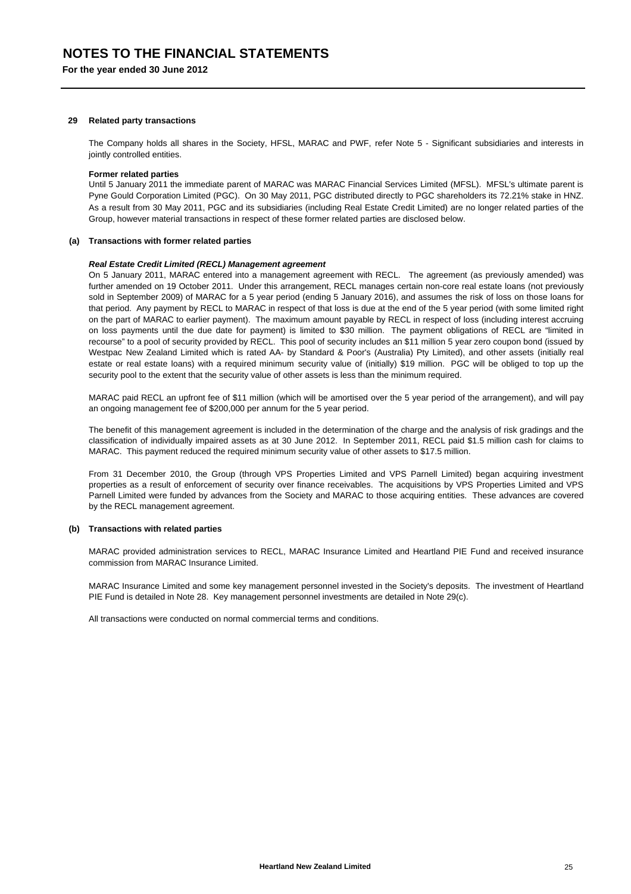# NOTES TO THE FINANCIAL STATEMENTS

**For the year ended 30 June 2012**

## 29 Related party transactions

The Company holds all shares in the Society, HFSL, MARAC and PWF, refer Note 5 - Significant subsidiaries and interests in jointly controlled entities.

**Former related parties**

Until 5 January 2011 the immediate parent of MARAC was MARAC Financial Services Limited (MFSL). MFSL's ultimate parent is Pyne Gould Corporation Limited (PGC). On 30 May 2011, PGC distributed directly to PGC shareholders its 72.21% stake in HNZ. As a result from 30 May 2011, PGC and its subsidiaries (including Real Estate Credit Limited) are no longer related parties of the Group, however material transactions in respect of these former related parties are disclosed below.

### (a) Transactions with former related parties

***Real Estate Credit Limited (RECL) Management agreement***

On 5 January 2011, MARAC entered into a management agreement with RECL. The agreement (as previously amended) was further amended on 19 October 2011. Under this arrangement, RECL manages certain non-core real estate loans (not previously sold in September 2009) of MARAC for a 5 year period (ending 5 January 2016), and assumes the risk of loss on those loans for that period. Any payment by RECL to MARAC in respect of that loss is due at the end of the 5 year period (with some limited right on the part of MARAC to earlier payment). The maximum amount payable by RECL in respect of loss (including interest accruing on loss payments until the due date for payment) is limited to $30 million. The payment obligations of RECL are "limited in recourse" to a pool of security provided by RECL. This pool of security includes an $11 million 5 year zero coupon bond (issued by Westpac New Zealand Limited which is rated AA- by Standard & Poor's (Australia) Pty Limited), and other assets (initially real estate or real estate loans) with a required minimum security value of (initially) $19 million. PGC will be obliged to top up the security pool to the extent that the security value of other assets is less than the minimum required.

MARAC paid RECL an upfront fee of $11 million (which will be amortised over the 5 year period of the arrangement), and will pay an ongoing management fee of $200,000 per annum for the 5 year period.

The benefit of this management agreement is included in the determination of the charge and the analysis of risk gradings and the classification of individually impaired assets as at 30 June 2012. In September 2011, RECL paid $1.5 million cash for claims to MARAC. This payment reduced the required minimum security value of other assets to $17.5 million.

From 31 December 2010, the Group (through VPS Properties Limited and VPS Parnell Limited) began acquiring investment properties as a result of enforcement of security over finance receivables. The acquisitions by VPS Properties Limited and VPS Parnell Limited were funded by advances from the Society and MARAC to those acquiring entities. These advances are covered by the RECL management agreement.

### (b) Transactions with related parties

MARAC provided administration services to RECL, MARAC Insurance Limited and Heartland PIE Fund and received insurance commission from MARAC Insurance Limited.

MARAC Insurance Limited and some key management personnel invested in the Society's deposits. The investment of Heartland PIE Fund is detailed in Note 28. Key management personnel investments are detailed in Note 29(c).

All transactions were conducted on normal commercial terms and conditions.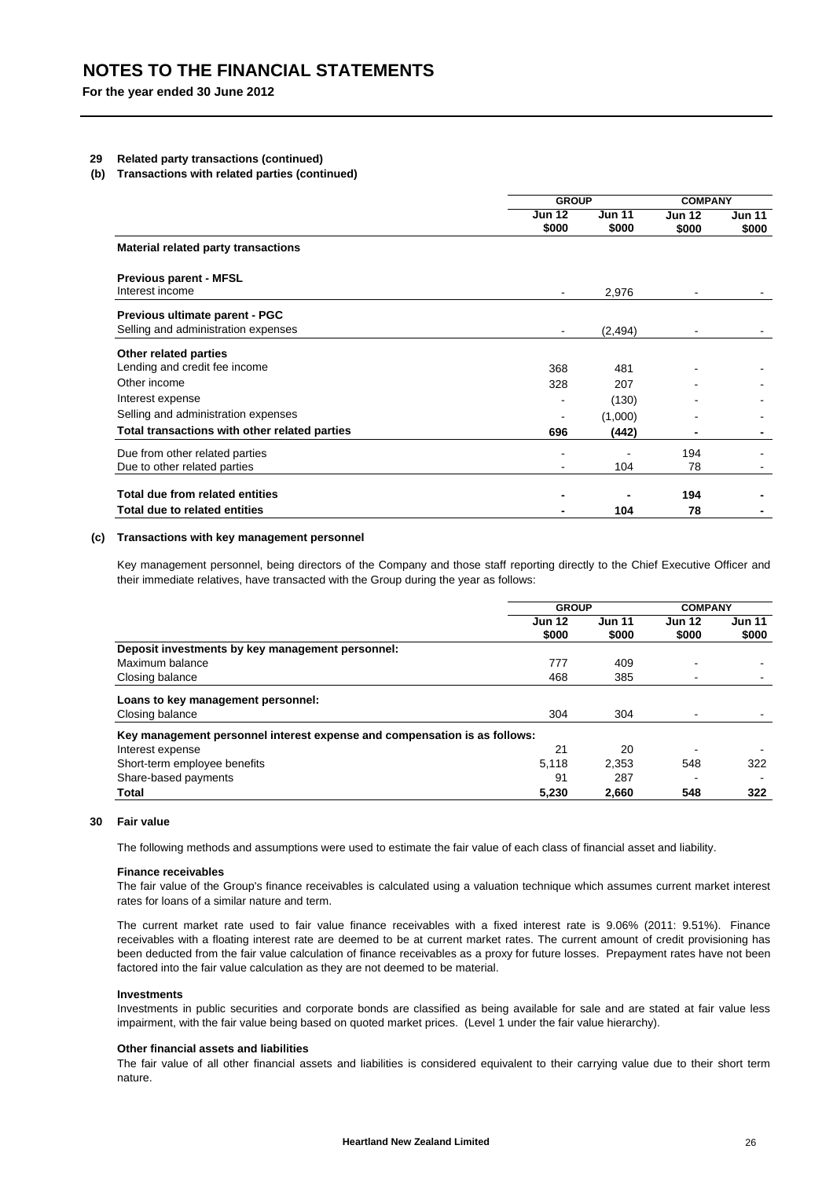# NOTES TO THE FINANCIAL STATEMENTS

**For the year ended 30 June 2012**

## 29 Related party transactions (continued)

### (b) Transactions with related parties (continued)

| | GROUP | | COMPANY | |
|---|---|---|---|---|
| | Jun 12 $000 | Jun 11 $000 | Jun 12 $000 | Jun 11 $000 |
| **Material related party transactions** | | | | |
| **Previous parent - MFSL** | | | | |
| Interest income | - | 2,976 | - | - |
| **Previous ultimate parent - PGC** | | | | |
| Selling and administration expenses | - | (2,494) | - | - |
| **Other related parties** | | | | |
| Lending and credit fee income | 368 | 481 | - | - |
| Other income | 328 | 207 | - | - |
| Interest expense | - | (130) | - | - |
| Selling and administration expenses | - | (1,000) | - | - |
| **Total transactions with other related parties** | **696** | **(442)** | **-** | **-** |
| Due from other related parties | - | - | 194 | - |
| Due to other related parties | - | 104 | 78 | - |
| **Total due from related entities** | **-** | **-** | **194** | **-** |
| **Total due to related entities** | **-** | **104** | **78** | **-** |

### (c) Transactions with key management personnel

Key management personnel, being directors of the Company and those staff reporting directly to the Chief Executive Officer and their immediate relatives, have transacted with the Group during the year as follows:

| | GROUP | | COMPANY | |
|---|---|---|---|---|
| | Jun 12 $000 | Jun 11 $000 | Jun 12 $000 | Jun 11 $000 |
| **Deposit investments by key management personnel:** | | | | |
| Maximum balance | 777 | 409 | - | - |
| Closing balance | 468 | 385 | - | - |
| **Loans to key management personnel:** | | | | |
| Closing balance | 304 | 304 | - | - |
| **Key management personnel interest expense and compensation is as follows:** | | | | |
| Interest expense | 21 | 20 | - | - |
| Short-term employee benefits | 5,118 | 2,353 | 548 | 322 |
| Share-based payments | 91 | 287 | - | - |
| **Total** | **5,230** | **2,660** | **548** | **322** |

## 30 Fair value

The following methods and assumptions were used to estimate the fair value of each class of financial asset and liability.

**Finance receivables**

The fair value of the Group's finance receivables is calculated using a valuation technique which assumes current market interest rates for loans of a similar nature and term.

The current market rate used to fair value finance receivables with a fixed interest rate is 9.06% (2011: 9.51%). Finance receivables with a floating interest rate are deemed to be at current market rates. The current amount of credit provisioning has been deducted from the fair value calculation of finance receivables as a proxy for future losses. Prepayment rates have not been factored into the fair value calculation as they are not deemed to be material.

**Investments**

Investments in public securities and corporate bonds are classified as being available for sale and are stated at fair value less impairment, with the fair value being based on quoted market prices. (Level 1 under the fair value hierarchy).

**Other financial assets and liabilities**

The fair value of all other financial assets and liabilities is considered equivalent to their carrying value due to their short term nature.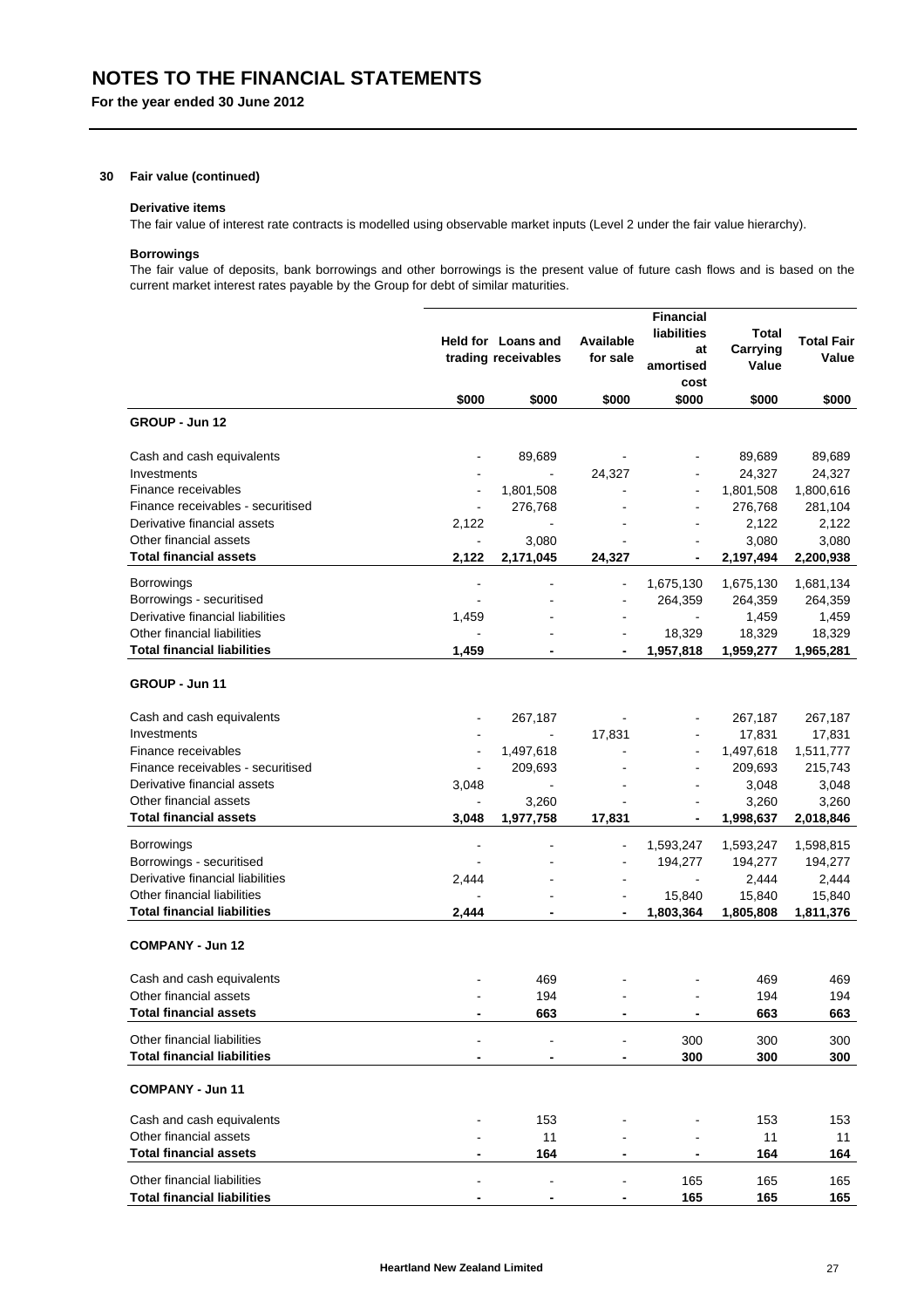# NOTES TO THE FINANCIAL STATEMENTS

**For the year ended 30 June 2012**

### 30 Fair value (continued)

**Derivative items**

The fair value of interest rate contracts is modelled using observable market inputs (Level 2 under the fair value hierarchy).

**Borrowings**

The fair value of deposits, bank borrowings and other borrowings is the present value of future cash flows and is based on the current market interest rates payable by the Group for debt of similar maturities.

| | Held for trading | Loans and receivables | Available for sale | Financial liabilities at amortised cost | Total Carrying Value | Total Fair Value |
|---|---|---|---|---|---|---|
| | $000 | $000 | $000 | $000 | $000 | $000 |
| **GROUP - Jun 12** | | | | | | |
| Cash and cash equivalents | - | 89,689 | - | - | 89,689 | 89,689 |
| Investments | - | - | 24,327 | - | 24,327 | 24,327 |
| Finance receivables | - | 1,801,508 | - | - | 1,801,508 | 1,800,616 |
| Finance receivables - securitised | - | 276,768 | - | - | 276,768 | 281,104 |
| Derivative financial assets | 2,122 | - | - | - | 2,122 | 2,122 |
| Other financial assets | - | 3,080 | - | - | 3,080 | 3,080 |
| **Total financial assets** | **2,122** | **2,171,045** | **24,327** | **-** | **2,197,494** | **2,200,938** |
| Borrowings | - | - | - | 1,675,130 | 1,675,130 | 1,681,134 |
| Borrowings - securitised | - | - | - | 264,359 | 264,359 | 264,359 |
| Derivative financial liabilities | 1,459 | - | - | - | 1,459 | 1,459 |
| Other financial liabilities | - | - | - | 18,329 | 18,329 | 18,329 |
| **Total financial liabilities** | **1,459** | **-** | **-** | **1,957,818** | **1,959,277** | **1,965,281** |
| **GROUP - Jun 11** | | | | | | |
| Cash and cash equivalents | - | 267,187 | - | - | 267,187 | 267,187 |
| Investments | - | - | 17,831 | - | 17,831 | 17,831 |
| Finance receivables | - | 1,497,618 | - | - | 1,497,618 | 1,511,777 |
| Finance receivables - securitised | - | 209,693 | - | - | 209,693 | 215,743 |
| Derivative financial assets | 3,048 | - | - | - | 3,048 | 3,048 |
| Other financial assets | - | 3,260 | - | - | 3,260 | 3,260 |
| **Total financial assets** | **3,048** | **1,977,758** | **17,831** | **-** | **1,998,637** | **2,018,846** |
| Borrowings | - | - | - | 1,593,247 | 1,593,247 | 1,598,815 |
| Borrowings - securitised | - | - | - | 194,277 | 194,277 | 194,277 |
| Derivative financial liabilities | 2,444 | - | - | - | 2,444 | 2,444 |
| Other financial liabilities | - | - | - | 15,840 | 15,840 | 15,840 |
| **Total financial liabilities** | **2,444** | **-** | **-** | **1,803,364** | **1,805,808** | **1,811,376** |
| **COMPANY - Jun 12** | | | | | | |
| Cash and cash equivalents | - | 469 | - | - | 469 | 469 |
| Other financial assets | - | 194 | - | - | 194 | 194 |
| **Total financial assets** | **-** | **663** | **-** | **-** | **663** | **663** |
| Other financial liabilities | - | - | - | 300 | 300 | 300 |
| **Total financial liabilities** | **-** | **-** | **-** | **300** | **300** | **300** |
| **COMPANY - Jun 11** | | | | | | |
| Cash and cash equivalents | - | 153 | - | - | 153 | 153 |
| Other financial assets | - | 11 | - | - | 11 | 11 |
| **Total financial assets** | **-** | **164** | **-** | **-** | **164** | **164** |
| Other financial liabilities | - | - | - | 165 | 165 | 165 |
| **Total financial liabilities** | **-** | **-** | **-** | **165** | **165** | **165** |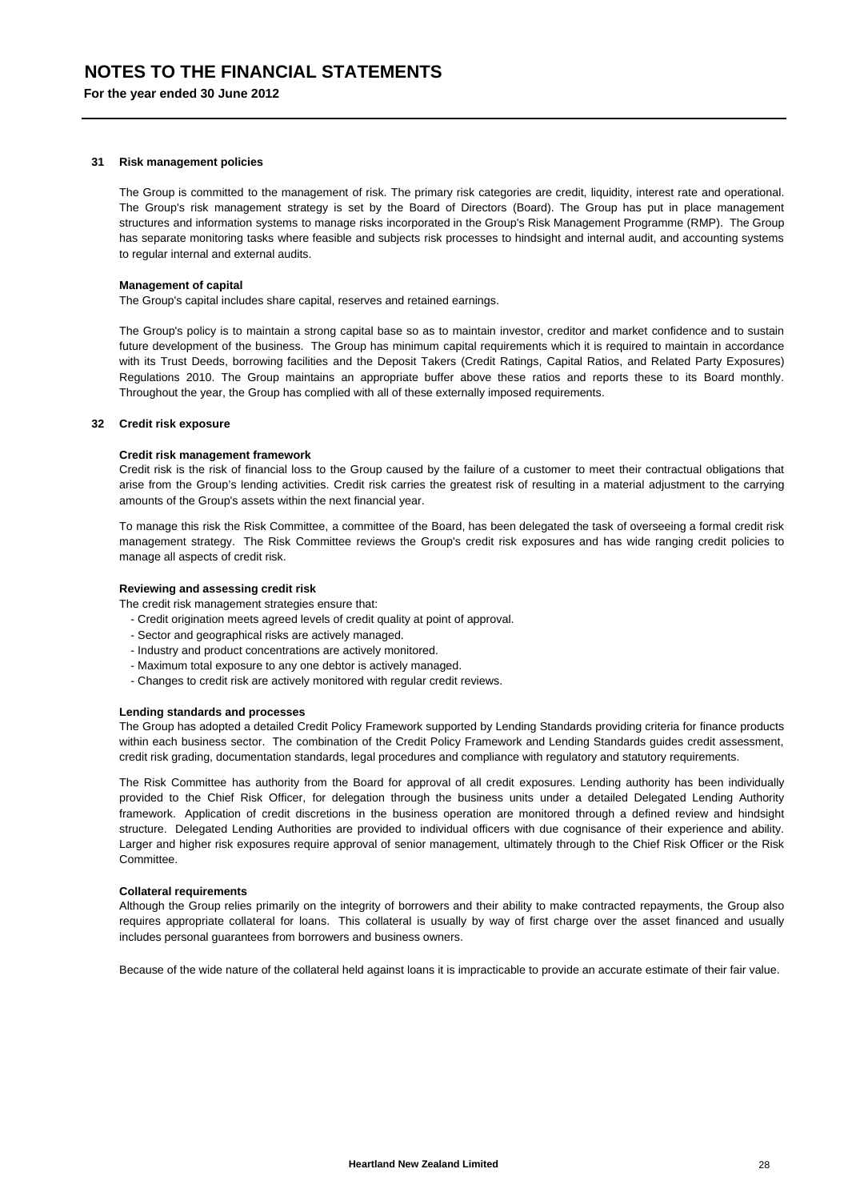# NOTES TO THE FINANCIAL STATEMENTS

**For the year ended 30 June 2012**

## 31 Risk management policies

The Group is committed to the management of risk. The primary risk categories are credit, liquidity, interest rate and operational. The Group's risk management strategy is set by the Board of Directors (Board). The Group has put in place management structures and information systems to manage risks incorporated in the Group's Risk Management Programme (RMP). The Group has separate monitoring tasks where feasible and subjects risk processes to hindsight and internal audit, and accounting systems to regular internal and external audits.

### Management of capital

The Group's capital includes share capital, reserves and retained earnings.

The Group's policy is to maintain a strong capital base so as to maintain investor, creditor and market confidence and to sustain future development of the business. The Group has minimum capital requirements which it is required to maintain in accordance with its Trust Deeds, borrowing facilities and the Deposit Takers (Credit Ratings, Capital Ratios, and Related Party Exposures) Regulations 2010. The Group maintains an appropriate buffer above these ratios and reports these to its Board monthly. Throughout the year, the Group has complied with all of these externally imposed requirements.

## 32 Credit risk exposure

### Credit risk management framework

Credit risk is the risk of financial loss to the Group caused by the failure of a customer to meet their contractual obligations that arise from the Group's lending activities. Credit risk carries the greatest risk of resulting in a material adjustment to the carrying amounts of the Group's assets within the next financial year.

To manage this risk the Risk Committee, a committee of the Board, has been delegated the task of overseeing a formal credit risk management strategy. The Risk Committee reviews the Group's credit risk exposures and has wide ranging credit policies to manage all aspects of credit risk.

### Reviewing and assessing credit risk

The credit risk management strategies ensure that:

- Credit origination meets agreed levels of credit quality at point of approval.
- Sector and geographical risks are actively managed.
- Industry and product concentrations are actively monitored.
- Maximum total exposure to any one debtor is actively managed.
- Changes to credit risk are actively monitored with regular credit reviews.

### Lending standards and processes

The Group has adopted a detailed Credit Policy Framework supported by Lending Standards providing criteria for finance products within each business sector. The combination of the Credit Policy Framework and Lending Standards guides credit assessment, credit risk grading, documentation standards, legal procedures and compliance with regulatory and statutory requirements.

The Risk Committee has authority from the Board for approval of all credit exposures. Lending authority has been individually provided to the Chief Risk Officer, for delegation through the business units under a detailed Delegated Lending Authority framework. Application of credit discretions in the business operation are monitored through a defined review and hindsight structure. Delegated Lending Authorities are provided to individual officers with due cognisance of their experience and ability. Larger and higher risk exposures require approval of senior management, ultimately through to the Chief Risk Officer or the Risk Committee.

### Collateral requirements

Although the Group relies primarily on the integrity of borrowers and their ability to make contracted repayments, the Group also requires appropriate collateral for loans. This collateral is usually by way of first charge over the asset financed and usually includes personal guarantees from borrowers and business owners.

Because of the wide nature of the collateral held against loans it is impracticable to provide an accurate estimate of their fair value.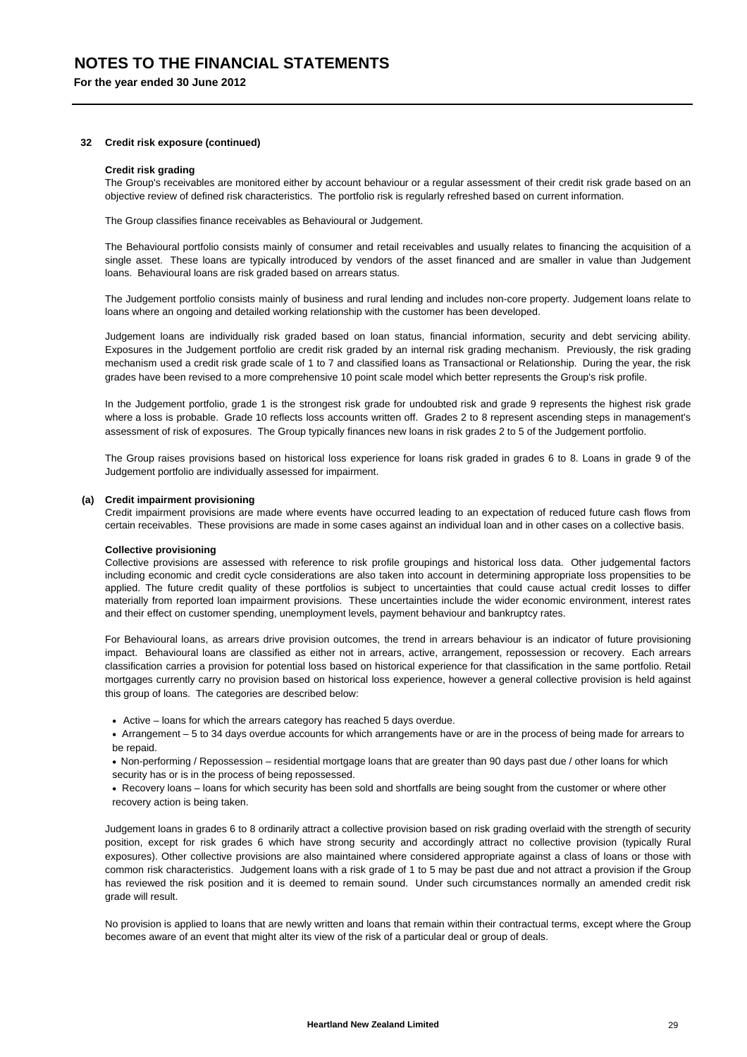## 32 Credit risk exposure (continued)

### Credit risk grading

The Group's receivables are monitored either by account behaviour or a regular assessment of their credit risk grade based on an objective review of defined risk characteristics. The portfolio risk is regularly refreshed based on current information.

The Group classifies finance receivables as Behavioural or Judgement.

The Behavioural portfolio consists mainly of consumer and retail receivables and usually relates to financing the acquisition of a single asset. These loans are typically introduced by vendors of the asset financed and are smaller in value than Judgement loans. Behavioural loans are risk graded based on arrears status.

The Judgement portfolio consists mainly of business and rural lending and includes non-core property. Judgement loans relate to loans where an ongoing and detailed working relationship with the customer has been developed.

Judgement loans are individually risk graded based on loan status, financial information, security and debt servicing ability. Exposures in the Judgement portfolio are credit risk graded by an internal risk grading mechanism. Previously, the risk grading mechanism used a credit risk grade scale of 1 to 7 and classified loans as Transactional or Relationship. During the year, the risk grades have been revised to a more comprehensive 10 point scale model which better represents the Group's risk profile.

In the Judgement portfolio, grade 1 is the strongest risk grade for undoubted risk and grade 9 represents the highest risk grade where a loss is probable. Grade 10 reflects loss accounts written off. Grades 2 to 8 represent ascending steps in management's assessment of risk of exposures. The Group typically finances new loans in risk grades 2 to 5 of the Judgement portfolio.

The Group raises provisions based on historical loss experience for loans risk graded in grades 6 to 8. Loans in grade 9 of the Judgement portfolio are individually assessed for impairment.

### (a) Credit impairment provisioning

Credit impairment provisions are made where events have occurred leading to an expectation of reduced future cash flows from certain receivables. These provisions are made in some cases against an individual loan and in other cases on a collective basis.

#### Collective provisioning

Collective provisions are assessed with reference to risk profile groupings and historical loss data. Other judgemental factors including economic and credit cycle considerations are also taken into account in determining appropriate loss propensities to be applied. The future credit quality of these portfolios is subject to uncertainties that could cause actual credit losses to differ materially from reported loan impairment provisions. These uncertainties include the wider economic environment, interest rates and their effect on customer spending, unemployment levels, payment behaviour and bankruptcy rates.

For Behavioural loans, as arrears drive provision outcomes, the trend in arrears behaviour is an indicator of future provisioning impact. Behavioural loans are classified as either not in arrears, active, arrangement, repossession or recovery. Each arrears classification carries a provision for potential loss based on historical experience for that classification in the same portfolio. Retail mortgages currently carry no provision based on historical loss experience, however a general collective provision is held against this group of loans. The categories are described below:

- Active – loans for which the arrears category has reached 5 days overdue.
- Arrangement – 5 to 34 days overdue accounts for which arrangements have or are in the process of being made for arrears to be repaid.
- Non-performing / Repossession – residential mortgage loans that are greater than 90 days past due / other loans for which security has or is in the process of being repossessed.
- Recovery loans – loans for which security has been sold and shortfalls are being sought from the customer or where other recovery action is being taken.

Judgement loans in grades 6 to 8 ordinarily attract a collective provision based on risk grading overlaid with the strength of security position, except for risk grades 6 which have strong security and accordingly attract no collective provision (typically Rural exposures). Other collective provisions are also maintained where considered appropriate against a class of loans or those with common risk characteristics. Judgement loans with a risk grade of 1 to 5 may be past due and not attract a provision if the Group has reviewed the risk position and it is deemed to remain sound. Under such circumstances normally an amended credit risk grade will result.

No provision is applied to loans that are newly written and loans that remain within their contractual terms, except where the Group becomes aware of an event that might alter its view of the risk of a particular deal or group of deals.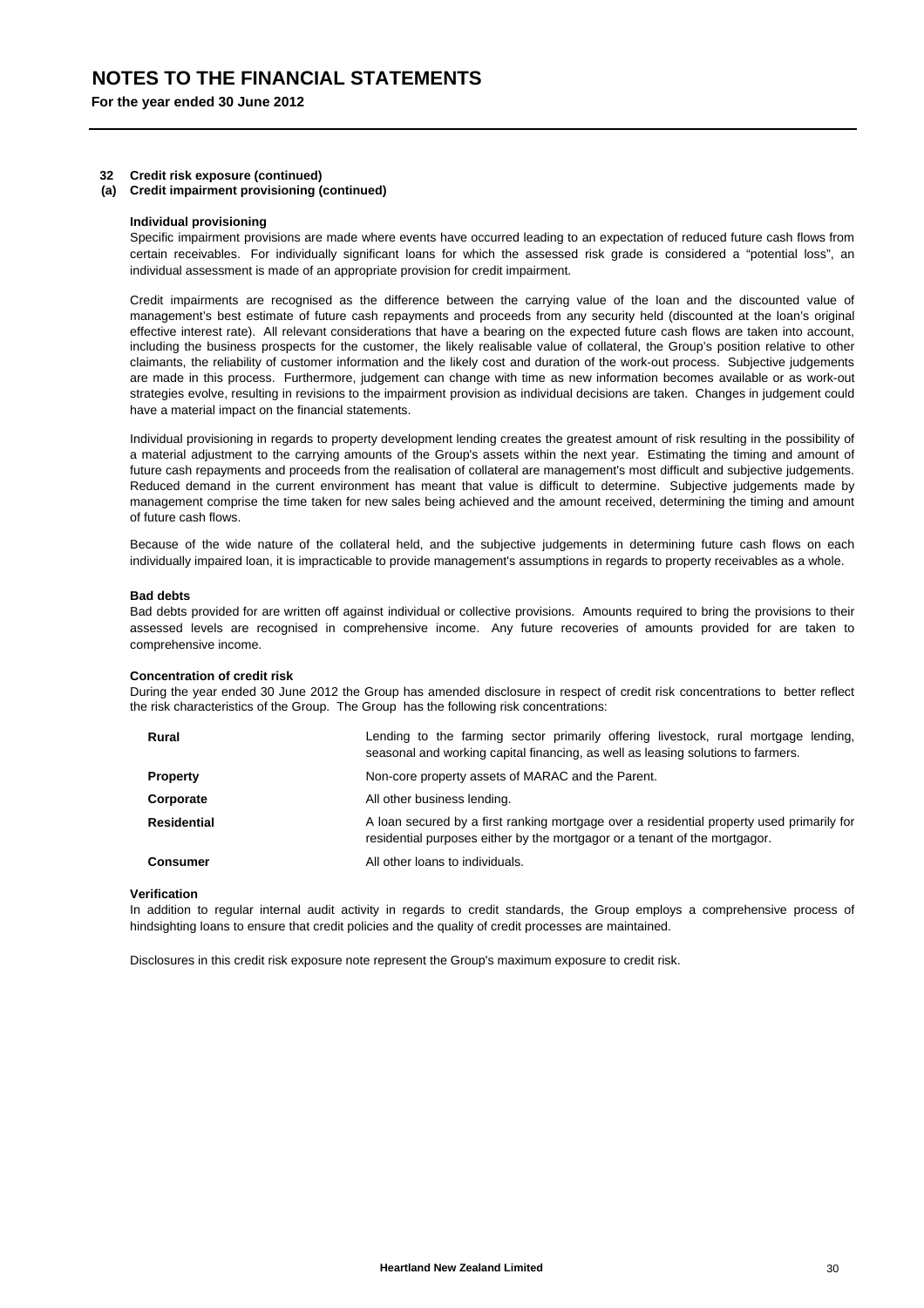# NOTES TO THE FINANCIAL STATEMENTS

**For the year ended 30 June 2012**

### 32 Credit risk exposure (continued)

#### (a) Credit impairment provisioning (continued)

**Individual provisioning**

Specific impairment provisions are made where events have occurred leading to an expectation of reduced future cash flows from certain receivables. For individually significant loans for which the assessed risk grade is considered a "potential loss", an individual assessment is made of an appropriate provision for credit impairment.

Credit impairments are recognised as the difference between the carrying value of the loan and the discounted value of management's best estimate of future cash repayments and proceeds from any security held (discounted at the loan's original effective interest rate). All relevant considerations that have a bearing on the expected future cash flows are taken into account, including the business prospects for the customer, the likely realisable value of collateral, the Group's position relative to other claimants, the reliability of customer information and the likely cost and duration of the work-out process. Subjective judgements are made in this process. Furthermore, judgement can change with time as new information becomes available or as work-out strategies evolve, resulting in revisions to the impairment provision as individual decisions are taken. Changes in judgement could have a material impact on the financial statements.

Individual provisioning in regards to property development lending creates the greatest amount of risk resulting in the possibility of a material adjustment to the carrying amounts of the Group's assets within the next year. Estimating the timing and amount of future cash repayments and proceeds from the realisation of collateral are management's most difficult and subjective judgements. Reduced demand in the current environment has meant that value is difficult to determine. Subjective judgements made by management comprise the time taken for new sales being achieved and the amount received, determining the timing and amount of future cash flows.

Because of the wide nature of the collateral held, and the subjective judgements in determining future cash flows on each individually impaired loan, it is impracticable to provide management's assumptions in regards to property receivables as a whole.

**Bad debts**

Bad debts provided for are written off against individual or collective provisions. Amounts required to bring the provisions to their assessed levels are recognised in comprehensive income. Any future recoveries of amounts provided for are taken to comprehensive income.

**Concentration of credit risk**

During the year ended 30 June 2012 the Group has amended disclosure in respect of credit risk concentrations to better reflect the risk characteristics of the Group. The Group has the following risk concentrations:

| | |
|---|---|
| **Rural** | Lending to the farming sector primarily offering livestock, rural mortgage lending, seasonal and working capital financing, as well as leasing solutions to farmers. |
| **Property** | Non-core property assets of MARAC and the Parent. |
| **Corporate** | All other business lending. |
| **Residential** | A loan secured by a first ranking mortgage over a residential property used primarily for residential purposes either by the mortgagor or a tenant of the mortgagor. |
| **Consumer** | All other loans to individuals. |

**Verification**

In addition to regular internal audit activity in regards to credit standards, the Group employs a comprehensive process of hindsighting loans to ensure that credit policies and the quality of credit processes are maintained.

Disclosures in this credit risk exposure note represent the Group's maximum exposure to credit risk.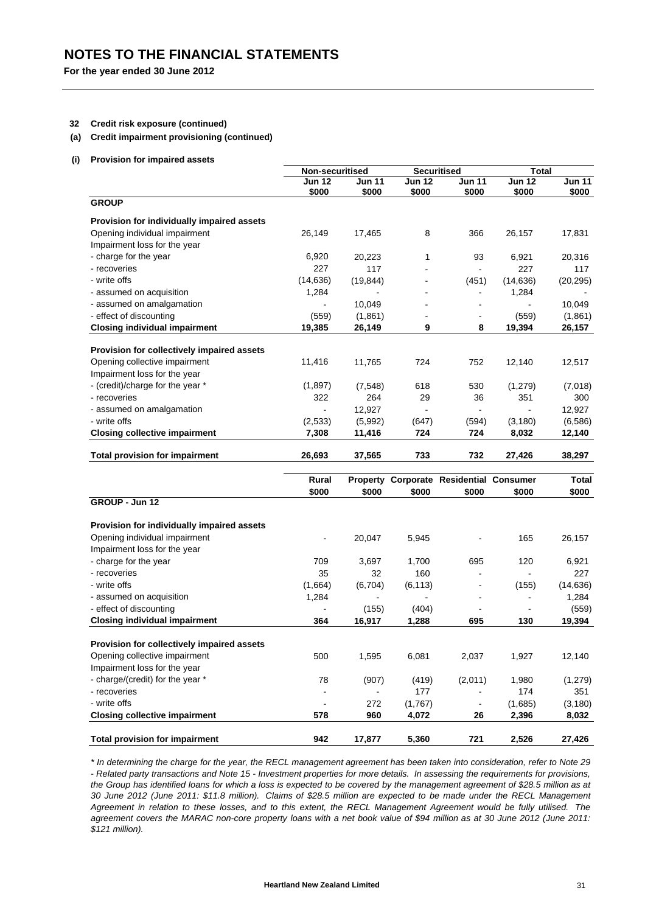# NOTES TO THE FINANCIAL STATEMENTS

**For the year ended 30 June 2012**

**32 Credit risk exposure (continued)**

**(a) Credit impairment provisioning (continued)**

**(i) Provision for impaired assets**

| | Non-securitised | | Securitised | | Total | |
|---|---|---|---|---|---|---|
| | **Jun 12 $000** | **Jun 11 $000** | **Jun 12 $000** | **Jun 11 $000** | **Jun 12 $000** | **Jun 11 $000** |
| **GROUP** | | | | | | |
| **Provision for individually impaired assets** | | | | | | |
| Opening individual impairment | 26,149 | 17,465 | 8 | 366 | 26,157 | 17,831 |
| Impairment loss for the year | | | | | | |
| - charge for the year | 6,920 | 20,223 | 1 | 93 | 6,921 | 20,316 |
| - recoveries | 227 | 117 | - | - | 227 | 117 |
| - write offs | (14,636) | (19,844) | - | (451) | (14,636) | (20,295) |
| - assumed on acquisition | 1,284 | - | - | - | 1,284 | - |
| - assumed on amalgamation | - | 10,049 | - | - | - | 10,049 |
| - effect of discounting | (559) | (1,861) | - | - | (559) | (1,861) |
| **Closing individual impairment** | **19,385** | **26,149** | **9** | **8** | **19,394** | **26,157** |
| **Provision for collectively impaired assets** | | | | | | |
| Opening collective impairment | 11,416 | 11,765 | 724 | 752 | 12,140 | 12,517 |
| Impairment loss for the year | | | | | | |
| - (credit)/charge for the year * | (1,897) | (7,548) | 618 | 530 | (1,279) | (7,018) |
| - recoveries | 322 | 264 | 29 | 36 | 351 | 300 |
| - assumed on amalgamation | - | 12,927 | - | - | - | 12,927 |
| - write offs | (2,533) | (5,992) | (647) | (594) | (3,180) | (6,586) |
| **Closing collective impairment** | **7,308** | **11,416** | **724** | **724** | **8,032** | **12,140** |
| **Total provision for impairment** | **26,693** | **37,565** | **733** | **732** | **27,426** | **38,297** |

| | Rural $000 | Property $000 | Corporate $000 | Residential $000 | Consumer $000 | Total $000 |
|---|---|---|---|---|---|---|
| **GROUP - Jun 12** | | | | | | |
| **Provision for individually impaired assets** | | | | | | |
| Opening individual impairment | - | 20,047 | 5,945 | - | 165 | 26,157 |
| Impairment loss for the year | | | | | | |
| - charge for the year | 709 | 3,697 | 1,700 | 695 | 120 | 6,921 |
| - recoveries | 35 | 32 | 160 | - | - | 227 |
| - write offs | (1,664) | (6,704) | (6,113) | - | (155) | (14,636) |
| - assumed on acquisition | 1,284 | - | - | - | - | 1,284 |
| - effect of discounting | - | (155) | (404) | - | - | (559) |
| **Closing individual impairment** | **364** | **16,917** | **1,288** | **695** | **130** | **19,394** |
| **Provision for collectively impaired assets** | | | | | | |
| Opening collective impairment | 500 | 1,595 | 6,081 | 2,037 | 1,927 | 12,140 |
| Impairment loss for the year | | | | | | |
| - charge/(credit) for the year * | 78 | (907) | (419) | (2,011) | 1,980 | (1,279) |
| - recoveries | - | - | 177 | - | 174 | 351 |
| - write offs | - | 272 | (1,767) | - | (1,685) | (3,180) |
| **Closing collective impairment** | **578** | **960** | **4,072** | **26** | **2,396** | **8,032** |
| **Total provision for impairment** | **942** | **17,877** | **5,360** | **721** | **2,526** | **27,426** |

*\* In determining the charge for the year, the RECL management agreement has been taken into consideration, refer to Note 29 - Related party transactions and Note 15 - Investment properties for more details. In assessing the requirements for provisions, the Group has identified loans for which a loss is expected to be covered by the management agreement of $28.5 million as at 30 June 2012 (June 2011: $11.8 million). Claims of $28.5 million are expected to be made under the RECL Management Agreement in relation to these losses, and to this extent, the RECL Management Agreement would be fully utilised. The agreement covers the MARAC non-core property loans with a net book value of $94 million as at 30 June 2012 (June 2011: $121 million).*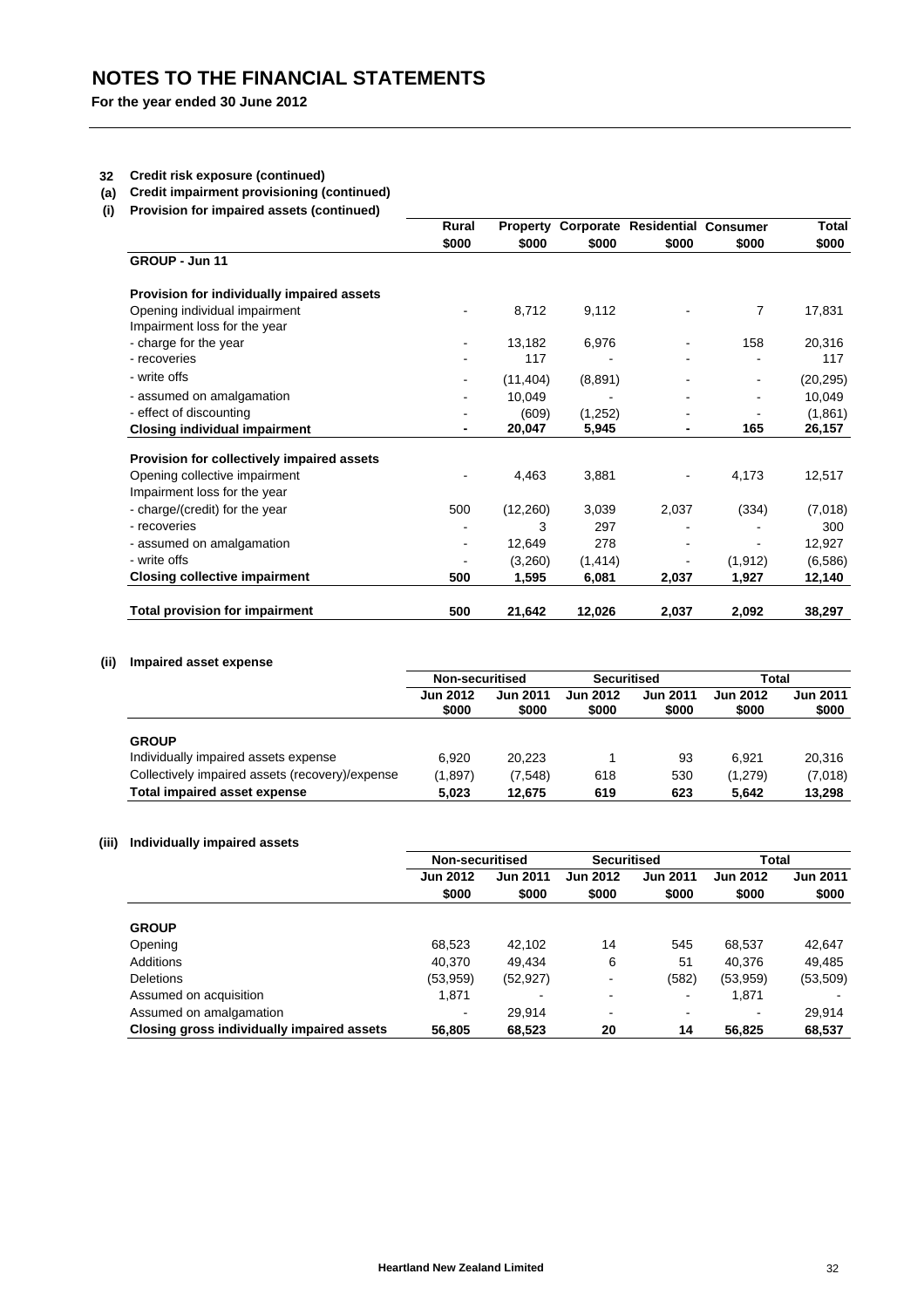# NOTES TO THE FINANCIAL STATEMENTS

**For the year ended 30 June 2012**

**32 Credit risk exposure (continued)**

**(a) Credit impairment provisioning (continued)**

**(i) Provision for impaired assets (continued)**

| | Rural | Property | Corporate | Residential | Consumer | Total |
|---|---|---|---|---|---|---|
| | $000 | $000 | $000 | $000 | $000 | $000 |
| **GROUP - Jun 11** | | | | | | |
| **Provision for individually impaired assets** | | | | | | |
| Opening individual impairment | - | 8,712 | 9,112 | - | 7 | 17,831 |
| Impairment loss for the year | | | | | | |
| - charge for the year | - | 13,182 | 6,976 | - | 158 | 20,316 |
| - recoveries | - | 117 | - | - | - | 117 |
| - write offs | - | (11,404) | (8,891) | - | - | (20,295) |
| - assumed on amalgamation | - | 10,049 | - | - | - | 10,049 |
| - effect of discounting | - | (609) | (1,252) | - | - | (1,861) |
| **Closing individual impairment** | **-** | **20,047** | **5,945** | **-** | **165** | **26,157** |
| **Provision for collectively impaired assets** | | | | | | |
| Opening collective impairment | - | 4,463 | 3,881 | - | 4,173 | 12,517 |
| Impairment loss for the year | | | | | | |
| - charge/(credit) for the year | 500 | (12,260) | 3,039 | 2,037 | (334) | (7,018) |
| - recoveries | - | 3 | 297 | - | - | 300 |
| - assumed on amalgamation | - | 12,649 | 278 | - | - | 12,927 |
| - write offs | - | (3,260) | (1,414) | - | (1,912) | (6,586) |
| **Closing collective impairment** | **500** | **1,595** | **6,081** | **2,037** | **1,927** | **12,140** |
| **Total provision for impairment** | **500** | **21,642** | **12,026** | **2,037** | **2,092** | **38,297** |

**(ii) Impaired asset expense**

| | Non-securitised | | Securitised | | Total | |
|---|---|---|---|---|---|---|
| | **Jun 2012 $000** | **Jun 2011 $000** | **Jun 2012 $000** | **Jun 2011 $000** | **Jun 2012 $000** | **Jun 2011 $000** |
| **GROUP** | | | | | | |
| Individually impaired assets expense | 6,920 | 20,223 | 1 | 93 | 6,921 | 20,316 |
| Collectively impaired assets (recovery)/expense | (1,897) | (7,548) | 618 | 530 | (1,279) | (7,018) |
| **Total impaired asset expense** | **5,023** | **12,675** | **619** | **623** | **5,642** | **13,298** |

**(iii) Individually impaired assets**

| | Non-securitised | | Securitised | | Total | |
|---|---|---|---|---|---|---|
| | **Jun 2012 $000** | **Jun 2011 $000** | **Jun 2012 $000** | **Jun 2011 $000** | **Jun 2012 $000** | **Jun 2011 $000** |
| **GROUP** | | | | | | |
| Opening | 68,523 | 42,102 | 14 | 545 | 68,537 | 42,647 |
| Additions | 40,370 | 49,434 | 6 | 51 | 40,376 | 49,485 |
| Deletions | (53,959) | (52,927) | - | (582) | (53,959) | (53,509) |
| Assumed on acquisition | 1,871 | - | - | - | 1,871 | - |
| Assumed on amalgamation | - | 29,914 | - | - | - | 29,914 |
| **Closing gross individually impaired assets** | **56,805** | **68,523** | **20** | **14** | **56,825** | **68,537** |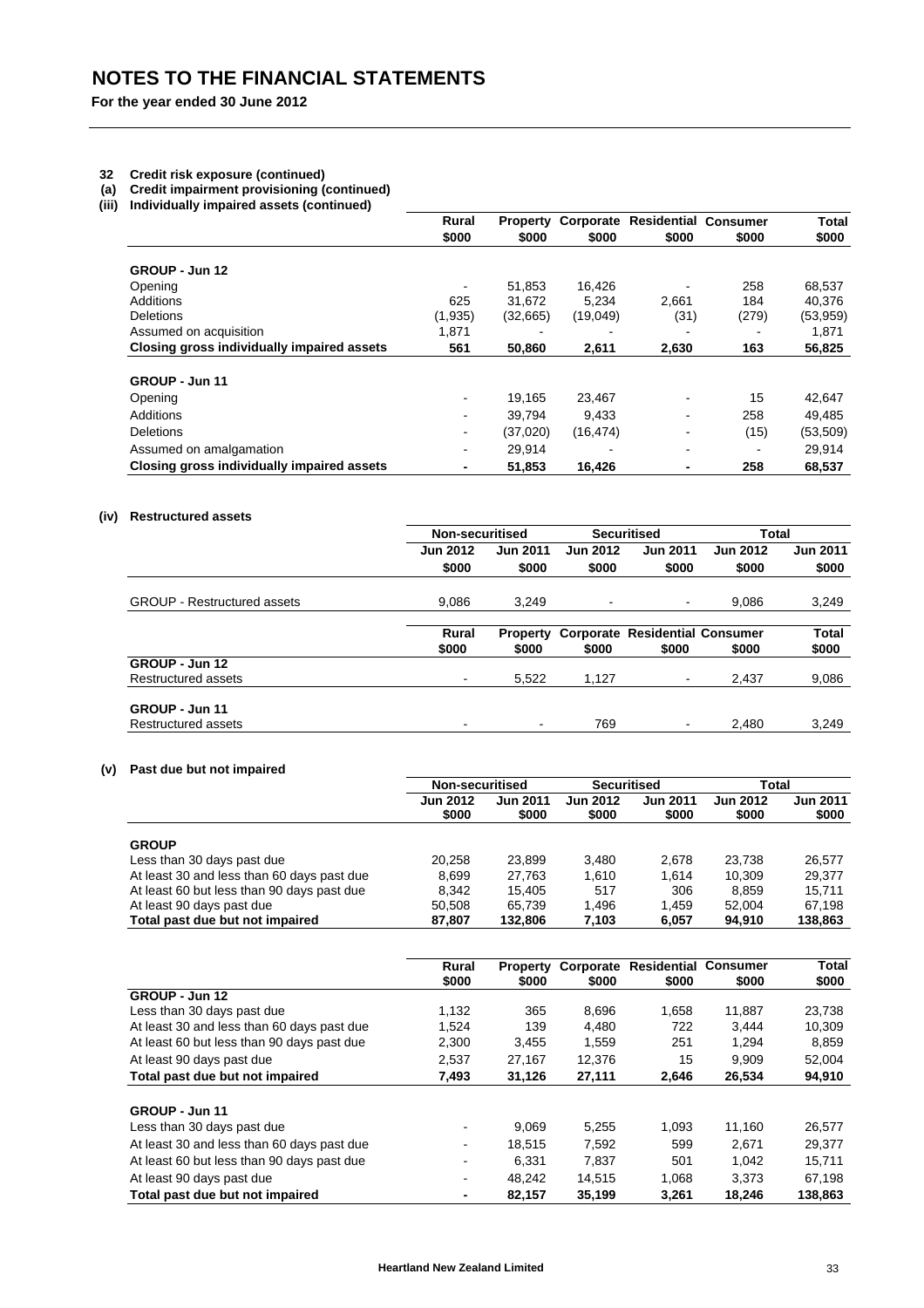# NOTES TO THE FINANCIAL STATEMENTS

**For the year ended 30 June 2012**

**32 Credit risk exposure (continued)**

**(a) Credit impairment provisioning (continued)**

**(iii) Individually impaired assets (continued)**

| | Rural $000 | Property $000 | Corporate $000 | Residential $000 | Consumer $000 | Total $000 |
|---|---|---|---|---|---|---|
| **GROUP - Jun 12** | | | | | | |
| Opening | - | 51,853 | 16,426 | - | 258 | 68,537 |
| Additions | 625 | 31,672 | 5,234 | 2,661 | 184 | 40,376 |
| Deletions | (1,935) | (32,665) | (19,049) | (31) | (279) | (53,959) |
| Assumed on acquisition | 1,871 | - | - | - | - | 1,871 |
| **Closing gross individually impaired assets** | **561** | **50,860** | **2,611** | **2,630** | **163** | **56,825** |
| **GROUP - Jun 11** | | | | | | |
| Opening | - | 19,165 | 23,467 | - | 15 | 42,647 |
| Additions | - | 39,794 | 9,433 | - | 258 | 49,485 |
| Deletions | - | (37,020) | (16,474) | - | (15) | (53,509) |
| Assumed on amalgamation | - | 29,914 | - | - | - | 29,914 |
| **Closing gross individually impaired assets** | **-** | **51,853** | **16,426** | **-** | **258** | **68,537** |

**(iv) Restructured assets**

| | Non-securitised | | Securitised | | Total | |
|---|---|---|---|---|---|---|
| | Jun 2012 $000 | Jun 2011 $000 | Jun 2012 $000 | Jun 2011 $000 | Jun 2012 $000 | Jun 2011 $000 |
| GROUP - Restructured assets | 9,086 | 3,249 | - | - | 9,086 | 3,249 |

| | Rural $000 | Property $000 | Corporate $000 | Residential $000 | Consumer $000 | Total $000 |
|---|---|---|---|---|---|---|
| **GROUP - Jun 12** | | | | | | |
| Restructured assets | - | 5,522 | 1,127 | - | 2,437 | 9,086 |
| **GROUP - Jun 11** | | | | | | |
| Restructured assets | - | - | 769 | - | 2,480 | 3,249 |

**(v) Past due but not impaired**

| | Non-securitised | | Securitised | | Total | |
|---|---|---|---|---|---|---|
| | Jun 2012 $000 | Jun 2011 $000 | Jun 2012 $000 | Jun 2011 $000 | Jun 2012 $000 | Jun 2011 $000 |
| **GROUP** | | | | | | |
| Less than 30 days past due | 20,258 | 23,899 | 3,480 | 2,678 | 23,738 | 26,577 |
| At least 30 and less than 60 days past due | 8,699 | 27,763 | 1,610 | 1,614 | 10,309 | 29,377 |
| At least 60 but less than 90 days past due | 8,342 | 15,405 | 517 | 306 | 8,859 | 15,711 |
| At least 90 days past due | 50,508 | 65,739 | 1,496 | 1,459 | 52,004 | 67,198 |
| **Total past due but not impaired** | **87,807** | **132,806** | **7,103** | **6,057** | **94,910** | **138,863** |

| | Rural $000 | Property $000 | Corporate $000 | Residential $000 | Consumer $000 | Total $000 |
|---|---|---|---|---|---|---|
| **GROUP - Jun 12** | | | | | | |
| Less than 30 days past due | 1,132 | 365 | 8,696 | 1,658 | 11,887 | 23,738 |
| At least 30 and less than 60 days past due | 1,524 | 139 | 4,480 | 722 | 3,444 | 10,309 |
| At least 60 but less than 90 days past due | 2,300 | 3,455 | 1,559 | 251 | 1,294 | 8,859 |
| At least 90 days past due | 2,537 | 27,167 | 12,376 | 15 | 9,909 | 52,004 |
| **Total past due but not impaired** | **7,493** | **31,126** | **27,111** | **2,646** | **26,534** | **94,910** |
| **GROUP - Jun 11** | | | | | | |
| Less than 30 days past due | - | 9,069 | 5,255 | 1,093 | 11,160 | 26,577 |
| At least 30 and less than 60 days past due | - | 18,515 | 7,592 | 599 | 2,671 | 29,377 |
| At least 60 but less than 90 days past due | - | 6,331 | 7,837 | 501 | 1,042 | 15,711 |
| At least 90 days past due | - | 48,242 | 14,515 | 1,068 | 3,373 | 67,198 |
| **Total past due but not impaired** | **-** | **82,157** | **35,199** | **3,261** | **18,246** | **138,863** |

Heartland New Zealand Limited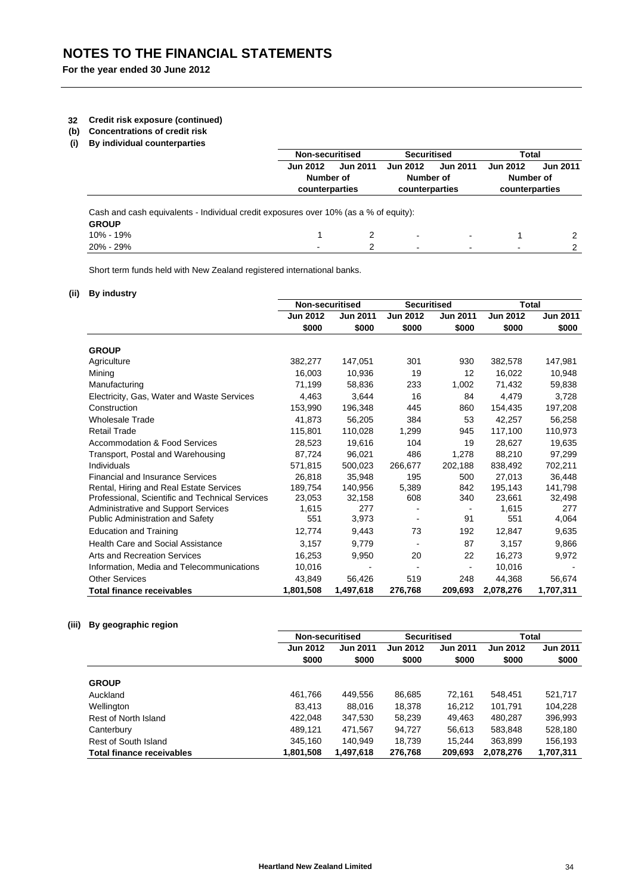# NOTES TO THE FINANCIAL STATEMENTS

**For the year ended 30 June 2012**

## 32 Credit risk exposure (continued)

### (b) Concentrations of credit risk

#### (i) By individual counterparties

| | Non-securitised | | Securitised | | Total | |
|---|---|---|---|---|---|---|
| | Jun 2012 | Jun 2011 | Jun 2012 | Jun 2011 | Jun 2012 | Jun 2011 |
| | Number of counterparties | | Number of counterparties | | Number of counterparties | |
| Cash and cash equivalents - Individual credit exposures over 10% (as a % of equity): | | | | | | |
| **GROUP** | | | | | | |
| 10% - 19% | 1 | 2 | - | - | 1 | 2 |
| 20% - 29% | - | 2 | - | - | - | 2 |

Short term funds held with New Zealand registered international banks.

#### (ii) By industry

| | Non-securitised | | Securitised | | Total | |
|---|---|---|---|---|---|---|
| | Jun 2012 | Jun 2011 | Jun 2012 | Jun 2011 | Jun 2012 | Jun 2011 |
| | $000 | $000 | $000 | $000 | $000 | $000 |
| **GROUP** | | | | | | |
| Agriculture | 382,277 | 147,051 | 301 | 930 | 382,578 | 147,981 |
| Mining | 16,003 | 10,936 | 19 | 12 | 16,022 | 10,948 |
| Manufacturing | 71,199 | 58,836 | 233 | 1,002 | 71,432 | 59,838 |
| Electricity, Gas, Water and Waste Services | 4,463 | 3,644 | 16 | 84 | 4,479 | 3,728 |
| Construction | 153,990 | 196,348 | 445 | 860 | 154,435 | 197,208 |
| Wholesale Trade | 41,873 | 56,205 | 384 | 53 | 42,257 | 56,258 |
| Retail Trade | 115,801 | 110,028 | 1,299 | 945 | 117,100 | 110,973 |
| Accommodation & Food Services | 28,523 | 19,616 | 104 | 19 | 28,627 | 19,635 |
| Transport, Postal and Warehousing | 87,724 | 96,021 | 486 | 1,278 | 88,210 | 97,299 |
| Individuals | 571,815 | 500,023 | 266,677 | 202,188 | 838,492 | 702,211 |
| Financial and Insurance Services | 26,818 | 35,948 | 195 | 500 | 27,013 | 36,448 |
| Rental, Hiring and Real Estate Services | 189,754 | 140,956 | 5,389 | 842 | 195,143 | 141,798 |
| Professional, Scientific and Technical Services | 23,053 | 32,158 | 608 | 340 | 23,661 | 32,498 |
| Administrative and Support Services | 1,615 | 277 | - | - | 1,615 | 277 |
| Public Administration and Safety | 551 | 3,973 | - | 91 | 551 | 4,064 |
| Education and Training | 12,774 | 9,443 | 73 | 192 | 12,847 | 9,635 |
| Health Care and Social Assistance | 3,157 | 9,779 | - | 87 | 3,157 | 9,866 |
| Arts and Recreation Services | 16,253 | 9,950 | 20 | 22 | 16,273 | 9,972 |
| Information, Media and Telecommunications | 10,016 | - | - | - | 10,016 | - |
| Other Services | 43,849 | 56,426 | 519 | 248 | 44,368 | 56,674 |
| **Total finance receivables** | **1,801,508** | **1,497,618** | **276,768** | **209,693** | **2,078,276** | **1,707,311** |

#### (iii) By geographic region

| | Non-securitised | | Securitised | | Total | |
|---|---|---|---|---|---|---|
| | Jun 2012 | Jun 2011 | Jun 2012 | Jun 2011 | Jun 2012 | Jun 2011 |
| | $000 | $000 | $000 | $000 | $000 | $000 |
| **GROUP** | | | | | | |
| Auckland | 461,766 | 449,556 | 86,685 | 72,161 | 548,451 | 521,717 |
| Wellington | 83,413 | 88,016 | 18,378 | 16,212 | 101,791 | 104,228 |
| Rest of North Island | 422,048 | 347,530 | 58,239 | 49,463 | 480,287 | 396,993 |
| Canterbury | 489,121 | 471,567 | 94,727 | 56,613 | 583,848 | 528,180 |
| Rest of South Island | 345,160 | 140,949 | 18,739 | 15,244 | 363,899 | 156,193 |
| **Total finance receivables** | **1,801,508** | **1,497,618** | **276,768** | **209,693** | **2,078,276** | **1,707,311** |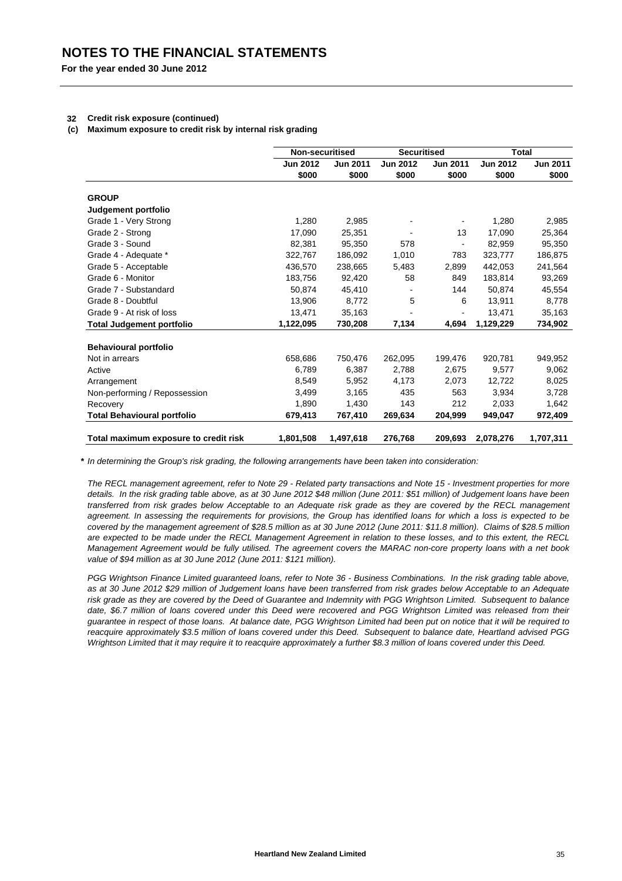# NOTES TO THE FINANCIAL STATEMENTS

**For the year ended 30 June 2012**

**32 Credit risk exposure (continued)**

**(c) Maximum exposure to credit risk by internal risk grading**

| | Non-securitised | | Securitised | | Total | |
|---|---|---|---|---|---|---|
| | Jun 2012 $000 | Jun 2011 $000 | Jun 2012 $000 | Jun 2011 $000 | Jun 2012 $000 | Jun 2011 $000 |
| **GROUP** | | | | | | |
| **Judgement portfolio** | | | | | | |
| Grade 1 - Very Strong | 1,280 | 2,985 | - | - | 1,280 | 2,985 |
| Grade 2 - Strong | 17,090 | 25,351 | - | 13 | 17,090 | 25,364 |
| Grade 3 - Sound | 82,381 | 95,350 | 578 | - | 82,959 | 95,350 |
| Grade 4 - Adequate * | 322,767 | 186,092 | 1,010 | 783 | 323,777 | 186,875 |
| Grade 5 - Acceptable | 436,570 | 238,665 | 5,483 | 2,899 | 442,053 | 241,564 |
| Grade 6 - Monitor | 183,756 | 92,420 | 58 | 849 | 183,814 | 93,269 |
| Grade 7 - Substandard | 50,874 | 45,410 | - | 144 | 50,874 | 45,554 |
| Grade 8 - Doubtful | 13,906 | 8,772 | 5 | 6 | 13,911 | 8,778 |
| Grade 9 - At risk of loss | 13,471 | 35,163 | - | - | 13,471 | 35,163 |
| **Total Judgement portfolio** | **1,122,095** | **730,208** | **7,134** | **4,694** | **1,129,229** | **734,902** |
| **Behavioural portfolio** | | | | | | |
| Not in arrears | 658,686 | 750,476 | 262,095 | 199,476 | 920,781 | 949,952 |
| Active | 6,789 | 6,387 | 2,788 | 2,675 | 9,577 | 9,062 |
| Arrangement | 8,549 | 5,952 | 4,173 | 2,073 | 12,722 | 8,025 |
| Non-performing / Repossession | 3,499 | 3,165 | 435 | 563 | 3,934 | 3,728 |
| Recovery | 1,890 | 1,430 | 143 | 212 | 2,033 | 1,642 |
| **Total Behavioural portfolio** | **679,413** | **767,410** | **269,634** | **204,999** | **949,047** | **972,409** |
| **Total maximum exposure to credit risk** | **1,801,508** | **1,497,618** | **276,768** | **209,693** | **2,078,276** | **1,707,311** |

*** *In determining the Group's risk grading, the following arrangements have been taken into consideration:*

*The RECL management agreement, refer to Note 29 - Related party transactions and Note 15 - Investment properties for more details. In the risk grading table above, as at 30 June 2012 $48 million (June 2011: $51 million) of Judgement loans have been transferred from risk grades below Acceptable to an Adequate risk grade as they are covered by the RECL management agreement. In assessing the requirements for provisions, the Group has identified loans for which a loss is expected to be covered by the management agreement of $28.5 million as at 30 June 2012 (June 2011: $11.8 million). Claims of $28.5 million are expected to be made under the RECL Management Agreement in relation to these losses, and to this extent, the RECL Management Agreement would be fully utilised. The agreement covers the MARAC non-core property loans with a net book value of $94 million as at 30 June 2012 (June 2011: $121 million).*

*PGG Wrightson Finance Limited guaranteed loans, refer to Note 36 - Business Combinations. In the risk grading table above, as at 30 June 2012 $29 million of Judgement loans have been transferred from risk grades below Acceptable to an Adequate risk grade as they are covered by the Deed of Guarantee and Indemnity with PGG Wrightson Limited. Subsequent to balance date, $6.7 million of loans covered under this Deed were recovered and PGG Wrightson Limited was released from their guarantee in respect of those loans. At balance date, PGG Wrightson Limited had been put on notice that it will be required to reacquire approximately $3.5 million of loans covered under this Deed. Subsequent to balance date, Heartland advised PGG Wrightson Limited that it may require it to reacquire approximately a further $8.3 million of loans covered under this Deed.*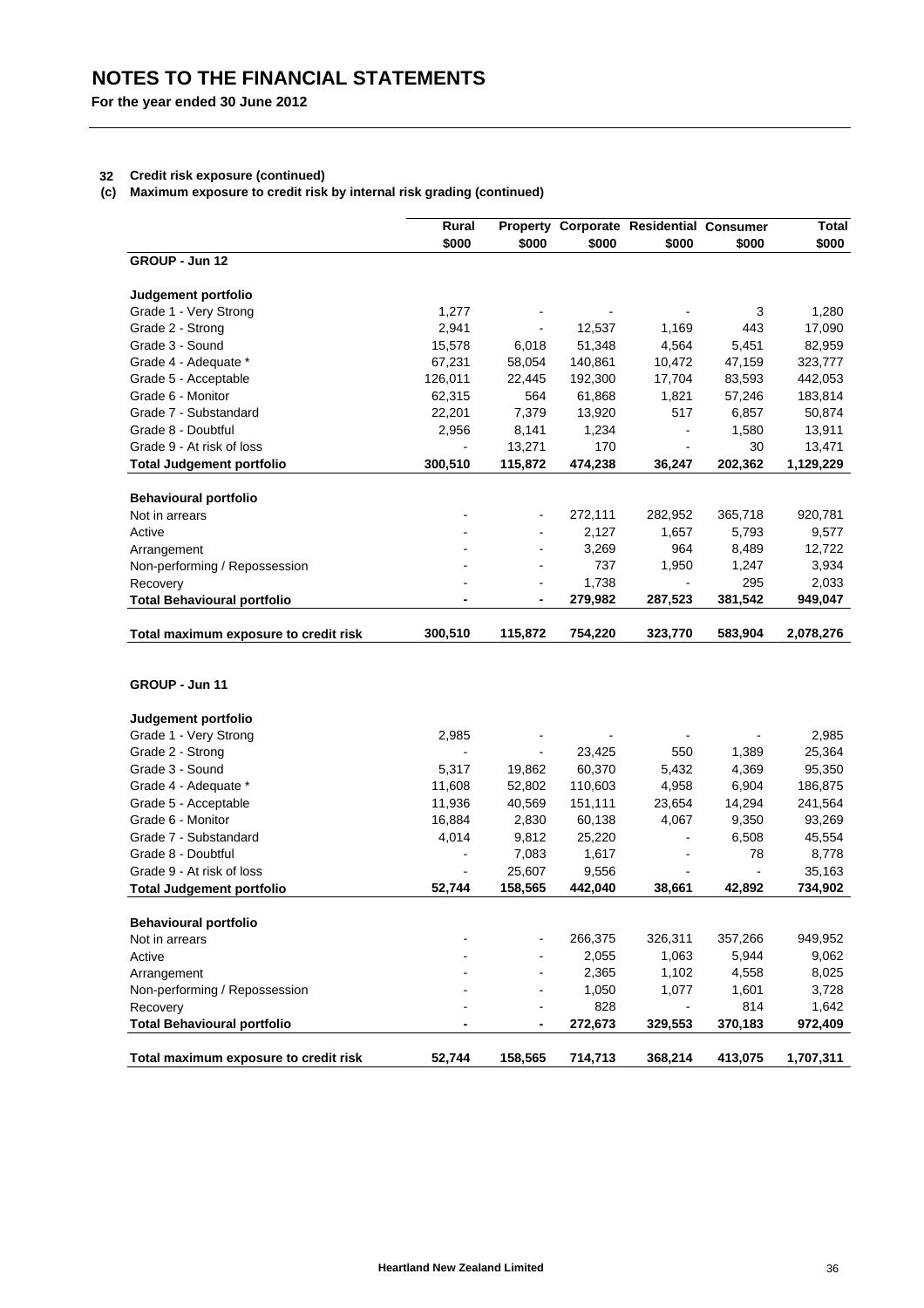# NOTES TO THE FINANCIAL STATEMENTS

**For the year ended 30 June 2012**

**32 Credit risk exposure (continued)**

**(c) Maximum exposure to credit risk by internal risk grading (continued)**

| | Rural | Property | Corporate | Residential | Consumer | Total |
|---|---|---|---|---|---|---|
| | $000 | $000 | $000 | $000 | $000 | $000 |
| **GROUP - Jun 12** | | | | | | |
| **Judgement portfolio** | | | | | | |
| Grade 1 - Very Strong | 1,277 | - | - | - | 3 | 1,280 |
| Grade 2 - Strong | 2,941 | - | 12,537 | 1,169 | 443 | 17,090 |
| Grade 3 - Sound | 15,578 | 6,018 | 51,348 | 4,564 | 5,451 | 82,959 |
| Grade 4 - Adequate * | 67,231 | 58,054 | 140,861 | 10,472 | 47,159 | 323,777 |
| Grade 5 - Acceptable | 126,011 | 22,445 | 192,300 | 17,704 | 83,593 | 442,053 |
| Grade 6 - Monitor | 62,315 | 564 | 61,868 | 1,821 | 57,246 | 183,814 |
| Grade 7 - Substandard | 22,201 | 7,379 | 13,920 | 517 | 6,857 | 50,874 |
| Grade 8 - Doubtful | 2,956 | 8,141 | 1,234 | - | 1,580 | 13,911 |
| Grade 9 - At risk of loss | - | 13,271 | 170 | - | 30 | 13,471 |
| **Total Judgement portfolio** | **300,510** | **115,872** | **474,238** | **36,247** | **202,362** | **1,129,229** |
| **Behavioural portfolio** | | | | | | |
| Not in arrears | - | - | 272,111 | 282,952 | 365,718 | 920,781 |
| Active | - | - | 2,127 | 1,657 | 5,793 | 9,577 |
| Arrangement | - | - | 3,269 | 964 | 8,489 | 12,722 |
| Non-performing / Repossession | - | - | 737 | 1,950 | 1,247 | 3,934 |
| Recovery | - | - | 1,738 | - | 295 | 2,033 |
| **Total Behavioural portfolio** | **-** | **-** | **279,982** | **287,523** | **381,542** | **949,047** |
| **Total maximum exposure to credit risk** | **300,510** | **115,872** | **754,220** | **323,770** | **583,904** | **2,078,276** |
| **GROUP - Jun 11** | | | | | | |
| **Judgement portfolio** | | | | | | |
| Grade 1 - Very Strong | 2,985 | - | - | - | - | 2,985 |
| Grade 2 - Strong | - | - | 23,425 | 550 | 1,389 | 25,364 |
| Grade 3 - Sound | 5,317 | 19,862 | 60,370 | 5,432 | 4,369 | 95,350 |
| Grade 4 - Adequate * | 11,608 | 52,802 | 110,603 | 4,958 | 6,904 | 186,875 |
| Grade 5 - Acceptable | 11,936 | 40,569 | 151,111 | 23,654 | 14,294 | 241,564 |
| Grade 6 - Monitor | 16,884 | 2,830 | 60,138 | 4,067 | 9,350 | 93,269 |
| Grade 7 - Substandard | 4,014 | 9,812 | 25,220 | - | 6,508 | 45,554 |
| Grade 8 - Doubtful | - | 7,083 | 1,617 | - | 78 | 8,778 |
| Grade 9 - At risk of loss | - | 25,607 | 9,556 | - | - | 35,163 |
| **Total Judgement portfolio** | **52,744** | **158,565** | **442,040** | **38,661** | **42,892** | **734,902** |
| **Behavioural portfolio** | | | | | | |
| Not in arrears | - | - | 266,375 | 326,311 | 357,266 | 949,952 |
| Active | - | - | 2,055 | 1,063 | 5,944 | 9,062 |
| Arrangement | - | - | 2,365 | 1,102 | 4,558 | 8,025 |
| Non-performing / Repossession | - | - | 1,050 | 1,077 | 1,601 | 3,728 |
| Recovery | - | - | 828 | - | 814 | 1,642 |
| **Total Behavioural portfolio** | **-** | **-** | **272,673** | **329,553** | **370,183** | **972,409** |
| **Total maximum exposure to credit risk** | **52,744** | **158,565** | **714,713** | **368,214** | **413,075** | **1,707,311** |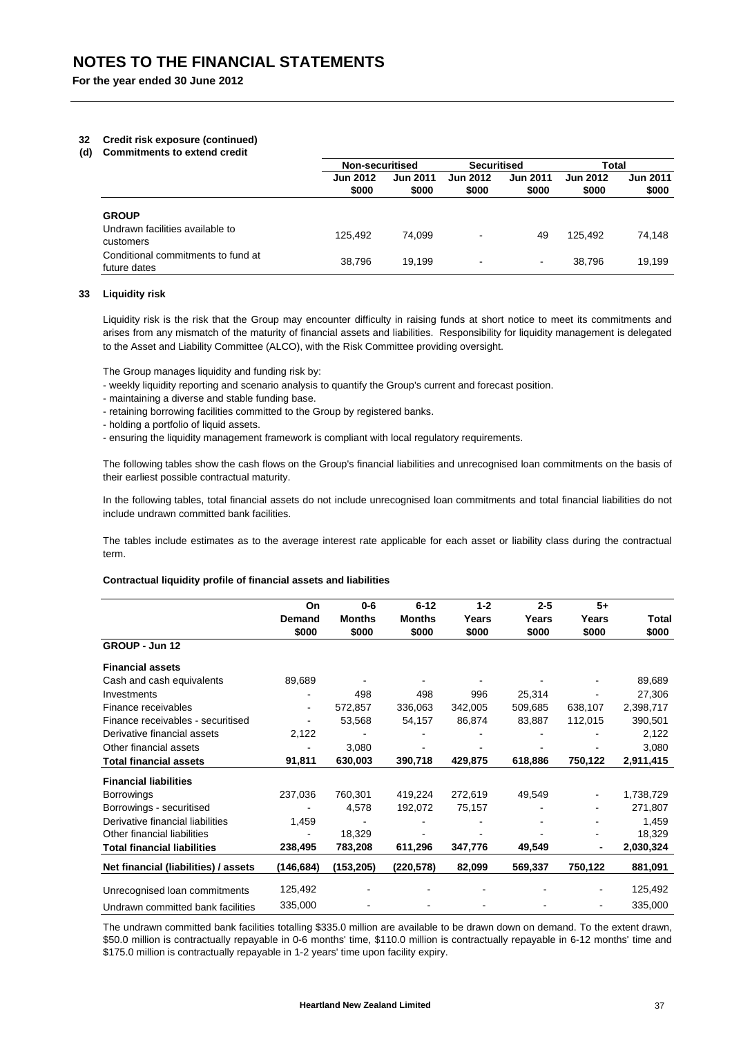# NOTES TO THE FINANCIAL STATEMENTS

**For the year ended 30 June 2012**

## 32 Credit risk exposure (continued)

### (d) Commitments to extend credit

| | Non-securitised | | Securitised | | Total | |
|---|---|---|---|---|---|---|
| | Jun 2012 $000 | Jun 2011 $000 | Jun 2012 $000 | Jun 2011 $000 | Jun 2012 $000 | Jun 2011 $000 |
| **GROUP** | | | | | | |
| Undrawn facilities available to customers | 125,492 | 74,099 | - | 49 | 125,492 | 74,148 |
| Conditional commitments to fund at future dates | 38,796 | 19,199 | - | - | 38,796 | 19,199 |

## 33 Liquidity risk

Liquidity risk is the risk that the Group may encounter difficulty in raising funds at short notice to meet its commitments and arises from any mismatch of the maturity of financial assets and liabilities. Responsibility for liquidity management is delegated to the Asset and Liability Committee (ALCO), with the Risk Committee providing oversight.

The Group manages liquidity and funding risk by:

- weekly liquidity reporting and scenario analysis to quantify the Group's current and forecast position.
- maintaining a diverse and stable funding base.
- retaining borrowing facilities committed to the Group by registered banks.
- holding a portfolio of liquid assets.
- ensuring the liquidity management framework is compliant with local regulatory requirements.

The following tables show the cash flows on the Group's financial liabilities and unrecognised loan commitments on the basis of their earliest possible contractual maturity.

In the following tables, total financial assets do not include unrecognised loan commitments and total financial liabilities do not include undrawn committed bank facilities.

The tables include estimates as to the average interest rate applicable for each asset or liability class during the contractual term.

**Contractual liquidity profile of financial assets and liabilities**

| | On Demand $000 | 0-6 Months $000 | 6-12 Months $000 | 1-2 Years $000 | 2-5 Years $000 | 5+ Years $000 | Total $000 |
|---|---|---|---|---|---|---|---|
| **GROUP - Jun 12** | | | | | | | |
| **Financial assets** | | | | | | | |
| Cash and cash equivalents | 89,689 | - | - | - | - | - | 89,689 |
| Investments | - | 498 | 498 | 996 | 25,314 | - | 27,306 |
| Finance receivables | - | 572,857 | 336,063 | 342,005 | 509,685 | 638,107 | 2,398,717 |
| Finance receivables - securitised | - | 53,568 | 54,157 | 86,874 | 83,887 | 112,015 | 390,501 |
| Derivative financial assets | 2,122 | - | - | - | - | - | 2,122 |
| Other financial assets | - | 3,080 | - | - | - | - | 3,080 |
| **Total financial assets** | **91,811** | **630,003** | **390,718** | **429,875** | **618,886** | **750,122** | **2,911,415** |
| **Financial liabilities** | | | | | | | |
| Borrowings | 237,036 | 760,301 | 419,224 | 272,619 | 49,549 | - | 1,738,729 |
| Borrowings - securitised | - | 4,578 | 192,072 | 75,157 | - | - | 271,807 |
| Derivative financial liabilities | 1,459 | - | - | - | - | - | 1,459 |
| Other financial liabilities | - | 18,329 | - | - | - | - | 18,329 |
| **Total financial liabilities** | **238,495** | **783,208** | **611,296** | **347,776** | **49,549** | **-** | **2,030,324** |
| **Net financial (liabilities) / assets** | **(146,684)** | **(153,205)** | **(220,578)** | **82,099** | **569,337** | **750,122** | **881,091** |
| Unrecognised loan commitments | 125,492 | - | - | - | - | - | 125,492 |
| Undrawn committed bank facilities | 335,000 | - | - | - | - | - | 335,000 |

The undrawn committed bank facilities totalling \$335.0 million are available to be drawn down on demand. To the extent drawn, \$50.0 million is contractually repayable in 0-6 months' time, \$110.0 million is contractually repayable in 6-12 months' time and \$175.0 million is contractually repayable in 1-2 years' time upon facility expiry.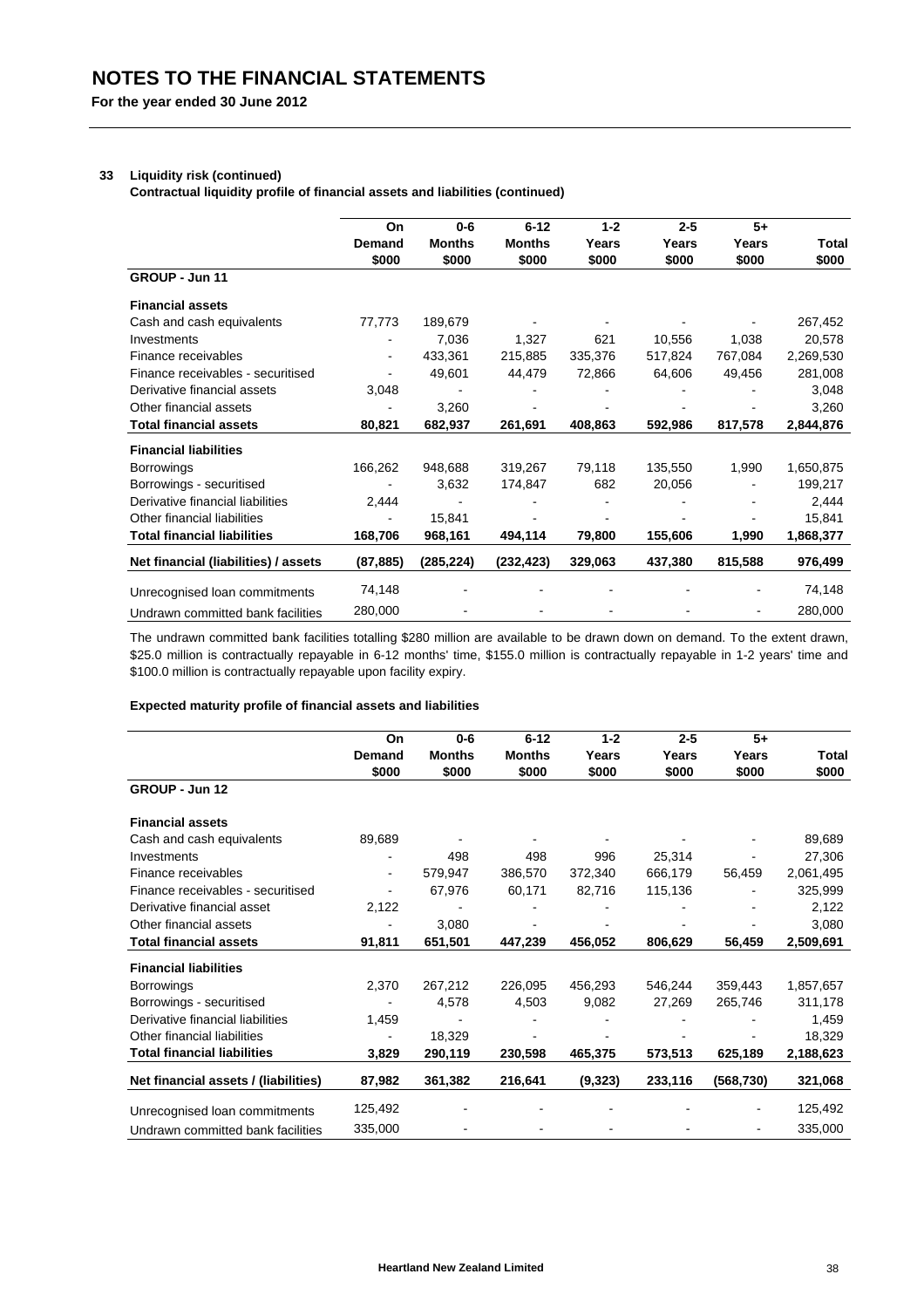# NOTES TO THE FINANCIAL STATEMENTS

**For the year ended 30 June 2012**

## 33 Liquidity risk (continued)

**Contractual liquidity profile of financial assets and liabilities (continued)**

| | On Demand $000 | 0-6 Months $000 | 6-12 Months $000 | 1-2 Years $000 | 2-5 Years $000 | 5+ Years $000 | Total $000 |
|---|---|---|---|---|---|---|---|
| **GROUP - Jun 11** | | | | | | | |
| **Financial assets** | | | | | | | |
| Cash and cash equivalents | 77,773 | 189,679 | - | - | - | - | 267,452 |
| Investments | - | 7,036 | 1,327 | 621 | 10,556 | 1,038 | 20,578 |
| Finance receivables | - | 433,361 | 215,885 | 335,376 | 517,824 | 767,084 | 2,269,530 |
| Finance receivables - securitised | - | 49,601 | 44,479 | 72,866 | 64,606 | 49,456 | 281,008 |
| Derivative financial assets | 3,048 | - | - | - | - | - | 3,048 |
| Other financial assets | - | 3,260 | - | - | - | - | 3,260 |
| **Total financial assets** | **80,821** | **682,937** | **261,691** | **408,863** | **592,986** | **817,578** | **2,844,876** |
| **Financial liabilities** | | | | | | | |
| Borrowings | 166,262 | 948,688 | 319,267 | 79,118 | 135,550 | 1,990 | 1,650,875 |
| Borrowings - securitised | - | 3,632 | 174,847 | 682 | 20,056 | - | 199,217 |
| Derivative financial liabilities | 2,444 | - | - | - | - | - | 2,444 |
| Other financial liabilities | - | 15,841 | - | - | - | - | 15,841 |
| **Total financial liabilities** | **168,706** | **968,161** | **494,114** | **79,800** | **155,606** | **1,990** | **1,868,377** |
| **Net financial (liabilities) / assets** | **(87,885)** | **(285,224)** | **(232,423)** | **329,063** | **437,380** | **815,588** | **976,499** |
| Unrecognised loan commitments | 74,148 | - | - | - | - | - | 74,148 |
| Undrawn committed bank facilities | 280,000 | - | - | - | - | - | 280,000 |

The undrawn committed bank facilities totalling $280 million are available to be drawn down on demand. To the extent drawn, $25.0 million is contractually repayable in 6-12 months' time, $155.0 million is contractually repayable in 1-2 years' time and $100.0 million is contractually repayable upon facility expiry.

**Expected maturity profile of financial assets and liabilities**

| | On Demand $000 | 0-6 Months $000 | 6-12 Months $000 | 1-2 Years $000 | 2-5 Years $000 | 5+ Years $000 | Total $000 |
|---|---|---|---|---|---|---|---|
| **GROUP - Jun 12** | | | | | | | |
| **Financial assets** | | | | | | | |
| Cash and cash equivalents | 89,689 | - | - | - | - | - | 89,689 |
| Investments | - | 498 | 498 | 996 | 25,314 | - | 27,306 |
| Finance receivables | - | 579,947 | 386,570 | 372,340 | 666,179 | 56,459 | 2,061,495 |
| Finance receivables - securitised | - | 67,976 | 60,171 | 82,716 | 115,136 | - | 325,999 |
| Derivative financial asset | 2,122 | - | - | - | - | - | 2,122 |
| Other financial assets | - | 3,080 | - | - | - | - | 3,080 |
| **Total financial assets** | **91,811** | **651,501** | **447,239** | **456,052** | **806,629** | **56,459** | **2,509,691** |
| **Financial liabilities** | | | | | | | |
| Borrowings | 2,370 | 267,212 | 226,095 | 456,293 | 546,244 | 359,443 | 1,857,657 |
| Borrowings - securitised | - | 4,578 | 4,503 | 9,082 | 27,269 | 265,746 | 311,178 |
| Derivative financial liabilities | 1,459 | - | - | - | - | - | 1,459 |
| Other financial liabilities | - | 18,329 | - | - | - | - | 18,329 |
| **Total financial liabilities** | **3,829** | **290,119** | **230,598** | **465,375** | **573,513** | **625,189** | **2,188,623** |
| **Net financial assets / (liabilities)** | **87,982** | **361,382** | **216,641** | **(9,323)** | **233,116** | **(568,730)** | **321,068** |
| Unrecognised loan commitments | 125,492 | - | - | - | - | - | 125,492 |
| Undrawn committed bank facilities | 335,000 | - | - | - | - | - | 335,000 |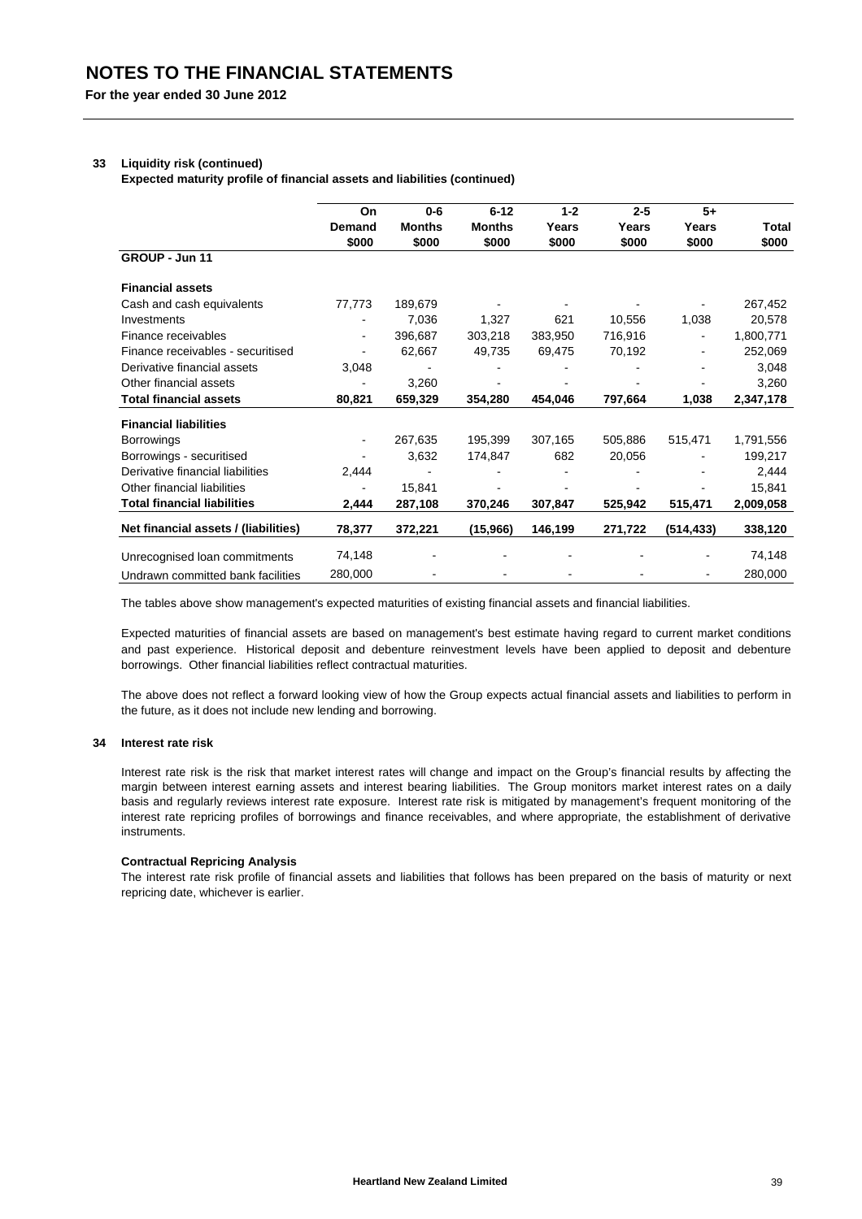# NOTES TO THE FINANCIAL STATEMENTS

**For the year ended 30 June 2012**

## 33 Liquidity risk (continued)

**Expected maturity profile of financial assets and liabilities (continued)**

| | On Demand $000 | 0-6 Months $000 | 6-12 Months $000 | 1-2 Years $000 | 2-5 Years $000 | 5+ Years $000 | Total $000 |
|---|---|---|---|---|---|---|---|
| **GROUP - Jun 11** | | | | | | | |
| **Financial assets** | | | | | | | |
| Cash and cash equivalents | 77,773 | 189,679 | - | - | - | - | 267,452 |
| Investments | - | 7,036 | 1,327 | 621 | 10,556 | 1,038 | 20,578 |
| Finance receivables | - | 396,687 | 303,218 | 383,950 | 716,916 | - | 1,800,771 |
| Finance receivables - securitised | - | 62,667 | 49,735 | 69,475 | 70,192 | - | 252,069 |
| Derivative financial assets | 3,048 | - | - | - | - | - | 3,048 |
| Other financial assets | - | 3,260 | - | - | - | - | 3,260 |
| **Total financial assets** | **80,821** | **659,329** | **354,280** | **454,046** | **797,664** | **1,038** | **2,347,178** |
| **Financial liabilities** | | | | | | | |
| Borrowings | - | 267,635 | 195,399 | 307,165 | 505,886 | 515,471 | 1,791,556 |
| Borrowings - securitised | - | 3,632 | 174,847 | 682 | 20,056 | - | 199,217 |
| Derivative financial liabilities | 2,444 | - | - | - | - | - | 2,444 |
| Other financial liabilities | - | 15,841 | - | - | - | - | 15,841 |
| **Total financial liabilities** | **2,444** | **287,108** | **370,246** | **307,847** | **525,942** | **515,471** | **2,009,058** |
| **Net financial assets / (liabilities)** | **78,377** | **372,221** | **(15,966)** | **146,199** | **271,722** | **(514,433)** | **338,120** |
| Unrecognised loan commitments | 74,148 | - | - | - | - | - | 74,148 |
| Undrawn committed bank facilities | 280,000 | - | - | - | - | - | 280,000 |

The tables above show management's expected maturities of existing financial assets and financial liabilities.

Expected maturities of financial assets are based on management's best estimate having regard to current market conditions and past experience. Historical deposit and debenture reinvestment levels have been applied to deposit and debenture borrowings. Other financial liabilities reflect contractual maturities.

The above does not reflect a forward looking view of how the Group expects actual financial assets and liabilities to perform in the future, as it does not include new lending and borrowing.

## 34 Interest rate risk

Interest rate risk is the risk that market interest rates will change and impact on the Group's financial results by affecting the margin between interest earning assets and interest bearing liabilities. The Group monitors market interest rates on a daily basis and regularly reviews interest rate exposure. Interest rate risk is mitigated by management's frequent monitoring of the interest rate repricing profiles of borrowings and finance receivables, and where appropriate, the establishment of derivative instruments.

**Contractual Repricing Analysis**

The interest rate risk profile of financial assets and liabilities that follows has been prepared on the basis of maturity or next repricing date, whichever is earlier.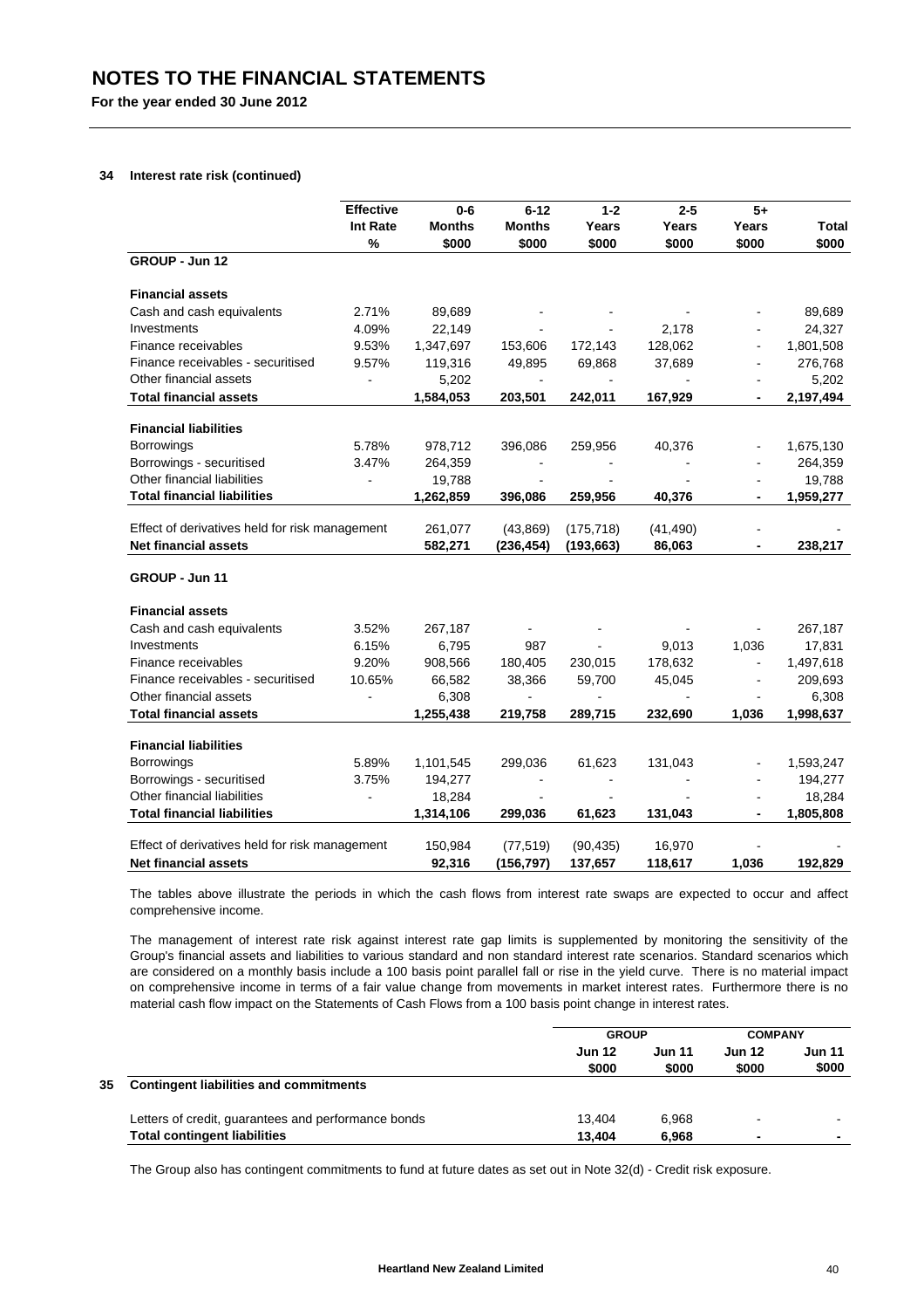# NOTES TO THE FINANCIAL STATEMENTS

**For the year ended 30 June 2012**

**34 Interest rate risk (continued)**

| | Effective Int Rate % | 0-6 Months $000 | 6-12 Months $000 | 1-2 Years $000 | 2-5 Years $000 | 5+ Years $000 | Total $000 |
|---|---|---|---|---|---|---|---|
| **GROUP - Jun 12** | | | | | | | |
| **Financial assets** | | | | | | | |
| Cash and cash equivalents | 2.71% | 89,689 | - | - | - | - | 89,689 |
| Investments | 4.09% | 22,149 | - | - | 2,178 | - | 24,327 |
| Finance receivables | 9.53% | 1,347,697 | 153,606 | 172,143 | 128,062 | - | 1,801,508 |
| Finance receivables - securitised | 9.57% | 119,316 | 49,895 | 69,868 | 37,689 | - | 276,768 |
| Other financial assets | - | 5,202 | - | - | - | - | 5,202 |
| **Total financial assets** | | **1,584,053** | **203,501** | **242,011** | **167,929** | **-** | **2,197,494** |
| **Financial liabilities** | | | | | | | |
| Borrowings | 5.78% | 978,712 | 396,086 | 259,956 | 40,376 | - | 1,675,130 |
| Borrowings - securitised | 3.47% | 264,359 | - | - | - | - | 264,359 |
| Other financial liabilities | - | 19,788 | - | - | - | - | 19,788 |
| **Total financial liabilities** | | **1,262,859** | **396,086** | **259,956** | **40,376** | **-** | **1,959,277** |
| Effect of derivatives held for risk management | | 261,077 | (43,869) | (175,718) | (41,490) | - | - |
| **Net financial assets** | | **582,271** | **(236,454)** | **(193,663)** | **86,063** | **-** | **238,217** |
| **GROUP - Jun 11** | | | | | | | |
| **Financial assets** | | | | | | | |
| Cash and cash equivalents | 3.52% | 267,187 | - | - | - | - | 267,187 |
| Investments | 6.15% | 6,795 | 987 | - | 9,013 | 1,036 | 17,831 |
| Finance receivables | 9.20% | 908,566 | 180,405 | 230,015 | 178,632 | - | 1,497,618 |
| Finance receivables - securitised | 10.65% | 66,582 | 38,366 | 59,700 | 45,045 | - | 209,693 |
| Other financial assets | - | 6,308 | - | - | - | - | 6,308 |
| **Total financial assets** | | **1,255,438** | **219,758** | **289,715** | **232,690** | **1,036** | **1,998,637** |
| **Financial liabilities** | | | | | | | |
| Borrowings | 5.89% | 1,101,545 | 299,036 | 61,623 | 131,043 | - | 1,593,247 |
| Borrowings - securitised | 3.75% | 194,277 | - | - | - | - | 194,277 |
| Other financial liabilities | - | 18,284 | - | - | - | - | 18,284 |
| **Total financial liabilities** | | **1,314,106** | **299,036** | **61,623** | **131,043** | **-** | **1,805,808** |
| Effect of derivatives held for risk management | | 150,984 | (77,519) | (90,435) | 16,970 | - | - |
| **Net financial assets** | | **92,316** | **(156,797)** | **137,657** | **118,617** | **1,036** | **192,829** |

The tables above illustrate the periods in which the cash flows from interest rate swaps are expected to occur and affect comprehensive income.

The management of interest rate risk against interest rate gap limits is supplemented by monitoring the sensitivity of the Group's financial assets and liabilities to various standard and non standard interest rate scenarios. Standard scenarios which are considered on a monthly basis include a 100 basis point parallel fall or rise in the yield curve. There is no material impact on comprehensive income in terms of a fair value change from movements in market interest rates. Furthermore there is no material cash flow impact on the Statements of Cash Flows from a 100 basis point change in interest rates.

| | GROUP | | COMPANY | |
|---|---|---|---|---|
| | Jun 12 $000 | Jun 11 $000 | Jun 12 $000 | Jun 11 $000 |
| **35 Contingent liabilities and commitments** | | | | |
| Letters of credit, guarantees and performance bonds | 13,404 | 6,968 | - | - |
| **Total contingent liabilities** | **13,404** | **6,968** | **-** | **-** |

The Group also has contingent commitments to fund at future dates as set out in Note 32(d) - Credit risk exposure.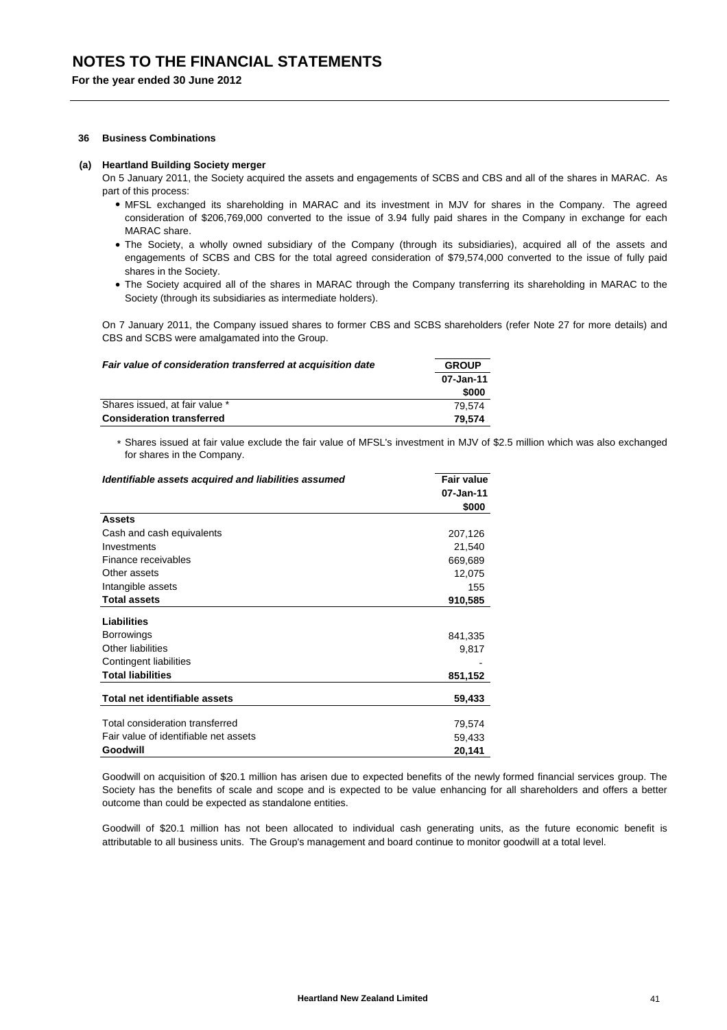# NOTES TO THE FINANCIAL STATEMENTS

**For the year ended 30 June 2012**

### 36 Business Combinations

#### (a) Heartland Building Society merger

On 5 January 2011, the Society acquired the assets and engagements of SCBS and CBS and all of the shares in MARAC. As part of this process:

- MFSL exchanged its shareholding in MARAC and its investment in MJV for shares in the Company. The agreed consideration of $206,769,000 converted to the issue of 3.94 fully paid shares in the Company in exchange for each MARAC share.
- The Society, a wholly owned subsidiary of the Company (through its subsidiaries), acquired all of the assets and engagements of SCBS and CBS for the total agreed consideration of $79,574,000 converted to the issue of fully paid shares in the Society.
- The Society acquired all of the shares in MARAC through the Company transferring its shareholding in MARAC to the Society (through its subsidiaries as intermediate holders).

On 7 January 2011, the Company issued shares to former CBS and SCBS shareholders (refer Note 27 for more details) and CBS and SCBS were amalgamated into the Group.

| *Fair value of consideration transferred at acquisition date* | GROUP |
|---|---|
| | 07-Jan-11 |
| | $000 |
| Shares issued, at fair value * | 79,574 |
| **Consideration transferred** | **79,574** |

\* Shares issued at fair value exclude the fair value of MFSL's investment in MJV of $2.5 million which was also exchanged for shares in the Company.

| *Identifiable assets acquired and liabilities assumed* | Fair value |
|---|---|
| | 07-Jan-11 |
| | $000 |
| **Assets** | |
| Cash and cash equivalents | 207,126 |
| Investments | 21,540 |
| Finance receivables | 669,689 |
| Other assets | 12,075 |
| Intangible assets | 155 |
| **Total assets** | **910,585** |
| **Liabilities** | |
| Borrowings | 841,335 |
| Other liabilities | 9,817 |
| Contingent liabilities | - |
| **Total liabilities** | **851,152** |
| **Total net identifiable assets** | **59,433** |
| Total consideration transferred | 79,574 |
| Fair value of identifiable net assets | 59,433 |
| **Goodwill** | **20,141** |

Goodwill on acquisition of $20.1 million has arisen due to expected benefits of the newly formed financial services group. The Society has the benefits of scale and scope and is expected to be value enhancing for all shareholders and offers a better outcome than could be expected as standalone entities.

Goodwill of $20.1 million has not been allocated to individual cash generating units, as the future economic benefit is attributable to all business units. The Group's management and board continue to monitor goodwill at a total level.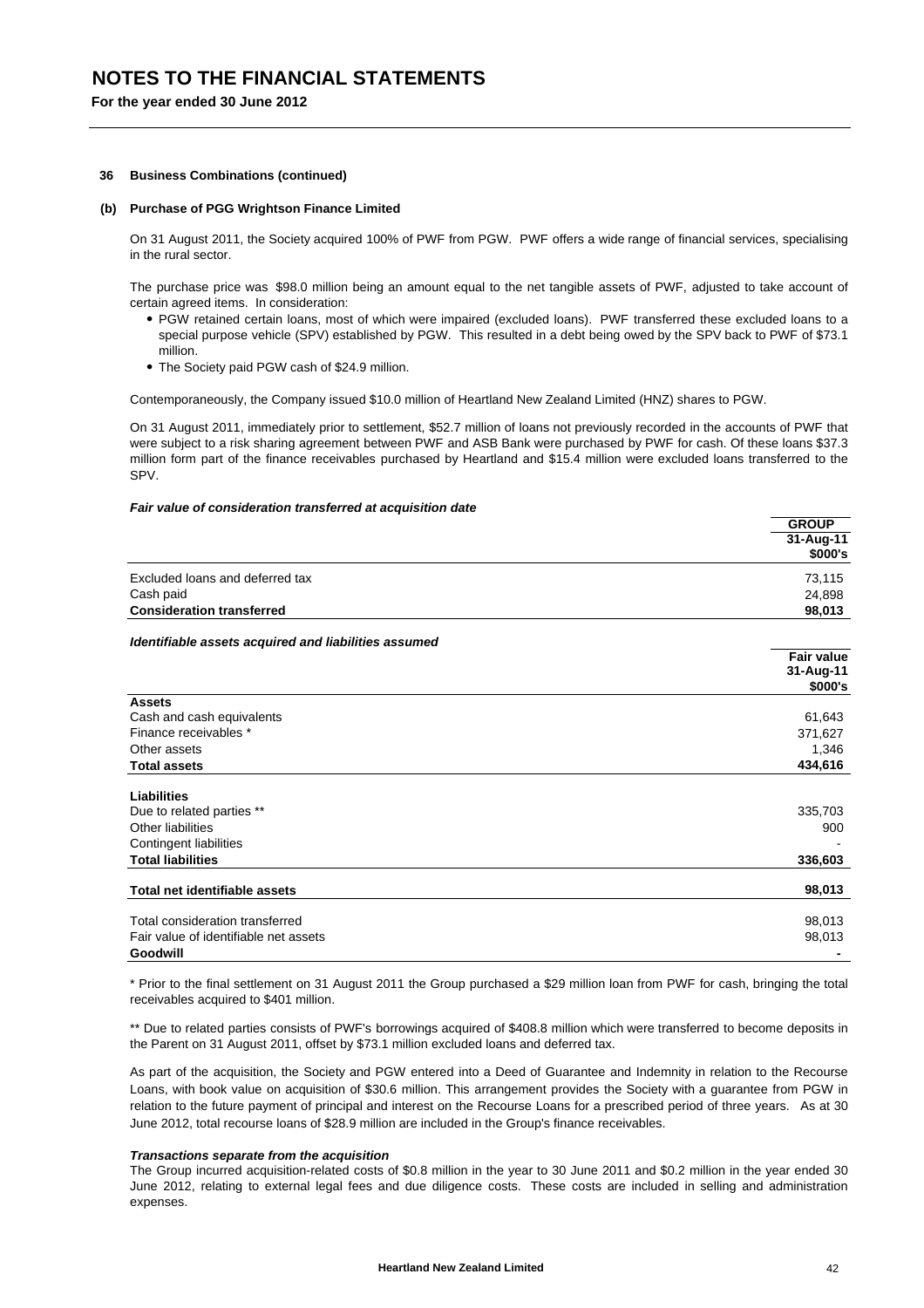### 36 Business Combinations (continued)

#### (b) Purchase of PGG Wrightson Finance Limited

On 31 August 2011, the Society acquired 100% of PWF from PGW. PWF offers a wide range of financial services, specialising in the rural sector.

The purchase price was $98.0 million being an amount equal to the net tangible assets of PWF, adjusted to take account of certain agreed items. In consideration:

- PGW retained certain loans, most of which were impaired (excluded loans). PWF transferred these excluded loans to a special purpose vehicle (SPV) established by PGW. This resulted in a debt being owed by the SPV back to PWF of $73.1 million.
- The Society paid PGW cash of $24.9 million.

Contemporaneously, the Company issued $10.0 million of Heartland New Zealand Limited (HNZ) shares to PGW.

On 31 August 2011, immediately prior to settlement, $52.7 million of loans not previously recorded in the accounts of PWF that were subject to a risk sharing agreement between PWF and ASB Bank were purchased by PWF for cash. Of these loans $37.3 million form part of the finance receivables purchased by Heartland and $15.4 million were excluded loans transferred to the SPV.

***Fair value of consideration transferred at acquisition date***

| | GROUP 31-Aug-11 $000's |
|---|---|
| Excluded loans and deferred tax | 73,115 |
| Cash paid | 24,898 |
| **Consideration transferred** | **98,013** |

***Identifiable assets acquired and liabilities assumed***

| | Fair value 31-Aug-11 $000's |
|---|---|
| **Assets** | |
| Cash and cash equivalents | 61,643 |
| Finance receivables * | 371,627 |
| Other assets | 1,346 |
| **Total assets** | **434,616** |
| | |
| **Liabilities** | |
| Due to related parties ** | 335,703 |
| Other liabilities | 900 |
| Contingent liabilities | - |
| **Total liabilities** | **336,603** |
| | |
| **Total net identifiable assets** | **98,013** |
| | |
| Total consideration transferred | 98,013 |
| Fair value of identifiable net assets | 98,013 |
| **Goodwill** | **-** |

* Prior to the final settlement on 31 August 2011 the Group purchased a $29 million loan from PWF for cash, bringing the total receivables acquired to $401 million.

** Due to related parties consists of PWF's borrowings acquired of $408.8 million which were transferred to become deposits in the Parent on 31 August 2011, offset by $73.1 million excluded loans and deferred tax.

As part of the acquisition, the Society and PGW entered into a Deed of Guarantee and Indemnity in relation to the Recourse Loans, with book value on acquisition of $30.6 million. This arrangement provides the Society with a guarantee from PGW in relation to the future payment of principal and interest on the Recourse Loans for a prescribed period of three years. As at 30 June 2012, total recourse loans of $28.9 million are included in the Group's finance receivables.

***Transactions separate from the acquisition***

The Group incurred acquisition-related costs of $0.8 million in the year to 30 June 2011 and $0.2 million in the year ended 30 June 2012, relating to external legal fees and due diligence costs. These costs are included in selling and administration expenses.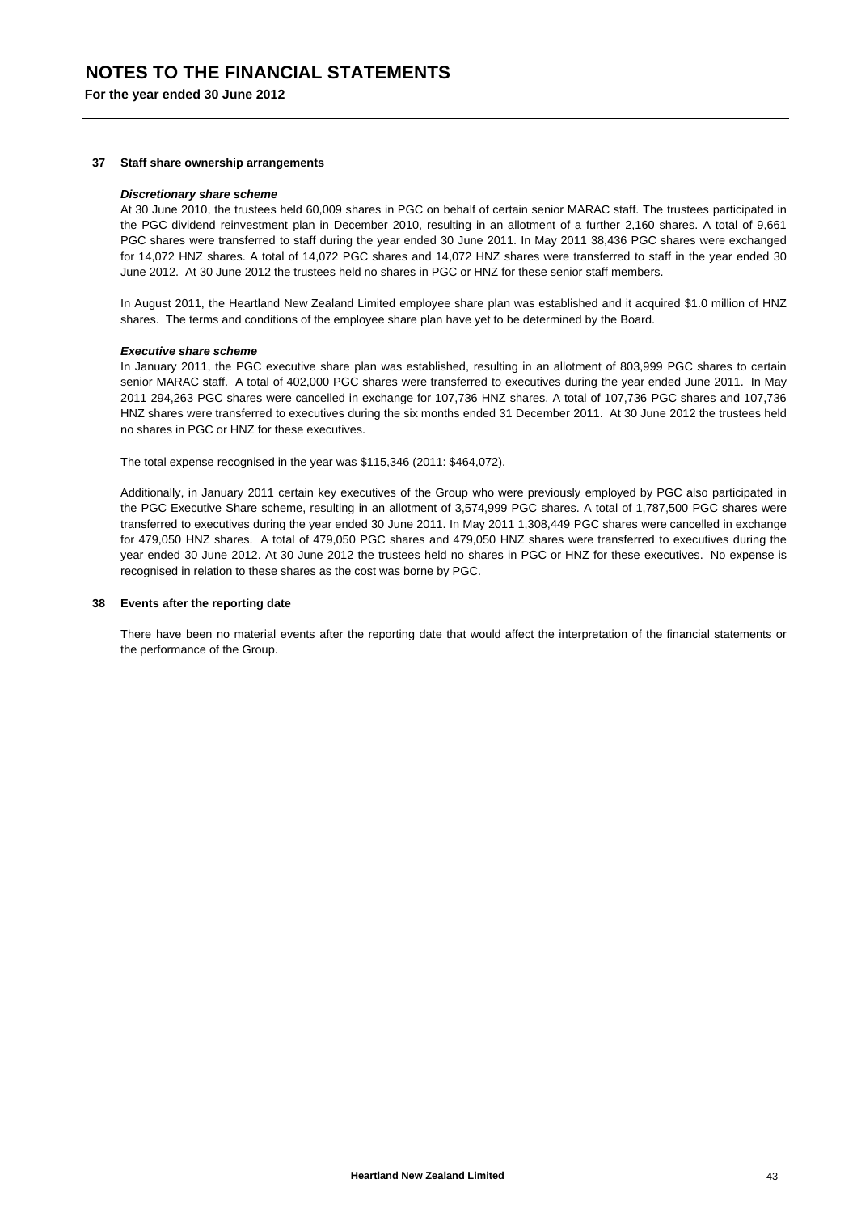# NOTES TO THE FINANCIAL STATEMENTS

**For the year ended 30 June 2012**

## 37 Staff share ownership arrangements

***Discretionary share scheme***

At 30 June 2010, the trustees held 60,009 shares in PGC on behalf of certain senior MARAC staff. The trustees participated in the PGC dividend reinvestment plan in December 2010, resulting in an allotment of a further 2,160 shares. A total of 9,661 PGC shares were transferred to staff during the year ended 30 June 2011. In May 2011 38,436 PGC shares were exchanged for 14,072 HNZ shares. A total of 14,072 PGC shares and 14,072 HNZ shares were transferred to staff in the year ended 30 June 2012. At 30 June 2012 the trustees held no shares in PGC or HNZ for these senior staff members.

In August 2011, the Heartland New Zealand Limited employee share plan was established and it acquired $1.0 million of HNZ shares. The terms and conditions of the employee share plan have yet to be determined by the Board.

***Executive share scheme***

In January 2011, the PGC executive share plan was established, resulting in an allotment of 803,999 PGC shares to certain senior MARAC staff. A total of 402,000 PGC shares were transferred to executives during the year ended June 2011. In May 2011 294,263 PGC shares were cancelled in exchange for 107,736 HNZ shares. A total of 107,736 PGC shares and 107,736 HNZ shares were transferred to executives during the six months ended 31 December 2011. At 30 June 2012 the trustees held no shares in PGC or HNZ for these executives.

The total expense recognised in the year was $115,346 (2011: $464,072).

Additionally, in January 2011 certain key executives of the Group who were previously employed by PGC also participated in the PGC Executive Share scheme, resulting in an allotment of 3,574,999 PGC shares. A total of 1,787,500 PGC shares were transferred to executives during the year ended 30 June 2011. In May 2011 1,308,449 PGC shares were cancelled in exchange for 479,050 HNZ shares. A total of 479,050 PGC shares and 479,050 HNZ shares were transferred to executives during the year ended 30 June 2012. At 30 June 2012 the trustees held no shares in PGC or HNZ for these executives. No expense is recognised in relation to these shares as the cost was borne by PGC.

## 38 Events after the reporting date

There have been no material events after the reporting date that would affect the interpretation of the financial statements or the performance of the Group.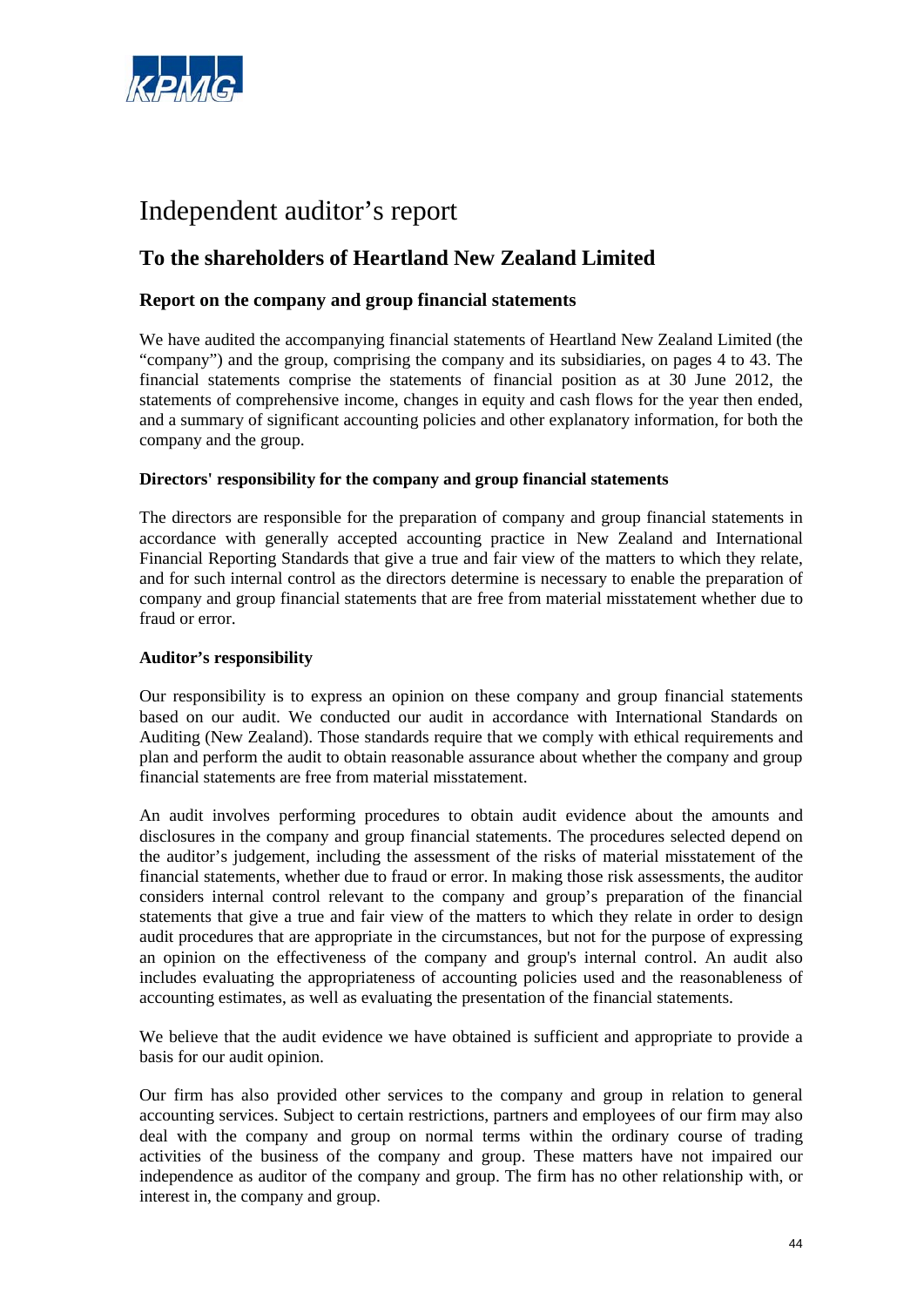# Independent auditor's report

## To the shareholders of Heartland New Zealand Limited

### Report on the company and group financial statements

We have audited the accompanying financial statements of Heartland New Zealand Limited (the "company") and the group, comprising the company and its subsidiaries, on pages 4 to 43. The financial statements comprise the statements of financial position as at 30 June 2012, the statements of comprehensive income, changes in equity and cash flows for the year then ended, and a summary of significant accounting policies and other explanatory information, for both the company and the group.

#### Directors' responsibility for the company and group financial statements

The directors are responsible for the preparation of company and group financial statements in accordance with generally accepted accounting practice in New Zealand and International Financial Reporting Standards that give a true and fair view of the matters to which they relate, and for such internal control as the directors determine is necessary to enable the preparation of company and group financial statements that are free from material misstatement whether due to fraud or error.

#### Auditor's responsibility

Our responsibility is to express an opinion on these company and group financial statements based on our audit. We conducted our audit in accordance with International Standards on Auditing (New Zealand). Those standards require that we comply with ethical requirements and plan and perform the audit to obtain reasonable assurance about whether the company and group financial statements are free from material misstatement.

An audit involves performing procedures to obtain audit evidence about the amounts and disclosures in the company and group financial statements. The procedures selected depend on the auditor's judgement, including the assessment of the risks of material misstatement of the financial statements, whether due to fraud or error. In making those risk assessments, the auditor considers internal control relevant to the company and group's preparation of the financial statements that give a true and fair view of the matters to which they relate in order to design audit procedures that are appropriate in the circumstances, but not for the purpose of expressing an opinion on the effectiveness of the company and group's internal control. An audit also includes evaluating the appropriateness of accounting policies used and the reasonableness of accounting estimates, as well as evaluating the presentation of the financial statements.

We believe that the audit evidence we have obtained is sufficient and appropriate to provide a basis for our audit opinion.

Our firm has also provided other services to the company and group in relation to general accounting services. Subject to certain restrictions, partners and employees of our firm may also deal with the company and group on normal terms within the ordinary course of trading activities of the business of the company and group. These matters have not impaired our independence as auditor of the company and group. The firm has no other relationship with, or interest in, the company and group.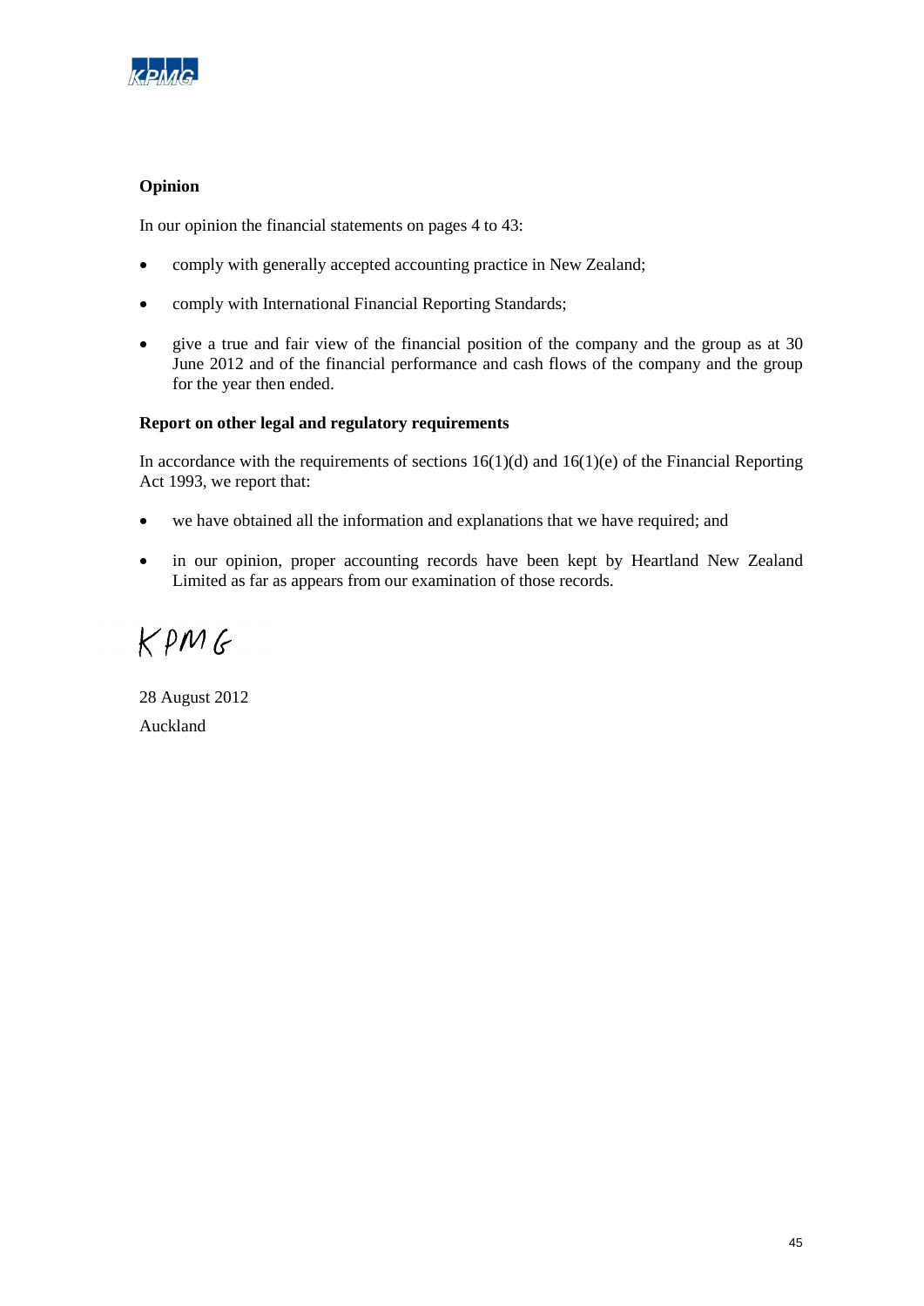**Opinion**

In our opinion the financial statements on pages 4 to 43:

- comply with generally accepted accounting practice in New Zealand;
- comply with International Financial Reporting Standards;
- give a true and fair view of the financial position of the company and the group as at 30 June 2012 and of the financial performance and cash flows of the company and the group for the year then ended.

**Report on other legal and regulatory requirements**

In accordance with the requirements of sections 16(1)(d) and 16(1)(e) of the Financial Reporting Act 1993, we report that:

- we have obtained all the information and explanations that we have required; and
- in our opinion, proper accounting records have been kept by Heartland New Zealand Limited as far as appears from our examination of those records.

KPMG

28 August 2012

Auckland